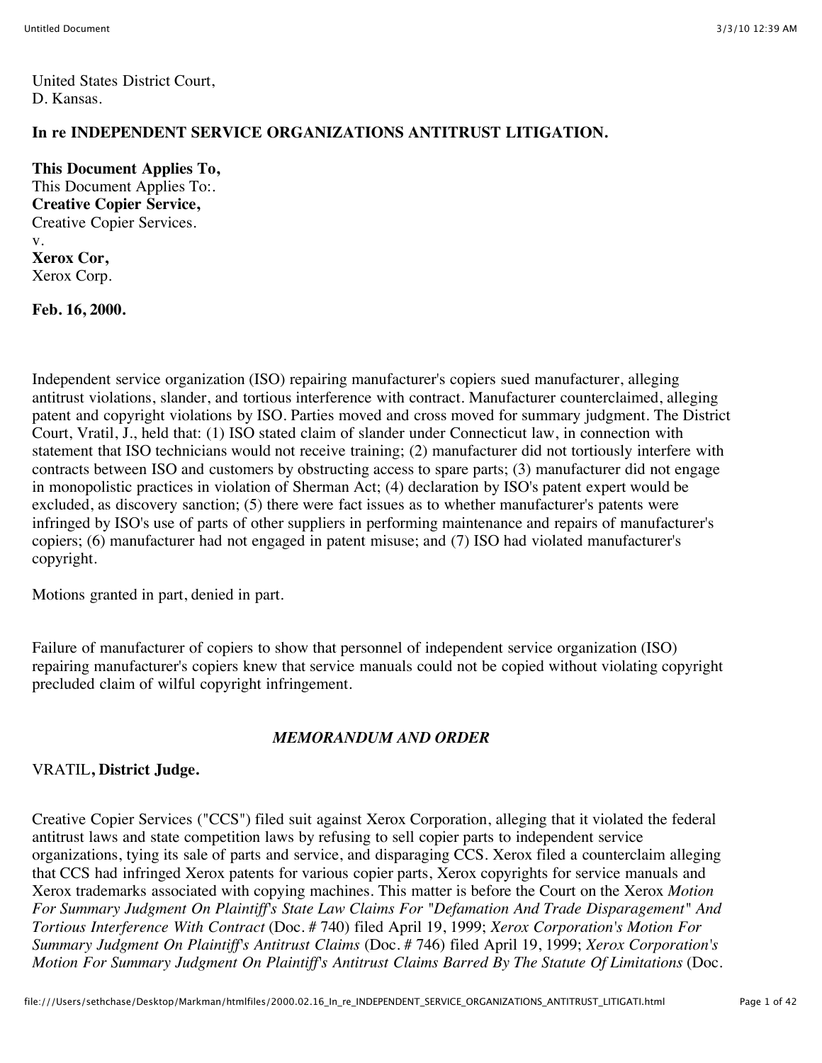United States District Court,
D. Kansas.

**In re INDEPENDENT SERVICE ORGANIZATIONS ANTITRUST LITIGATION.**

**This Document Applies To,**
This Document Applies To:.
**Creative Copier Service,**
Creative Copier Services.
v.
**Xerox Cor,**
Xerox Corp.

**Feb. 16, 2000.**

Independent service organization (ISO) repairing manufacturer's copiers sued manufacturer, alleging antitrust violations, slander, and tortious interference with contract. Manufacturer counterclaimed, alleging patent and copyright violations by ISO. Parties moved and cross moved for summary judgment. The District Court, Vratil, J., held that: (1) ISO stated claim of slander under Connecticut law, in connection with statement that ISO technicians would not receive training; (2) manufacturer did not tortiously interfere with contracts between ISO and customers by obstructing access to spare parts; (3) manufacturer did not engage in monopolistic practices in violation of Sherman Act; (4) declaration by ISO's patent expert would be excluded, as discovery sanction; (5) there were fact issues as to whether manufacturer's patents were infringed by ISO's use of parts of other suppliers in performing maintenance and repairs of manufacturer's copiers; (6) manufacturer had not engaged in patent misuse; and (7) ISO had violated manufacturer's copyright.

Motions granted in part, denied in part.

Failure of manufacturer of copiers to show that personnel of independent service organization (ISO) repairing manufacturer's copiers knew that service manuals could not be copied without violating copyright precluded claim of wilful copyright infringement.

*MEMORANDUM AND ORDER*

VRATIL, **District Judge.**

Creative Copier Services ("CCS") filed suit against Xerox Corporation, alleging that it violated the federal antitrust laws and state competition laws by refusing to sell copier parts to independent service organizations, tying its sale of parts and service, and disparaging CCS. Xerox filed a counterclaim alleging that CCS had infringed Xerox patents for various copier parts, Xerox copyrights for service manuals and Xerox trademarks associated with copying machines. This matter is before the Court on the Xerox *Motion For Summary Judgment On Plaintiff's State Law Claims For "Defamation And Trade Disparagement" And Tortious Interference With Contract* (Doc. # 740) filed April 19, 1999; *Xerox Corporation's Motion For Summary Judgment On Plaintiff's Antitrust Claims* (Doc. # 746) filed April 19, 1999; *Xerox Corporation's Motion For Summary Judgment On Plaintiff's Antitrust Claims Barred By The Statute Of Limitations* (Doc.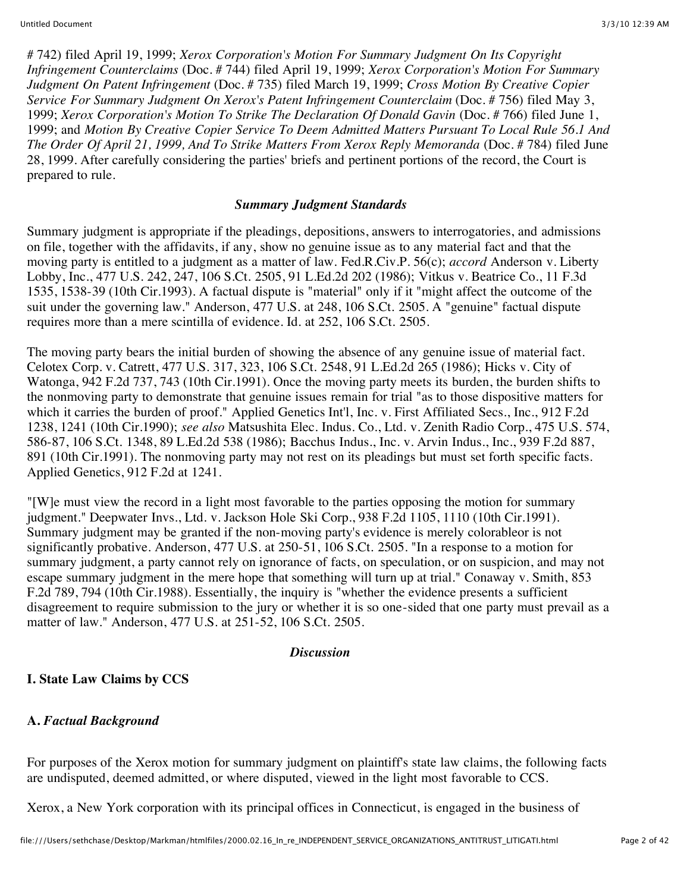# 742) filed April 19, 1999; *Xerox Corporation's Motion For Summary Judgment On Its Copyright Infringement Counterclaims* (Doc. # 744) filed April 19, 1999; *Xerox Corporation's Motion For Summary Judgment On Patent Infringement* (Doc. # 735) filed March 19, 1999; *Cross Motion By Creative Copier Service For Summary Judgment On Xerox's Patent Infringement Counterclaim* (Doc. # 756) filed May 3, 1999; *Xerox Corporation's Motion To Strike The Declaration Of Donald Gavin* (Doc. # 766) filed June 1, 1999; and *Motion By Creative Copier Service To Deem Admitted Matters Pursuant To Local Rule 56.1 And The Order Of April 21, 1999, And To Strike Matters From Xerox Reply Memoranda* (Doc. # 784) filed June 28, 1999. After carefully considering the parties' briefs and pertinent portions of the record, the Court is prepared to rule.

### *Summary Judgment Standards*

Summary judgment is appropriate if the pleadings, depositions, answers to interrogatories, and admissions on file, together with the affidavits, if any, show no genuine issue as to any material fact and that the moving party is entitled to a judgment as a matter of law. Fed.R.Civ.P. 56(c); *accord* Anderson v. Liberty Lobby, Inc., 477 U.S. 242, 247, 106 S.Ct. 2505, 91 L.Ed.2d 202 (1986); Vitkus v. Beatrice Co., 11 F.3d 1535, 1538-39 (10th Cir.1993). A factual dispute is "material" only if it "might affect the outcome of the suit under the governing law." Anderson, 477 U.S. at 248, 106 S.Ct. 2505. A "genuine" factual dispute requires more than a mere scintilla of evidence. Id. at 252, 106 S.Ct. 2505.

The moving party bears the initial burden of showing the absence of any genuine issue of material fact. Celotex Corp. v. Catrett, 477 U.S. 317, 323, 106 S.Ct. 2548, 91 L.Ed.2d 265 (1986); Hicks v. City of Watonga, 942 F.2d 737, 743 (10th Cir.1991). Once the moving party meets its burden, the burden shifts to the nonmoving party to demonstrate that genuine issues remain for trial "as to those dispositive matters for which it carries the burden of proof." Applied Genetics Int'l, Inc. v. First Affiliated Secs., Inc., 912 F.2d 1238, 1241 (10th Cir.1990); *see also* Matsushita Elec. Indus. Co., Ltd. v. Zenith Radio Corp., 475 U.S. 574, 586-87, 106 S.Ct. 1348, 89 L.Ed.2d 538 (1986); Bacchus Indus., Inc. v. Arvin Indus., Inc., 939 F.2d 887, 891 (10th Cir.1991). The nonmoving party may not rest on its pleadings but must set forth specific facts. Applied Genetics, 912 F.2d at 1241.

"[W]e must view the record in a light most favorable to the parties opposing the motion for summary judgment." Deepwater Invs., Ltd. v. Jackson Hole Ski Corp., 938 F.2d 1105, 1110 (10th Cir.1991). Summary judgment may be granted if the non-moving party's evidence is merely colorableor is not significantly probative. Anderson, 477 U.S. at 250-51, 106 S.Ct. 2505. "In a response to a motion for summary judgment, a party cannot rely on ignorance of facts, on speculation, or on suspicion, and may not escape summary judgment in the mere hope that something will turn up at trial." Conaway v. Smith, 853 F.2d 789, 794 (10th Cir.1988). Essentially, the inquiry is "whether the evidence presents a sufficient disagreement to require submission to the jury or whether it is so one-sided that one party must prevail as a matter of law." Anderson, 477 U.S. at 251-52, 106 S.Ct. 2505.

### *Discussion*

## I. State Law Claims by CCS

### A. *Factual Background*

For purposes of the Xerox motion for summary judgment on plaintiff's state law claims, the following facts are undisputed, deemed admitted, or where disputed, viewed in the light most favorable to CCS.

Xerox, a New York corporation with its principal offices in Connecticut, is engaged in the business of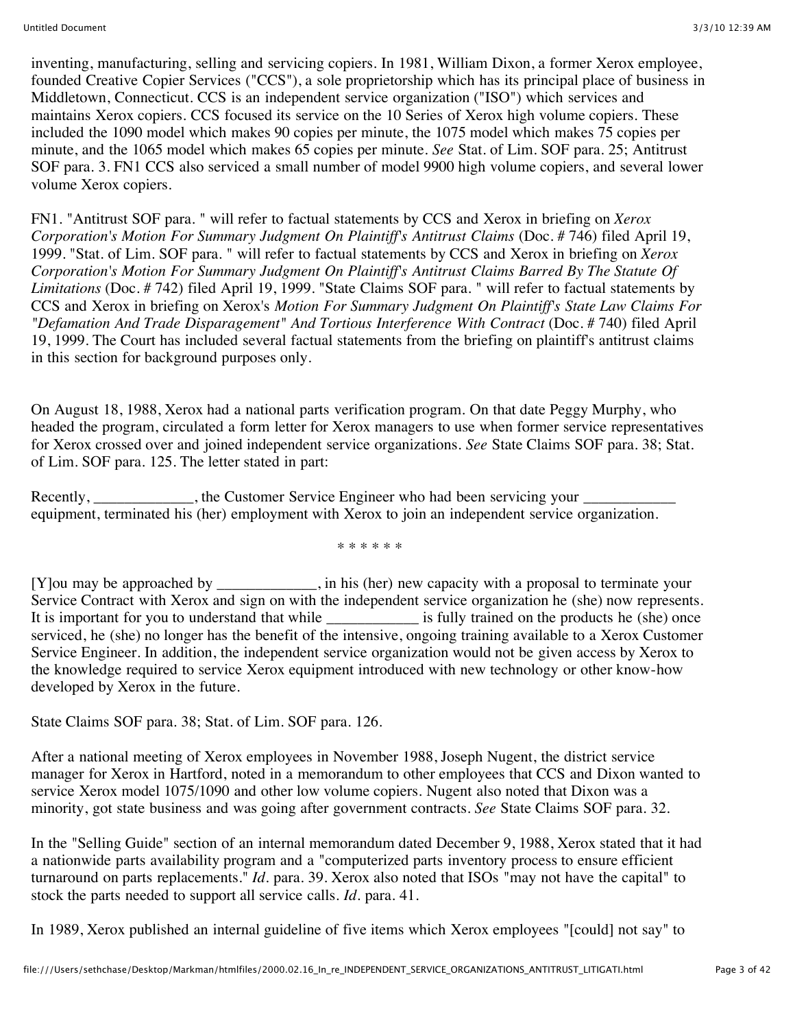inventing, manufacturing, selling and servicing copiers. In 1981, William Dixon, a former Xerox employee, founded Creative Copier Services ("CCS"), a sole proprietorship which has its principal place of business in Middletown, Connecticut. CCS is an independent service organization ("ISO") which services and maintains Xerox copiers. CCS focused its service on the 10 Series of Xerox high volume copiers. These included the 1090 model which makes 90 copies per minute, the 1075 model which makes 75 copies per minute, and the 1065 model which makes 65 copies per minute. *See* Stat. of Lim. SOF para. 25; Antitrust SOF para. 3. FN1 CCS also serviced a small number of model 9900 high volume copiers, and several lower volume Xerox copiers.

FN1. "Antitrust SOF para. " will refer to factual statements by CCS and Xerox in briefing on *Xerox Corporation's Motion For Summary Judgment On Plaintiff's Antitrust Claims* (Doc. # 746) filed April 19, 1999. "Stat. of Lim. SOF para. " will refer to factual statements by CCS and Xerox in briefing on *Xerox Corporation's Motion For Summary Judgment On Plaintiff's Antitrust Claims Barred By The Statute Of Limitations* (Doc. # 742) filed April 19, 1999. "State Claims SOF para. " will refer to factual statements by CCS and Xerox in briefing on Xerox's *Motion For Summary Judgment On Plaintiff's State Law Claims For "Defamation And Trade Disparagement" And Tortious Interference With Contract* (Doc. # 740) filed April 19, 1999. The Court has included several factual statements from the briefing on plaintiff's antitrust claims in this section for background purposes only.

On August 18, 1988, Xerox had a national parts verification program. On that date Peggy Murphy, who headed the program, circulated a form letter for Xerox managers to use when former service representatives for Xerox crossed over and joined independent service organizations. *See* State Claims SOF para. 38; Stat. of Lim. SOF para. 125. The letter stated in part:

Recently, _____________, the Customer Service Engineer who had been servicing your ____________ equipment, terminated his (her) employment with Xerox to join an independent service organization.

\* \* \* \* \* \*

[Y]ou may be approached by _____________, in his (her) new capacity with a proposal to terminate your Service Contract with Xerox and sign on with the independent service organization he (she) now represents. It is important for you to understand that while ____________ is fully trained on the products he (she) once serviced, he (she) no longer has the benefit of the intensive, ongoing training available to a Xerox Customer Service Engineer. In addition, the independent service organization would not be given access by Xerox to the knowledge required to service Xerox equipment introduced with new technology or other know-how developed by Xerox in the future.

State Claims SOF para. 38; Stat. of Lim. SOF para. 126.

After a national meeting of Xerox employees in November 1988, Joseph Nugent, the district service manager for Xerox in Hartford, noted in a memorandum to other employees that CCS and Dixon wanted to service Xerox model 1075/1090 and other low volume copiers. Nugent also noted that Dixon was a minority, got state business and was going after government contracts. *See* State Claims SOF para. 32.

In the "Selling Guide" section of an internal memorandum dated December 9, 1988, Xerox stated that it had a nationwide parts availability program and a "computerized parts inventory process to ensure efficient turnaround on parts replacements." *Id.* para. 39. Xerox also noted that ISOs "may not have the capital" to stock the parts needed to support all service calls. *Id.* para. 41.

In 1989, Xerox published an internal guideline of five items which Xerox employees "[could] not say" to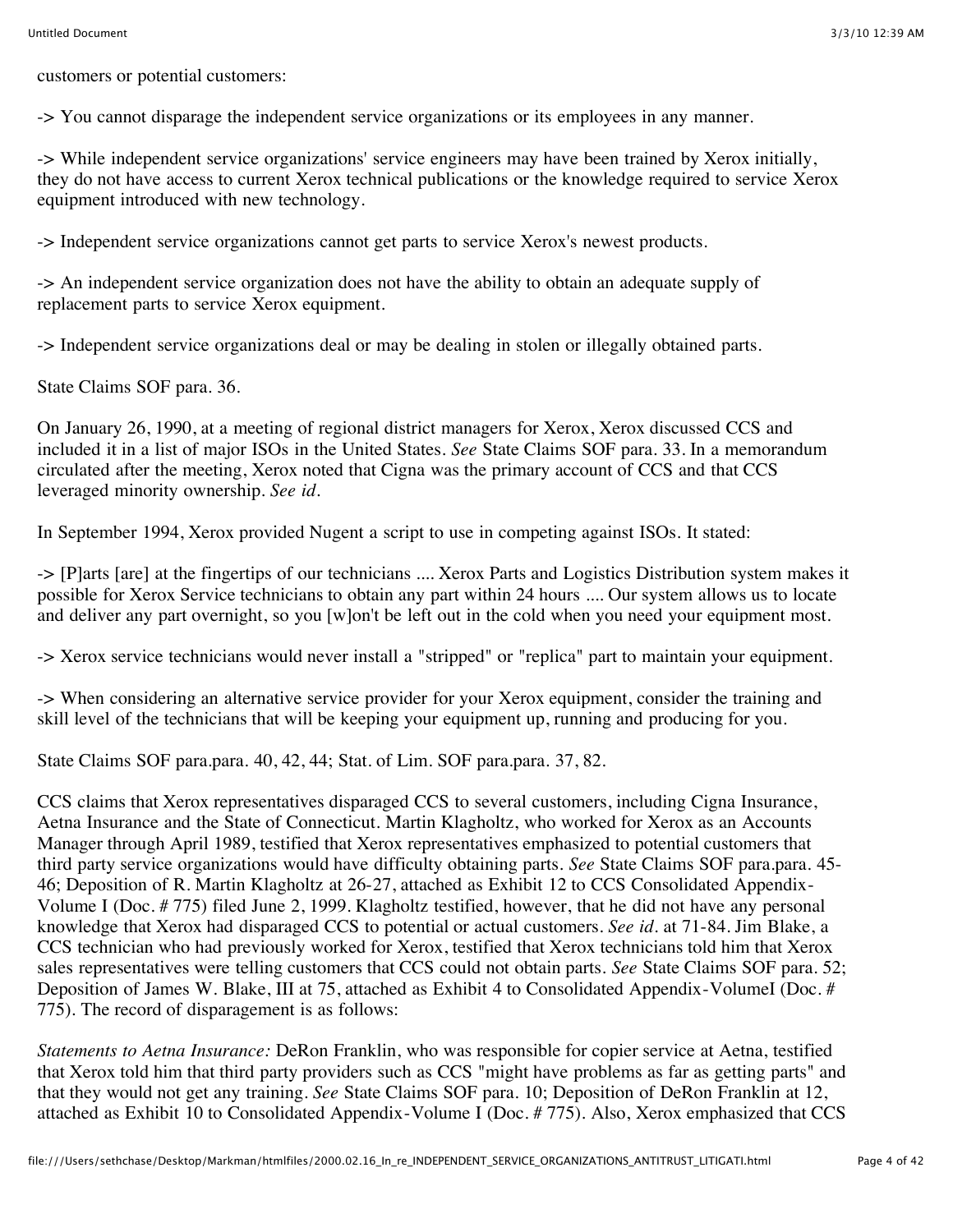customers or potential customers:

-> You cannot disparage the independent service organizations or its employees in any manner.

-> While independent service organizations' service engineers may have been trained by Xerox initially, they do not have access to current Xerox technical publications or the knowledge required to service Xerox equipment introduced with new technology.

-> Independent service organizations cannot get parts to service Xerox's newest products.

-> An independent service organization does not have the ability to obtain an adequate supply of replacement parts to service Xerox equipment.

-> Independent service organizations deal or may be dealing in stolen or illegally obtained parts.

State Claims SOF para. 36.

On January 26, 1990, at a meeting of regional district managers for Xerox, Xerox discussed CCS and included it in a list of major ISOs in the United States. *See* State Claims SOF para. 33. In a memorandum circulated after the meeting, Xerox noted that Cigna was the primary account of CCS and that CCS leveraged minority ownership. *See id.*

In September 1994, Xerox provided Nugent a script to use in competing against ISOs. It stated:

-> [P]arts [are] at the fingertips of our technicians .... Xerox Parts and Logistics Distribution system makes it possible for Xerox Service technicians to obtain any part within 24 hours .... Our system allows us to locate and deliver any part overnight, so you [w]on't be left out in the cold when you need your equipment most.

-> Xerox service technicians would never install a "stripped" or "replica" part to maintain your equipment.

-> When considering an alternative service provider for your Xerox equipment, consider the training and skill level of the technicians that will be keeping your equipment up, running and producing for you.

State Claims SOF para.para. 40, 42, 44; Stat. of Lim. SOF para.para. 37, 82.

CCS claims that Xerox representatives disparaged CCS to several customers, including Cigna Insurance, Aetna Insurance and the State of Connecticut. Martin Klagholtz, who worked for Xerox as an Accounts Manager through April 1989, testified that Xerox representatives emphasized to potential customers that third party service organizations would have difficulty obtaining parts. *See* State Claims SOF para.para. 45-46; Deposition of R. Martin Klagholtz at 26-27, attached as Exhibit 12 to CCS Consolidated Appendix-Volume I (Doc. # 775) filed June 2, 1999. Klagholtz testified, however, that he did not have any personal knowledge that Xerox had disparaged CCS to potential or actual customers. *See id.* at 71-84. Jim Blake, a CCS technician who had previously worked for Xerox, testified that Xerox technicians told him that Xerox sales representatives were telling customers that CCS could not obtain parts. *See* State Claims SOF para. 52; Deposition of James W. Blake, III at 75, attached as Exhibit 4 to Consolidated Appendix-VolumeI (Doc. # 775). The record of disparagement is as follows:

*Statements to Aetna Insurance:* DeRon Franklin, who was responsible for copier service at Aetna, testified that Xerox told him that third party providers such as CCS "might have problems as far as getting parts" and that they would not get any training. *See* State Claims SOF para. 10; Deposition of DeRon Franklin at 12, attached as Exhibit 10 to Consolidated Appendix-Volume I (Doc. # 775). Also, Xerox emphasized that CCS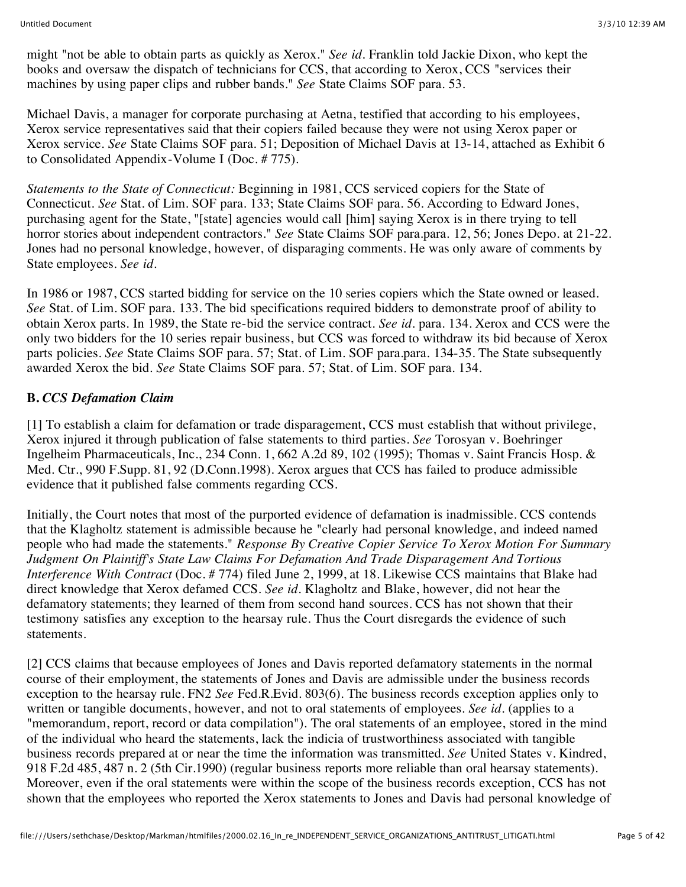might "not be able to obtain parts as quickly as Xerox." *See id.* Franklin told Jackie Dixon, who kept the books and oversaw the dispatch of technicians for CCS, that according to Xerox, CCS "services their machines by using paper clips and rubber bands." *See* State Claims SOF para. 53.

Michael Davis, a manager for corporate purchasing at Aetna, testified that according to his employees, Xerox service representatives said that their copiers failed because they were not using Xerox paper or Xerox service. *See* State Claims SOF para. 51; Deposition of Michael Davis at 13-14, attached as Exhibit 6 to Consolidated Appendix-Volume I (Doc. # 775).

*Statements to the State of Connecticut:* Beginning in 1981, CCS serviced copiers for the State of Connecticut. *See* Stat. of Lim. SOF para. 133; State Claims SOF para. 56. According to Edward Jones, purchasing agent for the State, "[state] agencies would call [him] saying Xerox is in there trying to tell horror stories about independent contractors." *See* State Claims SOF para.para. 12, 56; Jones Depo. at 21-22. Jones had no personal knowledge, however, of disparaging comments. He was only aware of comments by State employees. *See id.*

In 1986 or 1987, CCS started bidding for service on the 10 series copiers which the State owned or leased. *See* Stat. of Lim. SOF para. 133. The bid specifications required bidders to demonstrate proof of ability to obtain Xerox parts. In 1989, the State re-bid the service contract. *See id.* para. 134. Xerox and CCS were the only two bidders for the 10 series repair business, but CCS was forced to withdraw its bid because of Xerox parts policies. *See* State Claims SOF para. 57; Stat. of Lim. SOF para.para. 134-35. The State subsequently awarded Xerox the bid. *See* State Claims SOF para. 57; Stat. of Lim. SOF para. 134.

### **B.** *CCS Defamation Claim*

[1] To establish a claim for defamation or trade disparagement, CCS must establish that without privilege, Xerox injured it through publication of false statements to third parties. *See* Torosyan v. Boehringer Ingelheim Pharmaceuticals, Inc., 234 Conn. 1, 662 A.2d 89, 102 (1995); Thomas v. Saint Francis Hosp. & Med. Ctr., 990 F.Supp. 81, 92 (D.Conn.1998). Xerox argues that CCS has failed to produce admissible evidence that it published false comments regarding CCS.

Initially, the Court notes that most of the purported evidence of defamation is inadmissible. CCS contends that the Klagholtz statement is admissible because he "clearly had personal knowledge, and indeed named people who had made the statements." *Response By Creative Copier Service To Xerox Motion For Summary Judgment On Plaintiff's State Law Claims For Defamation And Trade Disparagement And Tortious Interference With Contract* (Doc. # 774) filed June 2, 1999, at 18. Likewise CCS maintains that Blake had direct knowledge that Xerox defamed CCS. *See id.* Klagholtz and Blake, however, did not hear the defamatory statements; they learned of them from second hand sources. CCS has not shown that their testimony satisfies any exception to the hearsay rule. Thus the Court disregards the evidence of such statements.

[2] CCS claims that because employees of Jones and Davis reported defamatory statements in the normal course of their employment, the statements of Jones and Davis are admissible under the business records exception to the hearsay rule. FN2 *See* Fed.R.Evid. 803(6). The business records exception applies only to written or tangible documents, however, and not to oral statements of employees. *See id.* (applies to a "memorandum, report, record or data compilation"). The oral statements of an employee, stored in the mind of the individual who heard the statements, lack the indicia of trustworthiness associated with tangible business records prepared at or near the time the information was transmitted. *See* United States v. Kindred, 918 F.2d 485, 487 n. 2 (5th Cir.1990) (regular business reports more reliable than oral hearsay statements). Moreover, even if the oral statements were within the scope of the business records exception, CCS has not shown that the employees who reported the Xerox statements to Jones and Davis had personal knowledge of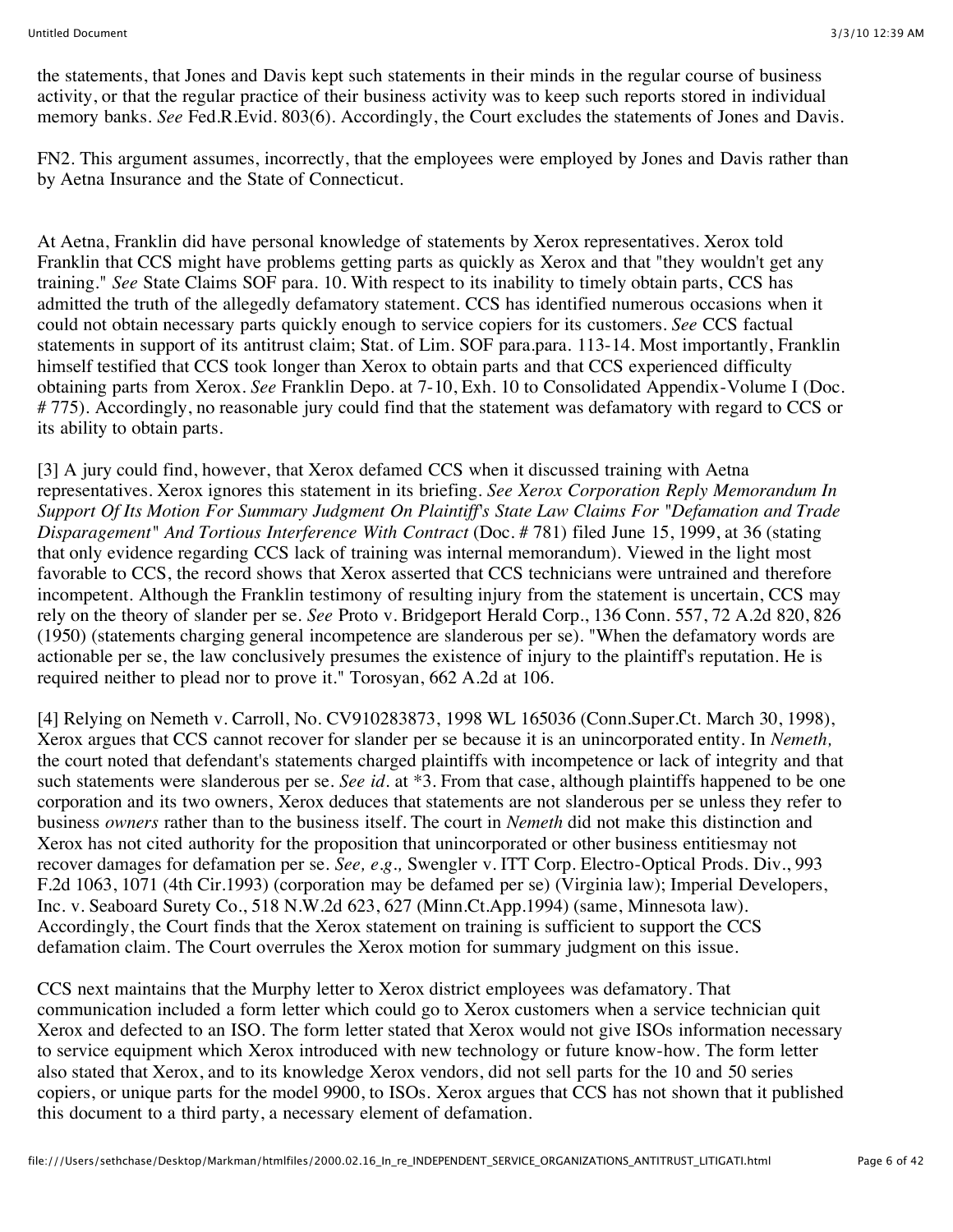the statements, that Jones and Davis kept such statements in their minds in the regular course of business activity, or that the regular practice of their business activity was to keep such reports stored in individual memory banks. *See* Fed.R.Evid. 803(6). Accordingly, the Court excludes the statements of Jones and Davis.

FN2. This argument assumes, incorrectly, that the employees were employed by Jones and Davis rather than by Aetna Insurance and the State of Connecticut.

At Aetna, Franklin did have personal knowledge of statements by Xerox representatives. Xerox told Franklin that CCS might have problems getting parts as quickly as Xerox and that "they wouldn't get any training." *See* State Claims SOF para. 10. With respect to its inability to timely obtain parts, CCS has admitted the truth of the allegedly defamatory statement. CCS has identified numerous occasions when it could not obtain necessary parts quickly enough to service copiers for its customers. *See* CCS factual statements in support of its antitrust claim; Stat. of Lim. SOF para.para. 113-14. Most importantly, Franklin himself testified that CCS took longer than Xerox to obtain parts and that CCS experienced difficulty obtaining parts from Xerox. *See* Franklin Depo. at 7-10, Exh. 10 to Consolidated Appendix-Volume I (Doc. # 775). Accordingly, no reasonable jury could find that the statement was defamatory with regard to CCS or its ability to obtain parts.

[3] A jury could find, however, that Xerox defamed CCS when it discussed training with Aetna representatives. Xerox ignores this statement in its briefing. *See Xerox Corporation Reply Memorandum In Support Of Its Motion For Summary Judgment On Plaintiff's State Law Claims For "Defamation and Trade Disparagement" And Tortious Interference With Contract* (Doc. # 781) filed June 15, 1999, at 36 (stating that only evidence regarding CCS lack of training was internal memorandum). Viewed in the light most favorable to CCS, the record shows that Xerox asserted that CCS technicians were untrained and therefore incompetent. Although the Franklin testimony of resulting injury from the statement is uncertain, CCS may rely on the theory of slander per se. *See* Proto v. Bridgeport Herald Corp., 136 Conn. 557, 72 A.2d 820, 826 (1950) (statements charging general incompetence are slanderous per se). "When the defamatory words are actionable per se, the law conclusively presumes the existence of injury to the plaintiff's reputation. He is required neither to plead nor to prove it." Torosyan, 662 A.2d at 106.

[4] Relying on Nemeth v. Carroll, No. CV910283873, 1998 WL 165036 (Conn.Super.Ct. March 30, 1998), Xerox argues that CCS cannot recover for slander per se because it is an unincorporated entity. In *Nemeth,* the court noted that defendant's statements charged plaintiffs with incompetence or lack of integrity and that such statements were slanderous per se. *See id.* at *3. From that case, although plaintiffs happened to be one corporation and its two owners, Xerox deduces that statements are not slanderous per se unless they refer to business *owners* rather than to the business itself. The court in *Nemeth* did not make this distinction and Xerox has not cited authority for the proposition that unincorporated or other business entitiesmay not recover damages for defamation per se. *See, e.g.,* Swengler v. ITT Corp. Electro-Optical Prods. Div., 993 F.2d 1063, 1071 (4th Cir.1993) (corporation may be defamed per se) (Virginia law); Imperial Developers, Inc. v. Seaboard Surety Co., 518 N.W.2d 623, 627 (Minn.Ct.App.1994) (same, Minnesota law). Accordingly, the Court finds that the Xerox statement on training is sufficient to support the CCS defamation claim. The Court overrules the Xerox motion for summary judgment on this issue.

CCS next maintains that the Murphy letter to Xerox district employees was defamatory. That communication included a form letter which could go to Xerox customers when a service technician quit Xerox and defected to an ISO. The form letter stated that Xerox would not give ISOs information necessary to service equipment which Xerox introduced with new technology or future know-how. The form letter also stated that Xerox, and to its knowledge Xerox vendors, did not sell parts for the 10 and 50 series copiers, or unique parts for the model 9900, to ISOs. Xerox argues that CCS has not shown that it published this document to a third party, a necessary element of defamation.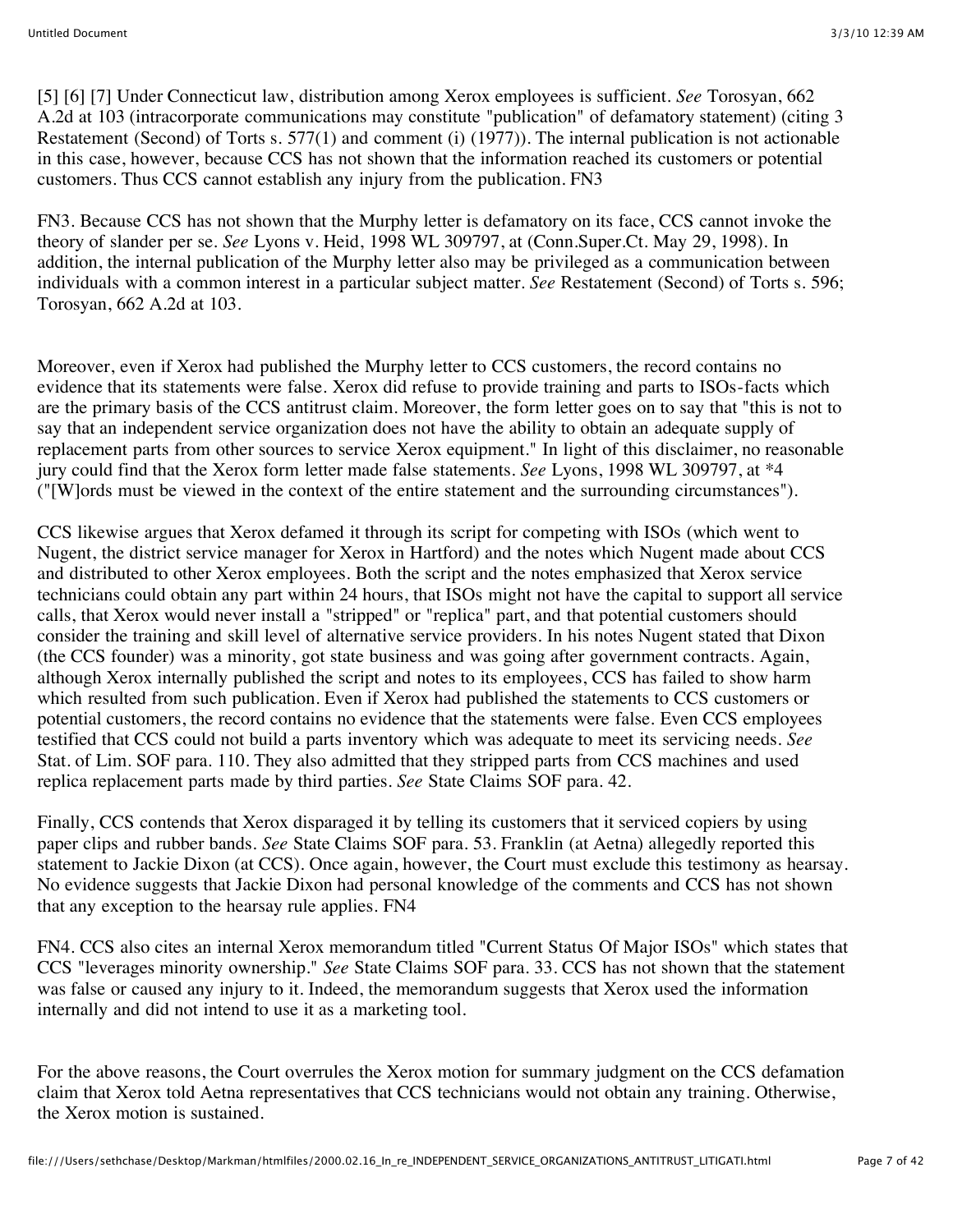[5] [6] [7] Under Connecticut law, distribution among Xerox employees is sufficient. *See* Torosyan, 662 A.2d at 103 (intracorporate communications may constitute "publication" of defamatory statement) (citing 3 Restatement (Second) of Torts s. 577(1) and comment (i) (1977)). The internal publication is not actionable in this case, however, because CCS has not shown that the information reached its customers or potential customers. Thus CCS cannot establish any injury from the publication. FN3

FN3. Because CCS has not shown that the Murphy letter is defamatory on its face, CCS cannot invoke the theory of slander per se. *See* Lyons v. Heid, 1998 WL 309797, at (Conn.Super.Ct. May 29, 1998). In addition, the internal publication of the Murphy letter also may be privileged as a communication between individuals with a common interest in a particular subject matter. *See* Restatement (Second) of Torts s. 596; Torosyan, 662 A.2d at 103.

Moreover, even if Xerox had published the Murphy letter to CCS customers, the record contains no evidence that its statements were false. Xerox did refuse to provide training and parts to ISOs-facts which are the primary basis of the CCS antitrust claim. Moreover, the form letter goes on to say that "this is not to say that an independent service organization does not have the ability to obtain an adequate supply of replacement parts from other sources to service Xerox equipment." In light of this disclaimer, no reasonable jury could find that the Xerox form letter made false statements. *See* Lyons, 1998 WL 309797, at *4 ("[W]ords must be viewed in the context of the entire statement and the surrounding circumstances").

CCS likewise argues that Xerox defamed it through its script for competing with ISOs (which went to Nugent, the district service manager for Xerox in Hartford) and the notes which Nugent made about CCS and distributed to other Xerox employees. Both the script and the notes emphasized that Xerox service technicians could obtain any part within 24 hours, that ISOs might not have the capital to support all service calls, that Xerox would never install a "stripped" or "replica" part, and that potential customers should consider the training and skill level of alternative service providers. In his notes Nugent stated that Dixon (the CCS founder) was a minority, got state business and was going after government contracts. Again, although Xerox internally published the script and notes to its employees, CCS has failed to show harm which resulted from such publication. Even if Xerox had published the statements to CCS customers or potential customers, the record contains no evidence that the statements were false. Even CCS employees testified that CCS could not build a parts inventory which was adequate to meet its servicing needs. *See* Stat. of Lim. SOF para. 110. They also admitted that they stripped parts from CCS machines and used replica replacement parts made by third parties. *See* State Claims SOF para. 42.

Finally, CCS contends that Xerox disparaged it by telling its customers that it serviced copiers by using paper clips and rubber bands. *See* State Claims SOF para. 53. Franklin (at Aetna) allegedly reported this statement to Jackie Dixon (at CCS). Once again, however, the Court must exclude this testimony as hearsay. No evidence suggests that Jackie Dixon had personal knowledge of the comments and CCS has not shown that any exception to the hearsay rule applies. FN4

FN4. CCS also cites an internal Xerox memorandum titled "Current Status Of Major ISOs" which states that CCS "leverages minority ownership." *See* State Claims SOF para. 33. CCS has not shown that the statement was false or caused any injury to it. Indeed, the memorandum suggests that Xerox used the information internally and did not intend to use it as a marketing tool.

For the above reasons, the Court overrules the Xerox motion for summary judgment on the CCS defamation claim that Xerox told Aetna representatives that CCS technicians would not obtain any training. Otherwise, the Xerox motion is sustained.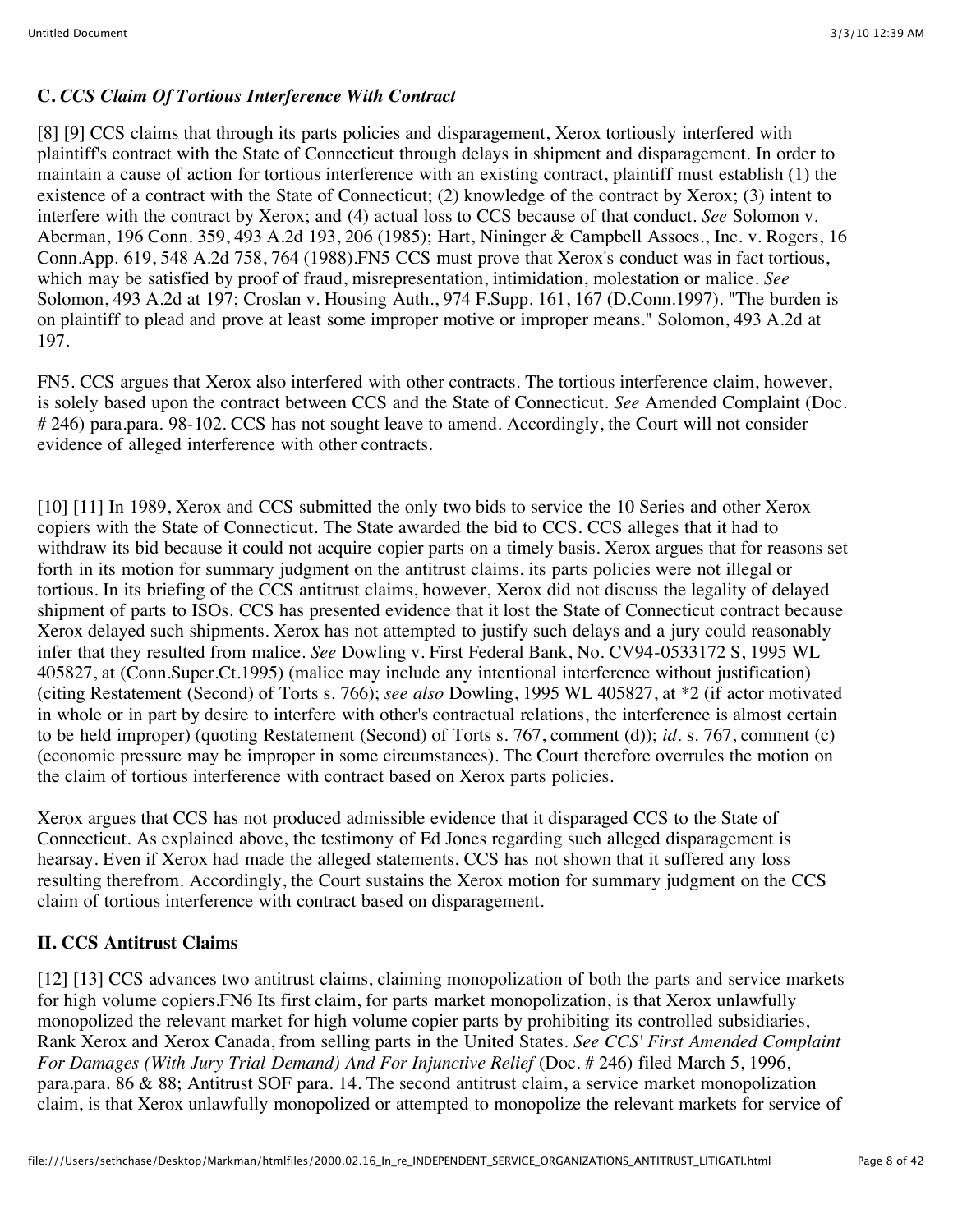### C. *CCS Claim Of Tortious Interference With Contract*

[8] [9] CCS claims that through its parts policies and disparagement, Xerox tortiously interfered with plaintiff's contract with the State of Connecticut through delays in shipment and disparagement. In order to maintain a cause of action for tortious interference with an existing contract, plaintiff must establish (1) the existence of a contract with the State of Connecticut; (2) knowledge of the contract by Xerox; (3) intent to interfere with the contract by Xerox; and (4) actual loss to CCS because of that conduct. *See* Solomon v. Aberman, 196 Conn. 359, 493 A.2d 193, 206 (1985); Hart, Nininger & Campbell Assocs., Inc. v. Rogers, 16 Conn.App. 619, 548 A.2d 758, 764 (1988).FN5 CCS must prove that Xerox's conduct was in fact tortious, which may be satisfied by proof of fraud, misrepresentation, intimidation, molestation or malice. *See* Solomon, 493 A.2d at 197; Croslan v. Housing Auth., 974 F.Supp. 161, 167 (D.Conn.1997). "The burden is on plaintiff to plead and prove at least some improper motive or improper means." Solomon, 493 A.2d at 197.

FN5. CCS argues that Xerox also interfered with other contracts. The tortious interference claim, however, is solely based upon the contract between CCS and the State of Connecticut. *See* Amended Complaint (Doc. # 246) para.para. 98-102. CCS has not sought leave to amend. Accordingly, the Court will not consider evidence of alleged interference with other contracts.

[10] [11] In 1989, Xerox and CCS submitted the only two bids to service the 10 Series and other Xerox copiers with the State of Connecticut. The State awarded the bid to CCS. CCS alleges that it had to withdraw its bid because it could not acquire copier parts on a timely basis. Xerox argues that for reasons set forth in its motion for summary judgment on the antitrust claims, its parts policies were not illegal or tortious. In its briefing of the CCS antitrust claims, however, Xerox did not discuss the legality of delayed shipment of parts to ISOs. CCS has presented evidence that it lost the State of Connecticut contract because Xerox delayed such shipments. Xerox has not attempted to justify such delays and a jury could reasonably infer that they resulted from malice. *See* Dowling v. First Federal Bank, No. CV94-0533172 S, 1995 WL 405827, at (Conn.Super.Ct.1995) (malice may include any intentional interference without justification) (citing Restatement (Second) of Torts s. 766); *see also* Dowling, 1995 WL 405827, at *2 (if actor motivated in whole or in part by desire to interfere with other's contractual relations, the interference is almost certain to be held improper) (quoting Restatement (Second) of Torts s. 767, comment (d)); *id.* s. 767, comment (c) (economic pressure may be improper in some circumstances). The Court therefore overrules the motion on the claim of tortious interference with contract based on Xerox parts policies.

Xerox argues that CCS has not produced admissible evidence that it disparaged CCS to the State of Connecticut. As explained above, the testimony of Ed Jones regarding such alleged disparagement is hearsay. Even if Xerox had made the alleged statements, CCS has not shown that it suffered any loss resulting therefrom. Accordingly, the Court sustains the Xerox motion for summary judgment on the CCS claim of tortious interference with contract based on disparagement.

## II. CCS Antitrust Claims

[12] [13] CCS advances two antitrust claims, claiming monopolization of both the parts and service markets for high volume copiers.FN6 Its first claim, for parts market monopolization, is that Xerox unlawfully monopolized the relevant market for high volume copier parts by prohibiting its controlled subsidiaries, Rank Xerox and Xerox Canada, from selling parts in the United States. *See CCS' First Amended Complaint For Damages (With Jury Trial Demand) And For Injunctive Relief* (Doc. # 246) filed March 5, 1996, para.para. 86 & 88; Antitrust SOF para. 14. The second antitrust claim, a service market monopolization claim, is that Xerox unlawfully monopolized or attempted to monopolize the relevant markets for service of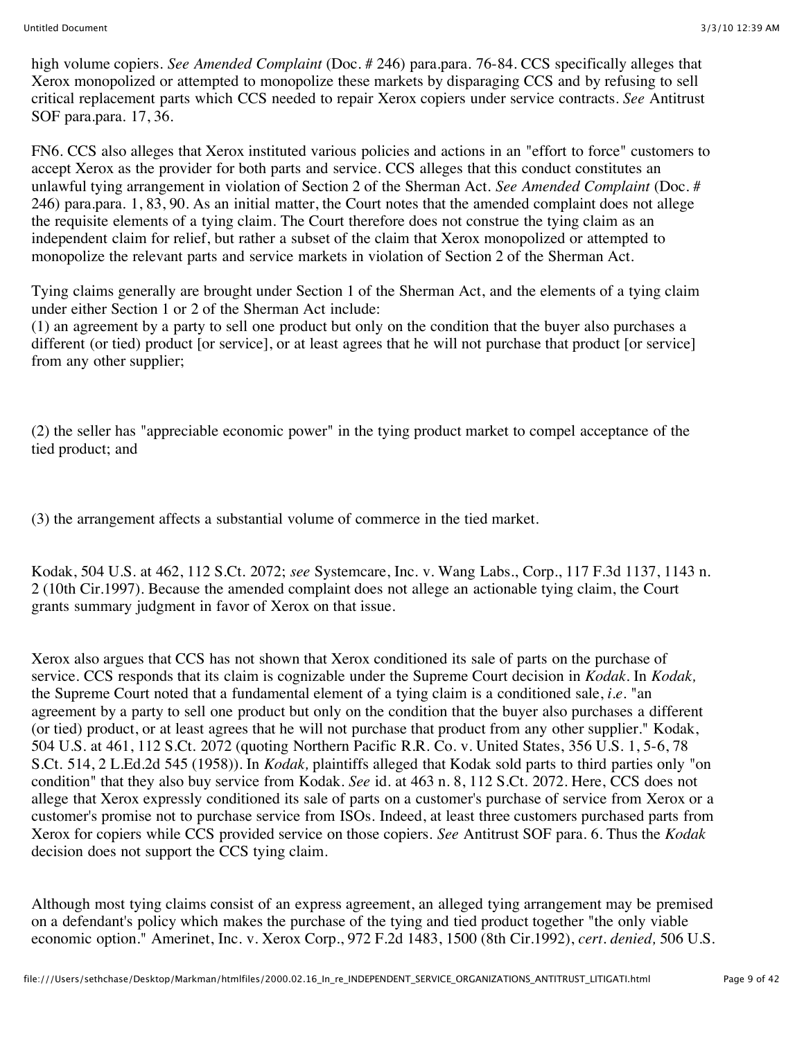high volume copiers. *See Amended Complaint* (Doc. # 246) para.para. 76-84. CCS specifically alleges that Xerox monopolized or attempted to monopolize these markets by disparaging CCS and by refusing to sell critical replacement parts which CCS needed to repair Xerox copiers under service contracts. *See* Antitrust SOF para.para. 17, 36.

FN6. CCS also alleges that Xerox instituted various policies and actions in an "effort to force" customers to accept Xerox as the provider for both parts and service. CCS alleges that this conduct constitutes an unlawful tying arrangement in violation of Section 2 of the Sherman Act. *See Amended Complaint* (Doc. # 246) para.para. 1, 83, 90. As an initial matter, the Court notes that the amended complaint does not allege the requisite elements of a tying claim. The Court therefore does not construe the tying claim as an independent claim for relief, but rather a subset of the claim that Xerox monopolized or attempted to monopolize the relevant parts and service markets in violation of Section 2 of the Sherman Act.

Tying claims generally are brought under Section 1 of the Sherman Act, and the elements of a tying claim under either Section 1 or 2 of the Sherman Act include:

(1) an agreement by a party to sell one product but only on the condition that the buyer also purchases a different (or tied) product [or service], or at least agrees that he will not purchase that product [or service] from any other supplier;

(2) the seller has "appreciable economic power" in the tying product market to compel acceptance of the tied product; and

(3) the arrangement affects a substantial volume of commerce in the tied market.

Kodak, 504 U.S. at 462, 112 S.Ct. 2072; *see* Systemcare, Inc. v. Wang Labs., Corp., 117 F.3d 1137, 1143 n. 2 (10th Cir.1997). Because the amended complaint does not allege an actionable tying claim, the Court grants summary judgment in favor of Xerox on that issue.

Xerox also argues that CCS has not shown that Xerox conditioned its sale of parts on the purchase of service. CCS responds that its claim is cognizable under the Supreme Court decision in *Kodak*. In *Kodak,* the Supreme Court noted that a fundamental element of a tying claim is a conditioned sale, *i.e.* "an agreement by a party to sell one product but only on the condition that the buyer also purchases a different (or tied) product, or at least agrees that he will not purchase that product from any other supplier." Kodak, 504 U.S. at 461, 112 S.Ct. 2072 (quoting Northern Pacific R.R. Co. v. United States, 356 U.S. 1, 5-6, 78 S.Ct. 514, 2 L.Ed.2d 545 (1958)). In *Kodak,* plaintiffs alleged that Kodak sold parts to third parties only "on condition" that they also buy service from Kodak. *See* id. at 463 n. 8, 112 S.Ct. 2072. Here, CCS does not allege that Xerox expressly conditioned its sale of parts on a customer's purchase of service from Xerox or a customer's promise not to purchase service from ISOs. Indeed, at least three customers purchased parts from Xerox for copiers while CCS provided service on those copiers. *See* Antitrust SOF para. 6. Thus the *Kodak* decision does not support the CCS tying claim.

Although most tying claims consist of an express agreement, an alleged tying arrangement may be premised on a defendant's policy which makes the purchase of the tying and tied product together "the only viable economic option." Amerinet, Inc. v. Xerox Corp., 972 F.2d 1483, 1500 (8th Cir.1992), *cert. denied,* 506 U.S.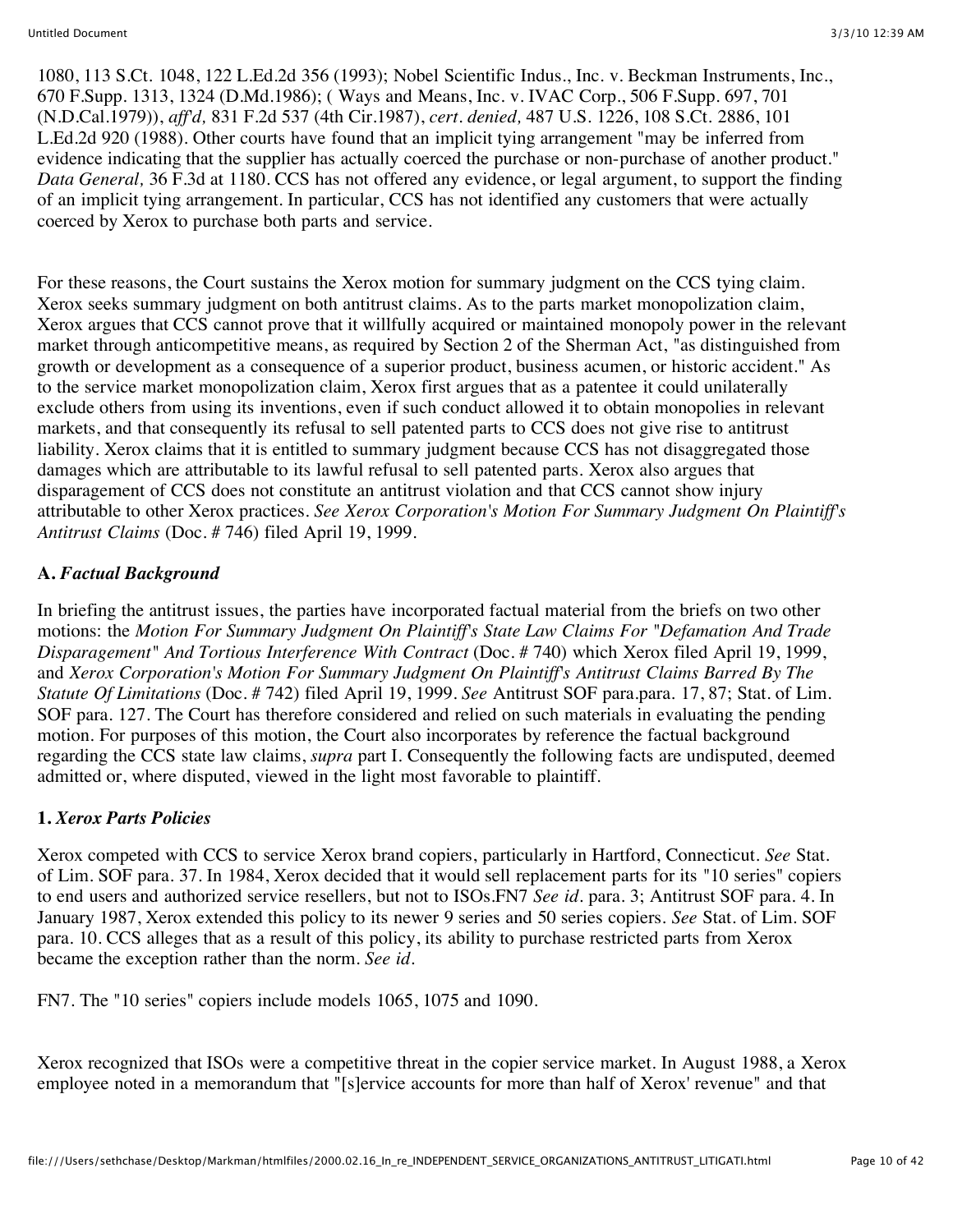1080, 113 S.Ct. 1048, 122 L.Ed.2d 356 (1993); Nobel Scientific Indus., Inc. v. Beckman Instruments, Inc., 670 F.Supp. 1313, 1324 (D.Md.1986); ( Ways and Means, Inc. v. IVAC Corp., 506 F.Supp. 697, 701 (N.D.Cal.1979)), *aff'd,* 831 F.2d 537 (4th Cir.1987), *cert. denied,* 487 U.S. 1226, 108 S.Ct. 2886, 101 L.Ed.2d 920 (1988). Other courts have found that an implicit tying arrangement "may be inferred from evidence indicating that the supplier has actually coerced the purchase or non-purchase of another product." *Data General,* 36 F.3d at 1180. CCS has not offered any evidence, or legal argument, to support the finding of an implicit tying arrangement. In particular, CCS has not identified any customers that were actually coerced by Xerox to purchase both parts and service.

For these reasons, the Court sustains the Xerox motion for summary judgment on the CCS tying claim. Xerox seeks summary judgment on both antitrust claims. As to the parts market monopolization claim, Xerox argues that CCS cannot prove that it willfully acquired or maintained monopoly power in the relevant market through anticompetitive means, as required by Section 2 of the Sherman Act, "as distinguished from growth or development as a consequence of a superior product, business acumen, or historic accident." As to the service market monopolization claim, Xerox first argues that as a patentee it could unilaterally exclude others from using its inventions, even if such conduct allowed it to obtain monopolies in relevant markets, and that consequently its refusal to sell patented parts to CCS does not give rise to antitrust liability. Xerox claims that it is entitled to summary judgment because CCS has not disaggregated those damages which are attributable to its lawful refusal to sell patented parts. Xerox also argues that disparagement of CCS does not constitute an antitrust violation and that CCS cannot show injury attributable to other Xerox practices. *See Xerox Corporation's Motion For Summary Judgment On Plaintiff's Antitrust Claims* (Doc. # 746) filed April 19, 1999.

**A.** ***Factual Background***

In briefing the antitrust issues, the parties have incorporated factual material from the briefs on two other motions: the *Motion For Summary Judgment On Plaintiff's State Law Claims For "Defamation And Trade Disparagement" And Tortious Interference With Contract* (Doc. # 740) which Xerox filed April 19, 1999, and *Xerox Corporation's Motion For Summary Judgment On Plaintiff's Antitrust Claims Barred By The Statute Of Limitations* (Doc. # 742) filed April 19, 1999. *See* Antitrust SOF para.para. 17, 87; Stat. of Lim. SOF para. 127. The Court has therefore considered and relied on such materials in evaluating the pending motion. For purposes of this motion, the Court also incorporates by reference the factual background regarding the CCS state law claims, *supra* part I. Consequently the following facts are undisputed, deemed admitted or, where disputed, viewed in the light most favorable to plaintiff.

**1.** ***Xerox Parts Policies***

Xerox competed with CCS to service Xerox brand copiers, particularly in Hartford, Connecticut. *See* Stat. of Lim. SOF para. 37. In 1984, Xerox decided that it would sell replacement parts for its "10 series" copiers to end users and authorized service resellers, but not to ISOs.FN7 *See id.* para. 3; Antitrust SOF para. 4. In January 1987, Xerox extended this policy to its newer 9 series and 50 series copiers. *See* Stat. of Lim. SOF para. 10. CCS alleges that as a result of this policy, its ability to purchase restricted parts from Xerox became the exception rather than the norm. *See id.*

FN7. The "10 series" copiers include models 1065, 1075 and 1090.

Xerox recognized that ISOs were a competitive threat in the copier service market. In August 1988, a Xerox employee noted in a memorandum that "[s]ervice accounts for more than half of Xerox' revenue" and that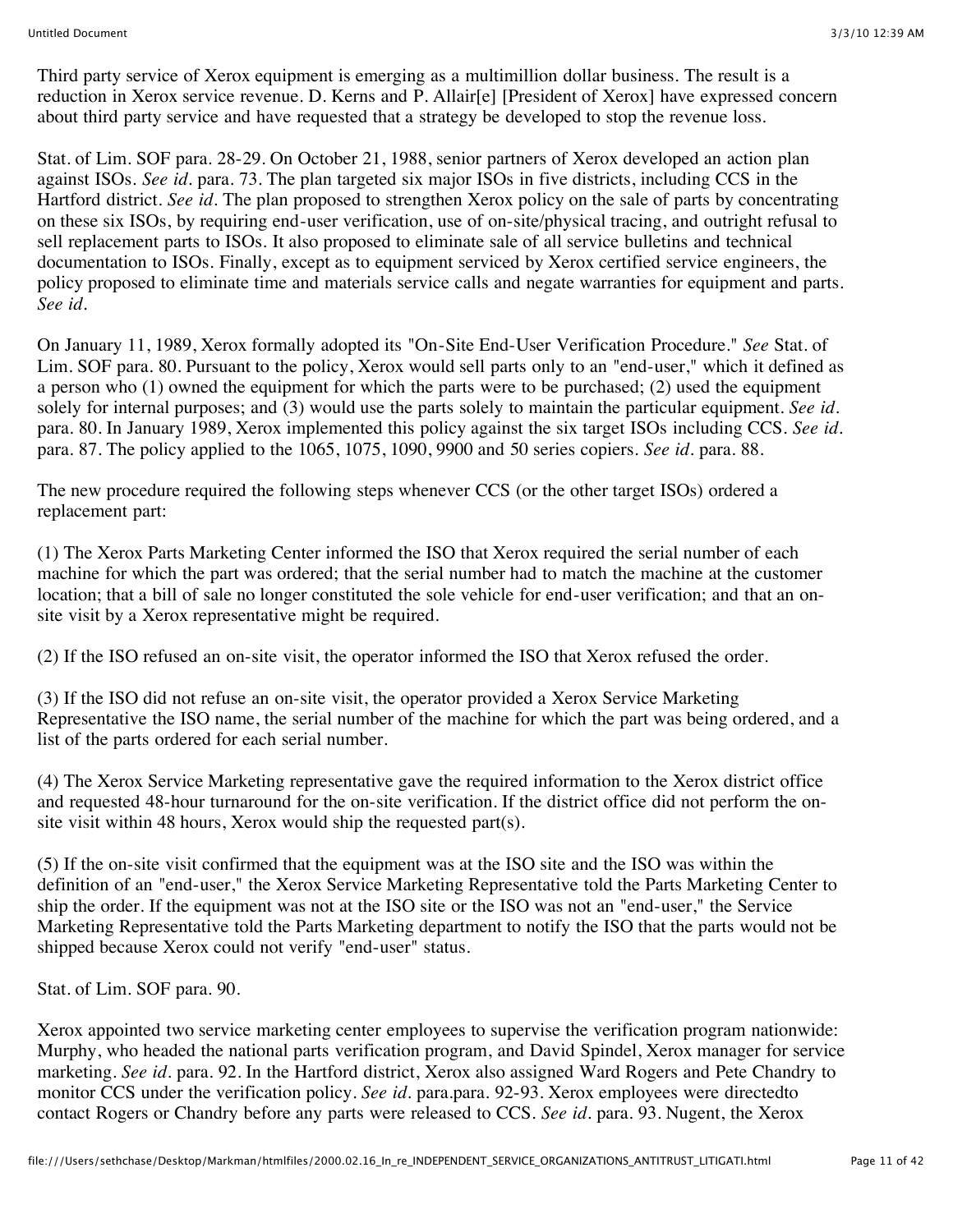Third party service of Xerox equipment is emerging as a multimillion dollar business. The result is a reduction in Xerox service revenue. D. Kerns and P. Allair[e] [President of Xerox] have expressed concern about third party service and have requested that a strategy be developed to stop the revenue loss.

Stat. of Lim. SOF para. 28-29. On October 21, 1988, senior partners of Xerox developed an action plan against ISOs. *See id.* para. 73. The plan targeted six major ISOs in five districts, including CCS in the Hartford district. *See id.* The plan proposed to strengthen Xerox policy on the sale of parts by concentrating on these six ISOs, by requiring end-user verification, use of on-site/physical tracing, and outright refusal to sell replacement parts to ISOs. It also proposed to eliminate sale of all service bulletins and technical documentation to ISOs. Finally, except as to equipment serviced by Xerox certified service engineers, the policy proposed to eliminate time and materials service calls and negate warranties for equipment and parts. *See id.*

On January 11, 1989, Xerox formally adopted its "On-Site End-User Verification Procedure." *See* Stat. of Lim. SOF para. 80. Pursuant to the policy, Xerox would sell parts only to an "end-user," which it defined as a person who (1) owned the equipment for which the parts were to be purchased; (2) used the equipment solely for internal purposes; and (3) would use the parts solely to maintain the particular equipment. *See id.* para. 80. In January 1989, Xerox implemented this policy against the six target ISOs including CCS. *See id.* para. 87. The policy applied to the 1065, 1075, 1090, 9900 and 50 series copiers. *See id.* para. 88.

The new procedure required the following steps whenever CCS (or the other target ISOs) ordered a replacement part:

(1) The Xerox Parts Marketing Center informed the ISO that Xerox required the serial number of each machine for which the part was ordered; that the serial number had to match the machine at the customer location; that a bill of sale no longer constituted the sole vehicle for end-user verification; and that an on-site visit by a Xerox representative might be required.

(2) If the ISO refused an on-site visit, the operator informed the ISO that Xerox refused the order.

(3) If the ISO did not refuse an on-site visit, the operator provided a Xerox Service Marketing Representative the ISO name, the serial number of the machine for which the part was being ordered, and a list of the parts ordered for each serial number.

(4) The Xerox Service Marketing representative gave the required information to the Xerox district office and requested 48-hour turnaround for the on-site verification. If the district office did not perform the on-site visit within 48 hours, Xerox would ship the requested part(s).

(5) If the on-site visit confirmed that the equipment was at the ISO site and the ISO was within the definition of an "end-user," the Xerox Service Marketing Representative told the Parts Marketing Center to ship the order. If the equipment was not at the ISO site or the ISO was not an "end-user," the Service Marketing Representative told the Parts Marketing department to notify the ISO that the parts would not be shipped because Xerox could not verify "end-user" status.

Stat. of Lim. SOF para. 90.

Xerox appointed two service marketing center employees to supervise the verification program nationwide: Murphy, who headed the national parts verification program, and David Spindel, Xerox manager for service marketing. *See id.* para. 92. In the Hartford district, Xerox also assigned Ward Rogers and Pete Chandry to monitor CCS under the verification policy. *See id.* para.para. 92-93. Xerox employees were directedto contact Rogers or Chandry before any parts were released to CCS. *See id.* para. 93. Nugent, the Xerox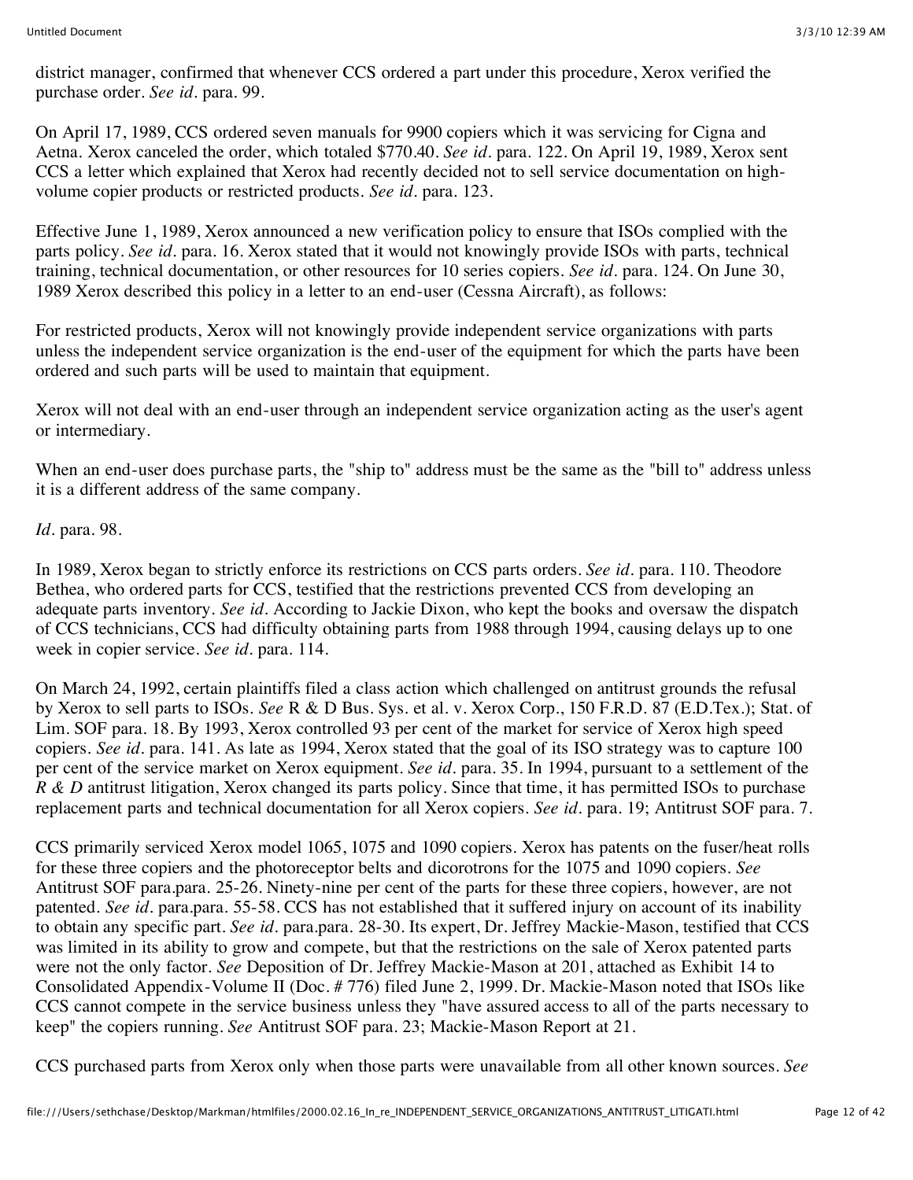district manager, confirmed that whenever CCS ordered a part under this procedure, Xerox verified the purchase order. *See id.* para. 99.

On April 17, 1989, CCS ordered seven manuals for 9900 copiers which it was servicing for Cigna and Aetna. Xerox canceled the order, which totaled $770.40. *See id.* para. 122. On April 19, 1989, Xerox sent CCS a letter which explained that Xerox had recently decided not to sell service documentation on high-volume copier products or restricted products. *See id.* para. 123.

Effective June 1, 1989, Xerox announced a new verification policy to ensure that ISOs complied with the parts policy. *See id.* para. 16. Xerox stated that it would not knowingly provide ISOs with parts, technical training, technical documentation, or other resources for 10 series copiers. *See id.* para. 124. On June 30, 1989 Xerox described this policy in a letter to an end-user (Cessna Aircraft), as follows:

For restricted products, Xerox will not knowingly provide independent service organizations with parts unless the independent service organization is the end-user of the equipment for which the parts have been ordered and such parts will be used to maintain that equipment.

Xerox will not deal with an end-user through an independent service organization acting as the user's agent or intermediary.

When an end-user does purchase parts, the "ship to" address must be the same as the "bill to" address unless it is a different address of the same company.

*Id.* para. 98.

In 1989, Xerox began to strictly enforce its restrictions on CCS parts orders. *See id.* para. 110. Theodore Bethea, who ordered parts for CCS, testified that the restrictions prevented CCS from developing an adequate parts inventory. *See id.* According to Jackie Dixon, who kept the books and oversaw the dispatch of CCS technicians, CCS had difficulty obtaining parts from 1988 through 1994, causing delays up to one week in copier service. *See id.* para. 114.

On March 24, 1992, certain plaintiffs filed a class action which challenged on antitrust grounds the refusal by Xerox to sell parts to ISOs. *See* R & D Bus. Sys. et al. v. Xerox Corp., 150 F.R.D. 87 (E.D.Tex.); Stat. of Lim. SOF para. 18. By 1993, Xerox controlled 93 per cent of the market for service of Xerox high speed copiers. *See id.* para. 141. As late as 1994, Xerox stated that the goal of its ISO strategy was to capture 100 per cent of the service market on Xerox equipment. *See id.* para. 35. In 1994, pursuant to a settlement of the *R & D* antitrust litigation, Xerox changed its parts policy. Since that time, it has permitted ISOs to purchase replacement parts and technical documentation for all Xerox copiers. *See id.* para. 19; Antitrust SOF para. 7.

CCS primarily serviced Xerox model 1065, 1075 and 1090 copiers. Xerox has patents on the fuser/heat rolls for these three copiers and the photoreceptor belts and dicorotrons for the 1075 and 1090 copiers. *See* Antitrust SOF para.para. 25-26. Ninety-nine per cent of the parts for these three copiers, however, are not patented. *See id.* para.para. 55-58. CCS has not established that it suffered injury on account of its inability to obtain any specific part. *See id.* para.para. 28-30. Its expert, Dr. Jeffrey Mackie-Mason, testified that CCS was limited in its ability to grow and compete, but that the restrictions on the sale of Xerox patented parts were not the only factor. *See* Deposition of Dr. Jeffrey Mackie-Mason at 201, attached as Exhibit 14 to Consolidated Appendix-Volume II (Doc. # 776) filed June 2, 1999. Dr. Mackie-Mason noted that ISOs like CCS cannot compete in the service business unless they "have assured access to all of the parts necessary to keep" the copiers running. *See* Antitrust SOF para. 23; Mackie-Mason Report at 21.

CCS purchased parts from Xerox only when those parts were unavailable from all other known sources. *See*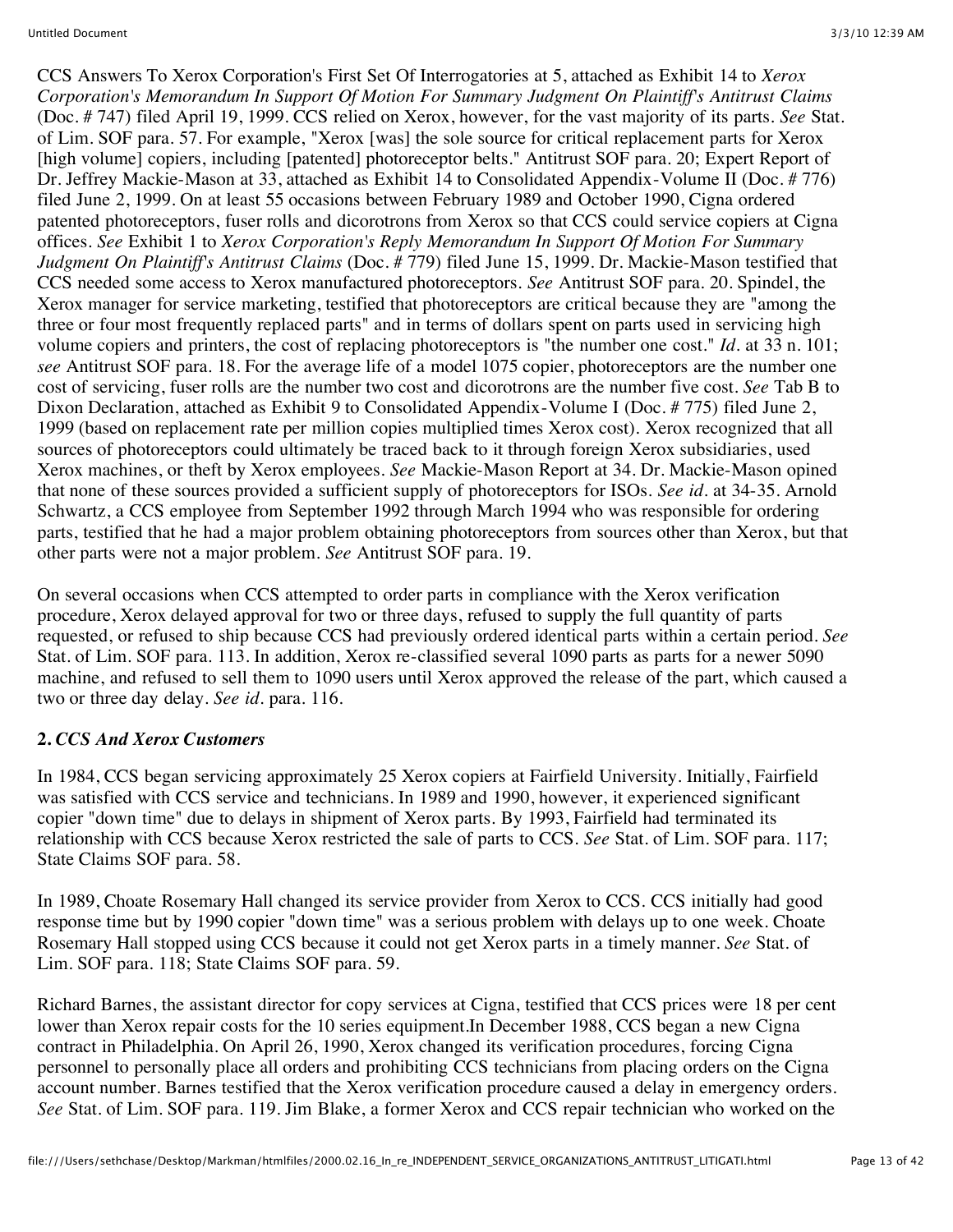CCS Answers To Xerox Corporation's First Set Of Interrogatories at 5, attached as Exhibit 14 to *Xerox Corporation's Memorandum In Support Of Motion For Summary Judgment On Plaintiff's Antitrust Claims* (Doc. # 747) filed April 19, 1999. CCS relied on Xerox, however, for the vast majority of its parts. *See* Stat. of Lim. SOF para. 57. For example, "Xerox [was] the sole source for critical replacement parts for Xerox [high volume] copiers, including [patented] photoreceptor belts." Antitrust SOF para. 20; Expert Report of Dr. Jeffrey Mackie-Mason at 33, attached as Exhibit 14 to Consolidated Appendix-Volume II (Doc. # 776) filed June 2, 1999. On at least 55 occasions between February 1989 and October 1990, Cigna ordered patented photoreceptors, fuser rolls and dicorotrons from Xerox so that CCS could service copiers at Cigna offices. *See* Exhibit 1 to *Xerox Corporation's Reply Memorandum In Support Of Motion For Summary Judgment On Plaintiff's Antitrust Claims* (Doc. # 779) filed June 15, 1999. Dr. Mackie-Mason testified that CCS needed some access to Xerox manufactured photoreceptors. *See* Antitrust SOF para. 20. Spindel, the Xerox manager for service marketing, testified that photoreceptors are critical because they are "among the three or four most frequently replaced parts" and in terms of dollars spent on parts used in servicing high volume copiers and printers, the cost of replacing photoreceptors is "the number one cost." *Id.* at 33 n. 101; *see* Antitrust SOF para. 18. For the average life of a model 1075 copier, photoreceptors are the number one cost of servicing, fuser rolls are the number two cost and dicorotrons are the number five cost. *See* Tab B to Dixon Declaration, attached as Exhibit 9 to Consolidated Appendix-Volume I (Doc. # 775) filed June 2, 1999 (based on replacement rate per million copies multiplied times Xerox cost). Xerox recognized that all sources of photoreceptors could ultimately be traced back to it through foreign Xerox subsidiaries, used Xerox machines, or theft by Xerox employees. *See* Mackie-Mason Report at 34. Dr. Mackie-Mason opined that none of these sources provided a sufficient supply of photoreceptors for ISOs. *See id.* at 34-35. Arnold Schwartz, a CCS employee from September 1992 through March 1994 who was responsible for ordering parts, testified that he had a major problem obtaining photoreceptors from sources other than Xerox, but that other parts were not a major problem. *See* Antitrust SOF para. 19.

On several occasions when CCS attempted to order parts in compliance with the Xerox verification procedure, Xerox delayed approval for two or three days, refused to supply the full quantity of parts requested, or refused to ship because CCS had previously ordered identical parts within a certain period. *See* Stat. of Lim. SOF para. 113. In addition, Xerox re-classified several 1090 parts as parts for a newer 5090 machine, and refused to sell them to 1090 users until Xerox approved the release of the part, which caused a two or three day delay. *See id.* para. 116.

**2. *CCS And Xerox Customers***

In 1984, CCS began servicing approximately 25 Xerox copiers at Fairfield University. Initially, Fairfield was satisfied with CCS service and technicians. In 1989 and 1990, however, it experienced significant copier "down time" due to delays in shipment of Xerox parts. By 1993, Fairfield had terminated its relationship with CCS because Xerox restricted the sale of parts to CCS. *See* Stat. of Lim. SOF para. 117; State Claims SOF para. 58.

In 1989, Choate Rosemary Hall changed its service provider from Xerox to CCS. CCS initially had good response time but by 1990 copier "down time" was a serious problem with delays up to one week. Choate Rosemary Hall stopped using CCS because it could not get Xerox parts in a timely manner. *See* Stat. of Lim. SOF para. 118; State Claims SOF para. 59.

Richard Barnes, the assistant director for copy services at Cigna, testified that CCS prices were 18 per cent lower than Xerox repair costs for the 10 series equipment.In December 1988, CCS began a new Cigna contract in Philadelphia. On April 26, 1990, Xerox changed its verification procedures, forcing Cigna personnel to personally place all orders and prohibiting CCS technicians from placing orders on the Cigna account number. Barnes testified that the Xerox verification procedure caused a delay in emergency orders. *See* Stat. of Lim. SOF para. 119. Jim Blake, a former Xerox and CCS repair technician who worked on the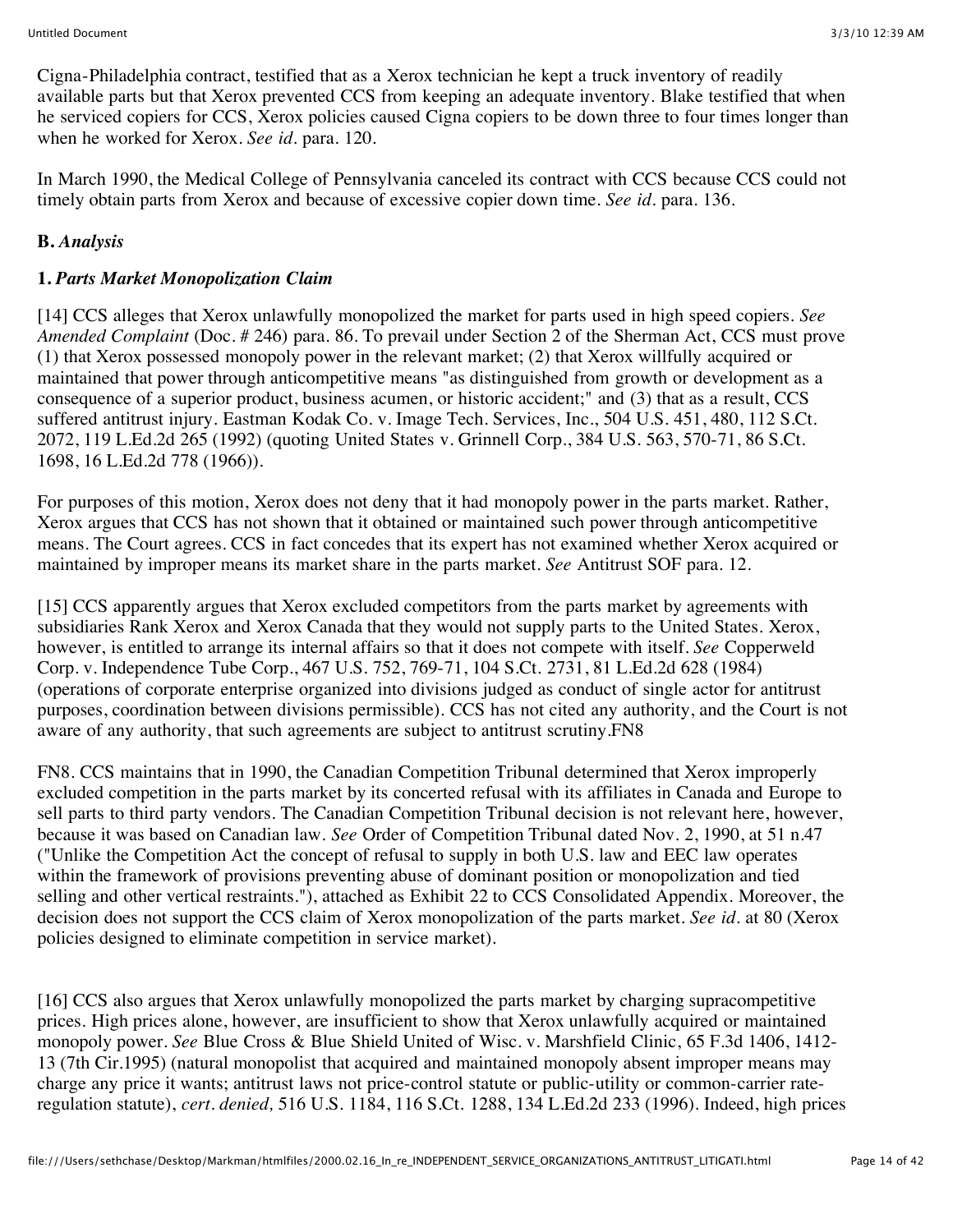Cigna-Philadelphia contract, testified that as a Xerox technician he kept a truck inventory of readily available parts but that Xerox prevented CCS from keeping an adequate inventory. Blake testified that when he serviced copiers for CCS, Xerox policies caused Cigna copiers to be down three to four times longer than when he worked for Xerox. *See id.* para. 120.

In March 1990, the Medical College of Pennsylvania canceled its contract with CCS because CCS could not timely obtain parts from Xerox and because of excessive copier down time. *See id.* para. 136.

**B.** ***Analysis***

**1.** ***Parts Market Monopolization Claim***

[14] CCS alleges that Xerox unlawfully monopolized the market for parts used in high speed copiers. *See Amended Complaint* (Doc. # 246) para. 86. To prevail under Section 2 of the Sherman Act, CCS must prove (1) that Xerox possessed monopoly power in the relevant market; (2) that Xerox willfully acquired or maintained that power through anticompetitive means "as distinguished from growth or development as a consequence of a superior product, business acumen, or historic accident;" and (3) that as a result, CCS suffered antitrust injury. Eastman Kodak Co. v. Image Tech. Services, Inc., 504 U.S. 451, 480, 112 S.Ct. 2072, 119 L.Ed.2d 265 (1992) (quoting United States v. Grinnell Corp., 384 U.S. 563, 570-71, 86 S.Ct. 1698, 16 L.Ed.2d 778 (1966)).

For purposes of this motion, Xerox does not deny that it had monopoly power in the parts market. Rather, Xerox argues that CCS has not shown that it obtained or maintained such power through anticompetitive means. The Court agrees. CCS in fact concedes that its expert has not examined whether Xerox acquired or maintained by improper means its market share in the parts market. *See* Antitrust SOF para. 12.

[15] CCS apparently argues that Xerox excluded competitors from the parts market by agreements with subsidiaries Rank Xerox and Xerox Canada that they would not supply parts to the United States. Xerox, however, is entitled to arrange its internal affairs so that it does not compete with itself. *See* Copperweld Corp. v. Independence Tube Corp., 467 U.S. 752, 769-71, 104 S.Ct. 2731, 81 L.Ed.2d 628 (1984) (operations of corporate enterprise organized into divisions judged as conduct of single actor for antitrust purposes, coordination between divisions permissible). CCS has not cited any authority, and the Court is not aware of any authority, that such agreements are subject to antitrust scrutiny.FN8

FN8. CCS maintains that in 1990, the Canadian Competition Tribunal determined that Xerox improperly excluded competition in the parts market by its concerted refusal with its affiliates in Canada and Europe to sell parts to third party vendors. The Canadian Competition Tribunal decision is not relevant here, however, because it was based on Canadian law. *See* Order of Competition Tribunal dated Nov. 2, 1990, at 51 n.47 ("Unlike the Competition Act the concept of refusal to supply in both U.S. law and EEC law operates within the framework of provisions preventing abuse of dominant position or monopolization and tied selling and other vertical restraints."), attached as Exhibit 22 to CCS Consolidated Appendix. Moreover, the decision does not support the CCS claim of Xerox monopolization of the parts market. *See id.* at 80 (Xerox policies designed to eliminate competition in service market).

[16] CCS also argues that Xerox unlawfully monopolized the parts market by charging supracompetitive prices. High prices alone, however, are insufficient to show that Xerox unlawfully acquired or maintained monopoly power. *See* Blue Cross & Blue Shield United of Wisc. v. Marshfield Clinic, 65 F.3d 1406, 1412-13 (7th Cir.1995) (natural monopolist that acquired and maintained monopoly absent improper means may charge any price it wants; antitrust laws not price-control statute or public-utility or common-carrier rate-regulation statute), *cert. denied,* 516 U.S. 1184, 116 S.Ct. 1288, 134 L.Ed.2d 233 (1996). Indeed, high prices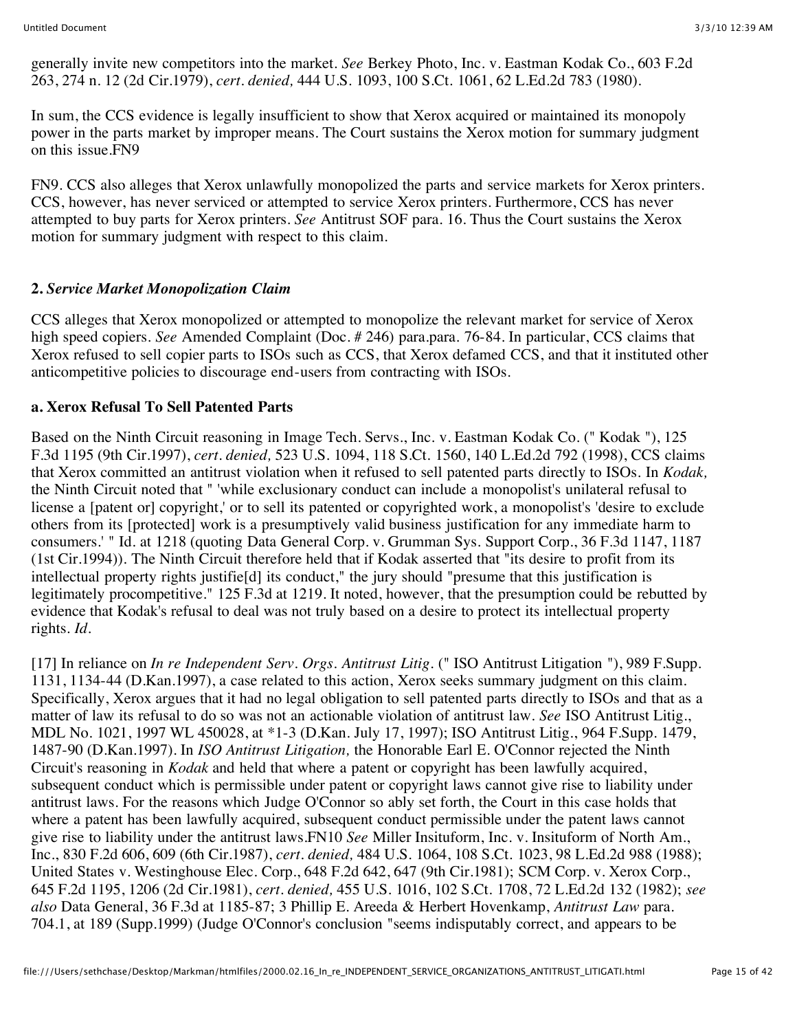generally invite new competitors into the market. *See* Berkey Photo, Inc. v. Eastman Kodak Co., 603 F.2d 263, 274 n. 12 (2d Cir.1979), *cert. denied,* 444 U.S. 1093, 100 S.Ct. 1061, 62 L.Ed.2d 783 (1980).

In sum, the CCS evidence is legally insufficient to show that Xerox acquired or maintained its monopoly power in the parts market by improper means. The Court sustains the Xerox motion for summary judgment on this issue.FN9

FN9. CCS also alleges that Xerox unlawfully monopolized the parts and service markets for Xerox printers. CCS, however, has never serviced or attempted to service Xerox printers. Furthermore, CCS has never attempted to buy parts for Xerox printers. *See* Antitrust SOF para. 16. Thus the Court sustains the Xerox motion for summary judgment with respect to this claim.

**2.** ***Service Market Monopolization Claim***

CCS alleges that Xerox monopolized or attempted to monopolize the relevant market for service of Xerox high speed copiers. *See* Amended Complaint (Doc. # 246) para.para. 76-84. In particular, CCS claims that Xerox refused to sell copier parts to ISOs such as CCS, that Xerox defamed CCS, and that it instituted other anticompetitive policies to discourage end-users from contracting with ISOs.

**a. Xerox Refusal To Sell Patented Parts**

Based on the Ninth Circuit reasoning in Image Tech. Servs., Inc. v. Eastman Kodak Co. (" Kodak "), 125 F.3d 1195 (9th Cir.1997), *cert. denied,* 523 U.S. 1094, 118 S.Ct. 1560, 140 L.Ed.2d 792 (1998), CCS claims that Xerox committed an antitrust violation when it refused to sell patented parts directly to ISOs. In *Kodak,* the Ninth Circuit noted that " 'while exclusionary conduct can include a monopolist's unilateral refusal to license a [patent or] copyright,' or to sell its patented or copyrighted work, a monopolist's 'desire to exclude others from its [protected] work is a presumptively valid business justification for any immediate harm to consumers.' " Id. at 1218 (quoting Data General Corp. v. Grumman Sys. Support Corp., 36 F.3d 1147, 1187 (1st Cir.1994)). The Ninth Circuit therefore held that if Kodak asserted that "its desire to profit from its intellectual property rights justifie[d] its conduct," the jury should "presume that this justification is legitimately procompetitive." 125 F.3d at 1219. It noted, however, that the presumption could be rebutted by evidence that Kodak's refusal to deal was not truly based on a desire to protect its intellectual property rights. *Id.*

[17] In reliance on *In re Independent Serv. Orgs. Antitrust Litig.* (" ISO Antitrust Litigation "), 989 F.Supp. 1131, 1134-44 (D.Kan.1997), a case related to this action, Xerox seeks summary judgment on this claim. Specifically, Xerox argues that it had no legal obligation to sell patented parts directly to ISOs and that as a matter of law its refusal to do so was not an actionable violation of antitrust law. *See* ISO Antitrust Litig., MDL No. 1021, 1997 WL 450028, at *1-3 (D.Kan. July 17, 1997); ISO Antitrust Litig., 964 F.Supp. 1479, 1487-90 (D.Kan.1997). In *ISO Antitrust Litigation,* the Honorable Earl E. O'Connor rejected the Ninth Circuit's reasoning in *Kodak* and held that where a patent or copyright has been lawfully acquired, subsequent conduct which is permissible under patent or copyright laws cannot give rise to liability under antitrust laws. For the reasons which Judge O'Connor so ably set forth, the Court in this case holds that where a patent has been lawfully acquired, subsequent conduct permissible under the patent laws cannot give rise to liability under the antitrust laws.FN10 *See* Miller Insituform, Inc. v. Insituform of North Am., Inc., 830 F.2d 606, 609 (6th Cir.1987), *cert. denied,* 484 U.S. 1064, 108 S.Ct. 1023, 98 L.Ed.2d 988 (1988); United States v. Westinghouse Elec. Corp., 648 F.2d 642, 647 (9th Cir.1981); SCM Corp. v. Xerox Corp., 645 F.2d 1195, 1206 (2d Cir.1981), *cert. denied,* 455 U.S. 1016, 102 S.Ct. 1708, 72 L.Ed.2d 132 (1982); *see also* Data General, 36 F.3d at 1185-87; 3 Phillip E. Areeda & Herbert Hovenkamp, *Antitrust Law* para. 704.1, at 189 (Supp.1999) (Judge O'Connor's conclusion "seems indisputably correct, and appears to be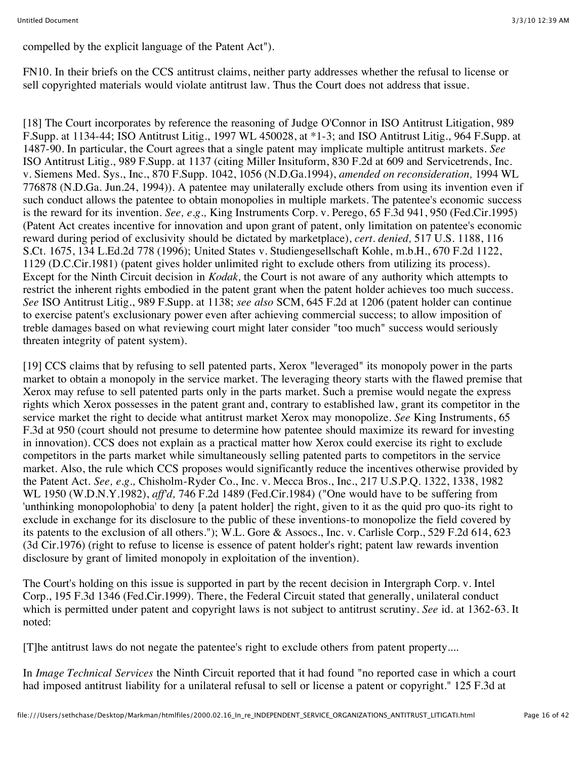compelled by the explicit language of the Patent Act").

FN10. In their briefs on the CCS antitrust claims, neither party addresses whether the refusal to license or sell copyrighted materials would violate antitrust law. Thus the Court does not address that issue.

[18] The Court incorporates by reference the reasoning of Judge O'Connor in ISO Antitrust Litigation, 989 F.Supp. at 1134-44; ISO Antitrust Litig., 1997 WL 450028, at *1-3; and ISO Antitrust Litig., 964 F.Supp. at 1487-90. In particular, the Court agrees that a single patent may implicate multiple antitrust markets. *See* ISO Antitrust Litig., 989 F.Supp. at 1137 (citing Miller Insituform, 830 F.2d at 609 and Servicetrends, Inc. v. Siemens Med. Sys., Inc., 870 F.Supp. 1042, 1056 (N.D.Ga.1994), *amended on reconsideration,* 1994 WL 776878 (N.D.Ga. Jun.24, 1994)). A patentee may unilaterally exclude others from using its invention even if such conduct allows the patentee to obtain monopolies in multiple markets. The patentee's economic success is the reward for its invention. *See, e.g.,* King Instruments Corp. v. Perego, 65 F.3d 941, 950 (Fed.Cir.1995) (Patent Act creates incentive for innovation and upon grant of patent, only limitation on patentee's economic reward during period of exclusivity should be dictated by marketplace), *cert. denied,* 517 U.S. 1188, 116 S.Ct. 1675, 134 L.Ed.2d 778 (1996); United States v. Studiengesellschaft Kohle, m.b.H., 670 F.2d 1122, 1129 (D.C.Cir.1981) (patent gives holder unlimited right to exclude others from utilizing its process). Except for the Ninth Circuit decision in *Kodak,* the Court is not aware of any authority which attempts to restrict the inherent rights embodied in the patent grant when the patent holder achieves too much success. *See* ISO Antitrust Litig., 989 F.Supp. at 1138; *see also* SCM, 645 F.2d at 1206 (patent holder can continue to exercise patent's exclusionary power even after achieving commercial success; to allow imposition of treble damages based on what reviewing court might later consider "too much" success would seriously threaten integrity of patent system).

[19] CCS claims that by refusing to sell patented parts, Xerox "leveraged" its monopoly power in the parts market to obtain a monopoly in the service market. The leveraging theory starts with the flawed premise that Xerox may refuse to sell patented parts only in the parts market. Such a premise would negate the express rights which Xerox possesses in the patent grant and, contrary to established law, grant its competitor in the service market the right to decide what antitrust market Xerox may monopolize. *See* King Instruments, 65 F.3d at 950 (court should not presume to determine how patentee should maximize its reward for investing in innovation). CCS does not explain as a practical matter how Xerox could exercise its right to exclude competitors in the parts market while simultaneously selling patented parts to competitors in the service market. Also, the rule which CCS proposes would significantly reduce the incentives otherwise provided by the Patent Act. *See, e.g.,* Chisholm-Ryder Co., Inc. v. Mecca Bros., Inc., 217 U.S.P.Q. 1322, 1338, 1982 WL 1950 (W.D.N.Y.1982), *aff'd,* 746 F.2d 1489 (Fed.Cir.1984) ("One would have to be suffering from 'unthinking monopolophobia' to deny [a patent holder] the right, given to it as the quid pro quo-its right to exclude in exchange for its disclosure to the public of these inventions-to monopolize the field covered by its patents to the exclusion of all others."); W.L. Gore & Assocs., Inc. v. Carlisle Corp., 529 F.2d 614, 623 (3d Cir.1976) (right to refuse to license is essence of patent holder's right; patent law rewards invention disclosure by grant of limited monopoly in exploitation of the invention).

The Court's holding on this issue is supported in part by the recent decision in Intergraph Corp. v. Intel Corp., 195 F.3d 1346 (Fed.Cir.1999). There, the Federal Circuit stated that generally, unilateral conduct which is permitted under patent and copyright laws is not subject to antitrust scrutiny. *See* id. at 1362-63. It noted:

[T]he antitrust laws do not negate the patentee's right to exclude others from patent property....

In *Image Technical Services* the Ninth Circuit reported that it had found "no reported case in which a court had imposed antitrust liability for a unilateral refusal to sell or license a patent or copyright." 125 F.3d at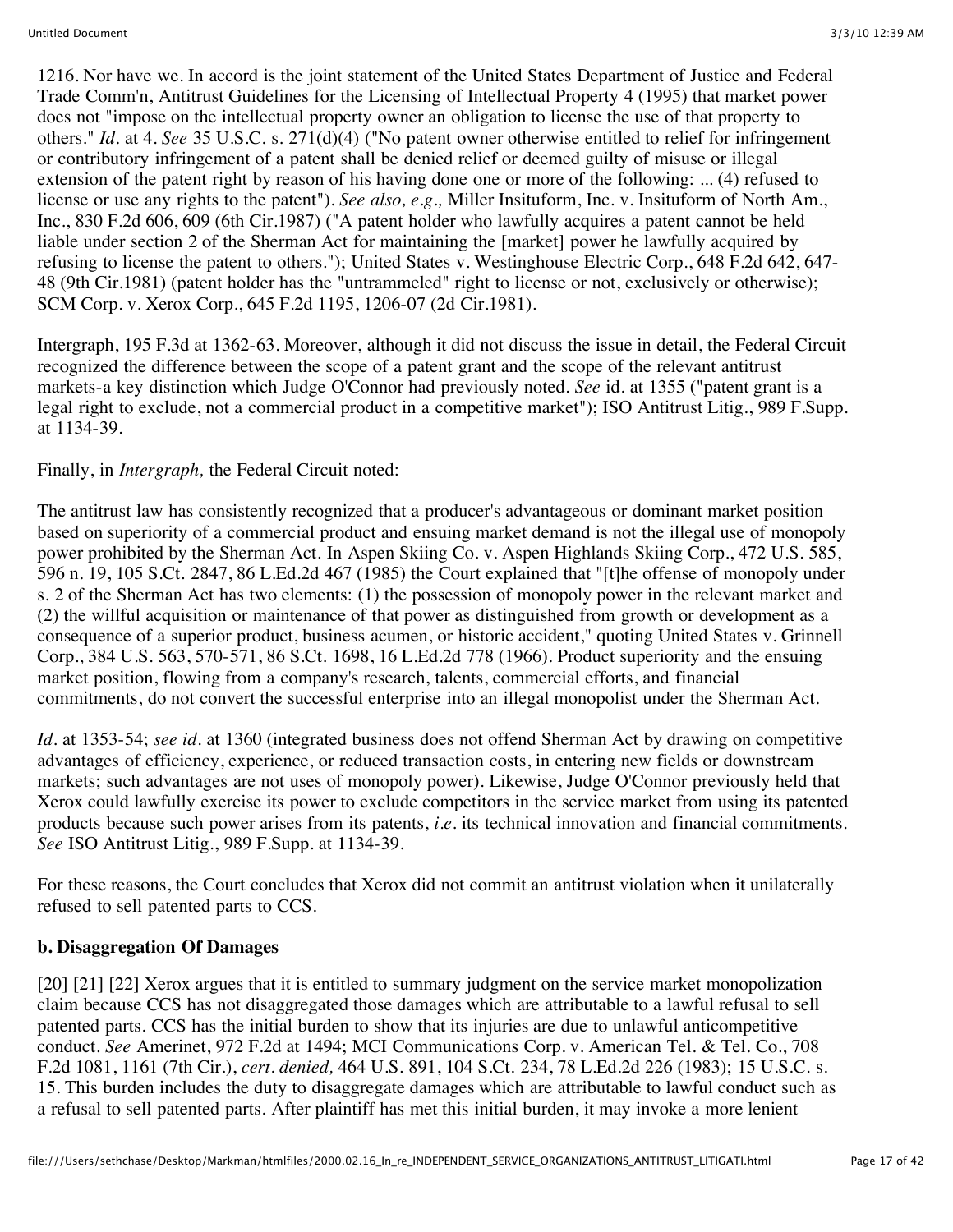1216. Nor have we. In accord is the joint statement of the United States Department of Justice and Federal Trade Comm'n, Antitrust Guidelines for the Licensing of Intellectual Property 4 (1995) that market power does not "impose on the intellectual property owner an obligation to license the use of that property to others." *Id.* at 4. *See* 35 U.S.C. s. 271(d)(4) ("No patent owner otherwise entitled to relief for infringement or contributory infringement of a patent shall be denied relief or deemed guilty of misuse or illegal extension of the patent right by reason of his having done one or more of the following: ... (4) refused to license or use any rights to the patent"). *See also, e.g.,* Miller Insituform, Inc. v. Insituform of North Am., Inc., 830 F.2d 606, 609 (6th Cir.1987) ("A patent holder who lawfully acquires a patent cannot be held liable under section 2 of the Sherman Act for maintaining the [market] power he lawfully acquired by refusing to license the patent to others."); United States v. Westinghouse Electric Corp., 648 F.2d 642, 647-48 (9th Cir.1981) (patent holder has the "untrammeled" right to license or not, exclusively or otherwise); SCM Corp. v. Xerox Corp., 645 F.2d 1195, 1206-07 (2d Cir.1981).

Intergraph, 195 F.3d at 1362-63. Moreover, although it did not discuss the issue in detail, the Federal Circuit recognized the difference between the scope of a patent grant and the scope of the relevant antitrust markets-a key distinction which Judge O'Connor had previously noted. *See* id. at 1355 ("patent grant is a legal right to exclude, not a commercial product in a competitive market"); ISO Antitrust Litig., 989 F.Supp. at 1134-39.

Finally, in *Intergraph,* the Federal Circuit noted:

The antitrust law has consistently recognized that a producer's advantageous or dominant market position based on superiority of a commercial product and ensuing market demand is not the illegal use of monopoly power prohibited by the Sherman Act. In Aspen Skiing Co. v. Aspen Highlands Skiing Corp., 472 U.S. 585, 596 n. 19, 105 S.Ct. 2847, 86 L.Ed.2d 467 (1985) the Court explained that "[t]he offense of monopoly under s. 2 of the Sherman Act has two elements: (1) the possession of monopoly power in the relevant market and (2) the willful acquisition or maintenance of that power as distinguished from growth or development as a consequence of a superior product, business acumen, or historic accident," quoting United States v. Grinnell Corp., 384 U.S. 563, 570-571, 86 S.Ct. 1698, 16 L.Ed.2d 778 (1966). Product superiority and the ensuing market position, flowing from a company's research, talents, commercial efforts, and financial commitments, do not convert the successful enterprise into an illegal monopolist under the Sherman Act.

*Id.* at 1353-54; *see id.* at 1360 (integrated business does not offend Sherman Act by drawing on competitive advantages of efficiency, experience, or reduced transaction costs, in entering new fields or downstream markets; such advantages are not uses of monopoly power). Likewise, Judge O'Connor previously held that Xerox could lawfully exercise its power to exclude competitors in the service market from using its patented products because such power arises from its patents, *i.e.* its technical innovation and financial commitments. *See* ISO Antitrust Litig., 989 F.Supp. at 1134-39.

For these reasons, the Court concludes that Xerox did not commit an antitrust violation when it unilaterally refused to sell patented parts to CCS.

**b. Disaggregation Of Damages**

[20] [21] [22] Xerox argues that it is entitled to summary judgment on the service market monopolization claim because CCS has not disaggregated those damages which are attributable to a lawful refusal to sell patented parts. CCS has the initial burden to show that its injuries are due to unlawful anticompetitive conduct. *See* Amerinet, 972 F.2d at 1494; MCI Communications Corp. v. American Tel. & Tel. Co., 708 F.2d 1081, 1161 (7th Cir.), *cert. denied,* 464 U.S. 891, 104 S.Ct. 234, 78 L.Ed.2d 226 (1983); 15 U.S.C. s. 15. This burden includes the duty to disaggregate damages which are attributable to lawful conduct such as a refusal to sell patented parts. After plaintiff has met this initial burden, it may invoke a more lenient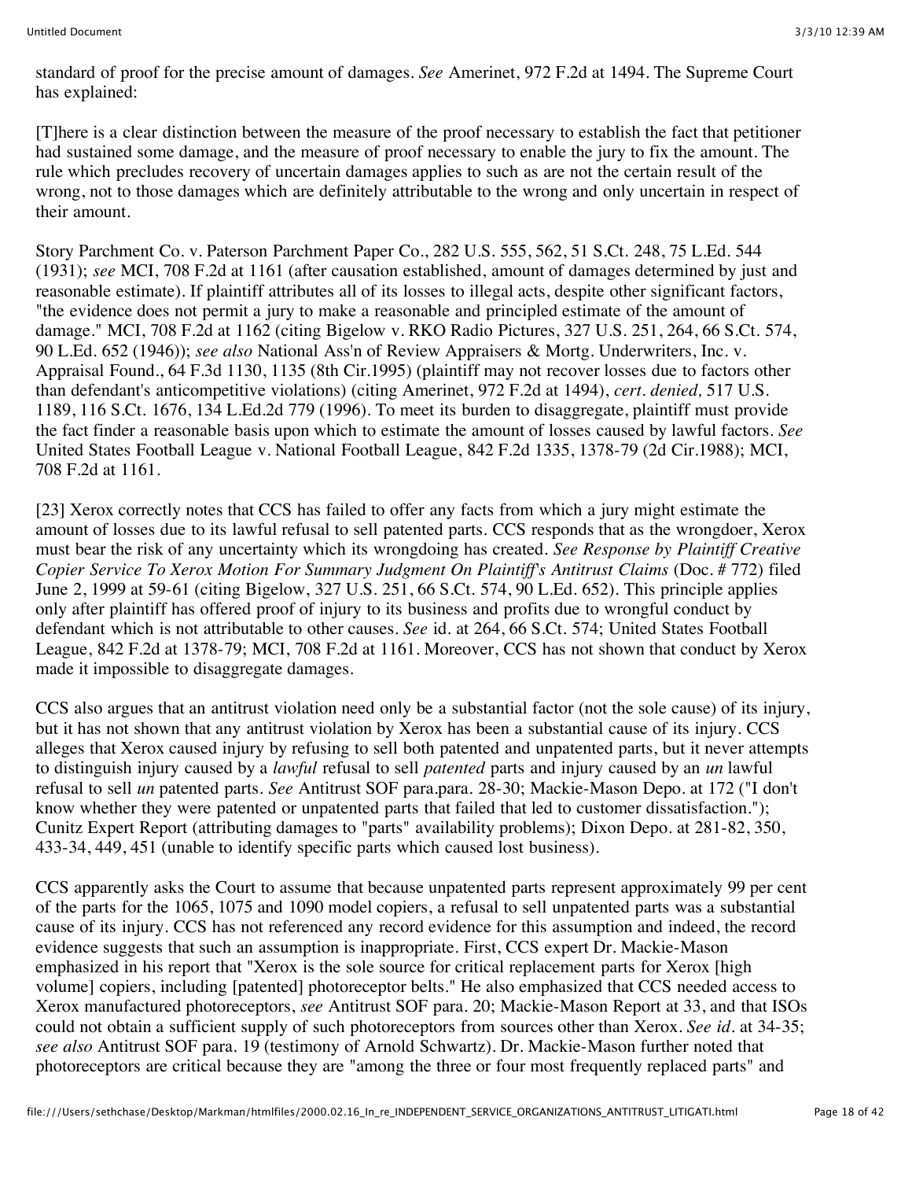standard of proof for the precise amount of damages. *See* Amerinet, 972 F.2d at 1494. The Supreme Court has explained:

[T]here is a clear distinction between the measure of the proof necessary to establish the fact that petitioner had sustained some damage, and the measure of proof necessary to enable the jury to fix the amount. The rule which precludes recovery of uncertain damages applies to such as are not the certain result of the wrong, not to those damages which are definitely attributable to the wrong and only uncertain in respect of their amount.

Story Parchment Co. v. Paterson Parchment Paper Co., 282 U.S. 555, 562, 51 S.Ct. 248, 75 L.Ed. 544 (1931); *see* MCI, 708 F.2d at 1161 (after causation established, amount of damages determined by just and reasonable estimate). If plaintiff attributes all of its losses to illegal acts, despite other significant factors, "the evidence does not permit a jury to make a reasonable and principled estimate of the amount of damage." MCI, 708 F.2d at 1162 (citing Bigelow v. RKO Radio Pictures, 327 U.S. 251, 264, 66 S.Ct. 574, 90 L.Ed. 652 (1946)); *see also* National Ass'n of Review Appraisers & Mortg. Underwriters, Inc. v. Appraisal Found., 64 F.3d 1130, 1135 (8th Cir.1995) (plaintiff may not recover losses due to factors other than defendant's anticompetitive violations) (citing Amerinet, 972 F.2d at 1494), *cert. denied,* 517 U.S. 1189, 116 S.Ct. 1676, 134 L.Ed.2d 779 (1996). To meet its burden to disaggregate, plaintiff must provide the fact finder a reasonable basis upon which to estimate the amount of losses caused by lawful factors. *See* United States Football League v. National Football League, 842 F.2d 1335, 1378-79 (2d Cir.1988); MCI, 708 F.2d at 1161.

[23] Xerox correctly notes that CCS has failed to offer any facts from which a jury might estimate the amount of losses due to its lawful refusal to sell patented parts. CCS responds that as the wrongdoer, Xerox must bear the risk of any uncertainty which its wrongdoing has created. *See Response by Plaintiff Creative Copier Service To Xerox Motion For Summary Judgment On Plaintiff's Antitrust Claims* (Doc. # 772) filed June 2, 1999 at 59-61 (citing Bigelow, 327 U.S. 251, 66 S.Ct. 574, 90 L.Ed. 652). This principle applies only after plaintiff has offered proof of injury to its business and profits due to wrongful conduct by defendant which is not attributable to other causes. *See* id. at 264, 66 S.Ct. 574; United States Football League, 842 F.2d at 1378-79; MCI, 708 F.2d at 1161. Moreover, CCS has not shown that conduct by Xerox made it impossible to disaggregate damages.

CCS also argues that an antitrust violation need only be a substantial factor (not the sole cause) of its injury, but it has not shown that any antitrust violation by Xerox has been a substantial cause of its injury. CCS alleges that Xerox caused injury by refusing to sell both patented and unpatented parts, but it never attempts to distinguish injury caused by a *lawful* refusal to sell *patented* parts and injury caused by an *un* lawful refusal to sell *un* patented parts. *See* Antitrust SOF para.para. 28-30; Mackie-Mason Depo. at 172 ("I don't know whether they were patented or unpatented parts that failed that led to customer dissatisfaction."); Cunitz Expert Report (attributing damages to "parts" availability problems); Dixon Depo. at 281-82, 350, 433-34, 449, 451 (unable to identify specific parts which caused lost business).

CCS apparently asks the Court to assume that because unpatented parts represent approximately 99 per cent of the parts for the 1065, 1075 and 1090 model copiers, a refusal to sell unpatented parts was a substantial cause of its injury. CCS has not referenced any record evidence for this assumption and indeed, the record evidence suggests that such an assumption is inappropriate. First, CCS expert Dr. Mackie-Mason emphasized in his report that "Xerox is the sole source for critical replacement parts for Xerox [high volume] copiers, including [patented] photoreceptor belts." He also emphasized that CCS needed access to Xerox manufactured photoreceptors, *see* Antitrust SOF para. 20; Mackie-Mason Report at 33, and that ISOs could not obtain a sufficient supply of such photoreceptors from sources other than Xerox. *See id.* at 34-35; *see also* Antitrust SOF para. 19 (testimony of Arnold Schwartz). Dr. Mackie-Mason further noted that photoreceptors are critical because they are "among the three or four most frequently replaced parts" and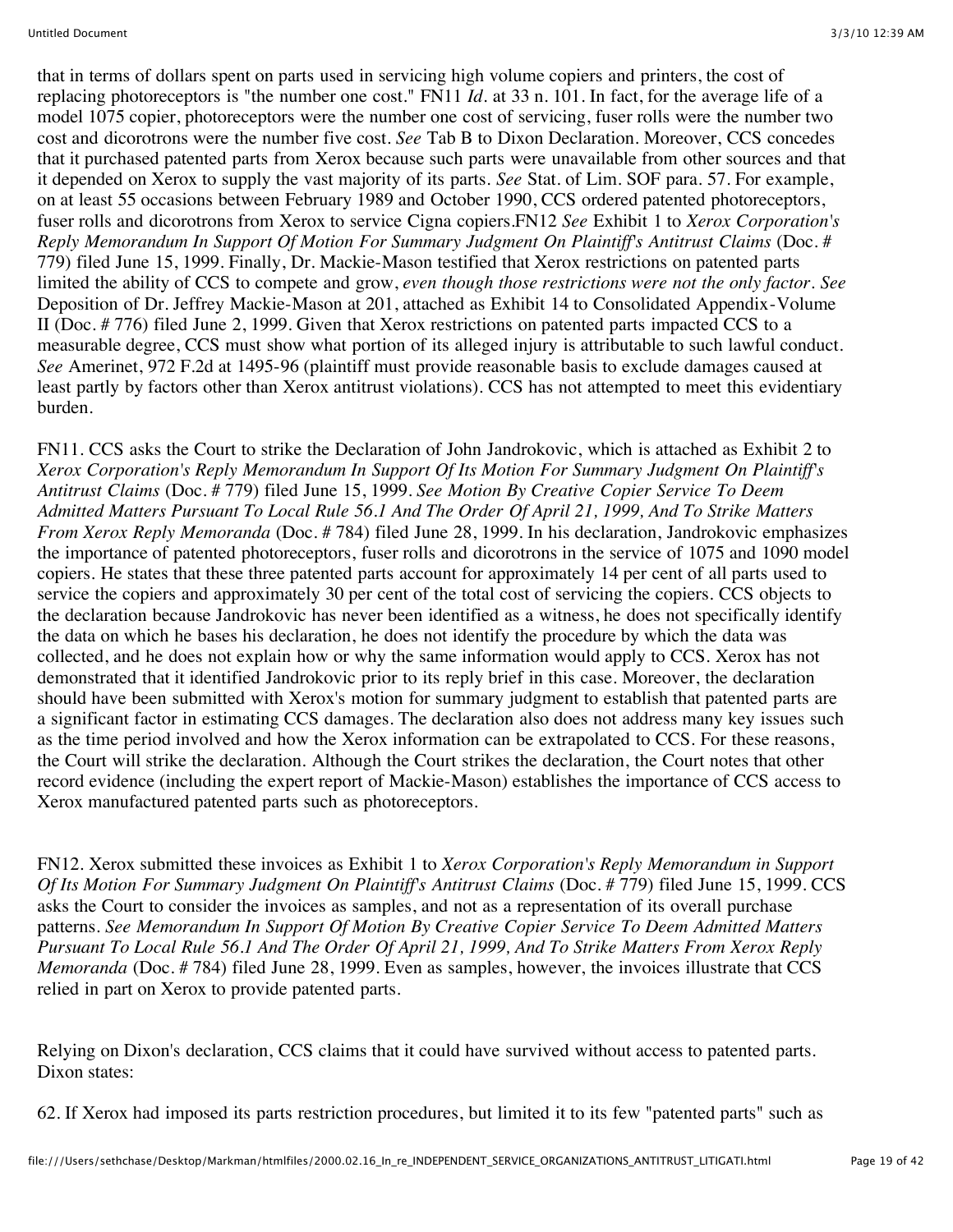that in terms of dollars spent on parts used in servicing high volume copiers and printers, the cost of replacing photoreceptors is "the number one cost." FN11 *Id.* at 33 n. 101. In fact, for the average life of a model 1075 copier, photoreceptors were the number one cost of servicing, fuser rolls were the number two cost and dicorotrons were the number five cost. *See* Tab B to Dixon Declaration. Moreover, CCS concedes that it purchased patented parts from Xerox because such parts were unavailable from other sources and that it depended on Xerox to supply the vast majority of its parts. *See* Stat. of Lim. SOF para. 57. For example, on at least 55 occasions between February 1989 and October 1990, CCS ordered patented photoreceptors, fuser rolls and dicorotrons from Xerox to service Cigna copiers.FN12 *See* Exhibit 1 to *Xerox Corporation's Reply Memorandum In Support Of Motion For Summary Judgment On Plaintiff's Antitrust Claims* (Doc. # 779) filed June 15, 1999. Finally, Dr. Mackie-Mason testified that Xerox restrictions on patented parts limited the ability of CCS to compete and grow, *even though those restrictions were not the only factor*. *See* Deposition of Dr. Jeffrey Mackie-Mason at 201, attached as Exhibit 14 to Consolidated Appendix-Volume II (Doc. # 776) filed June 2, 1999. Given that Xerox restrictions on patented parts impacted CCS to a measurable degree, CCS must show what portion of its alleged injury is attributable to such lawful conduct. *See* Amerinet, 972 F.2d at 1495-96 (plaintiff must provide reasonable basis to exclude damages caused at least partly by factors other than Xerox antitrust violations). CCS has not attempted to meet this evidentiary burden.

FN11. CCS asks the Court to strike the Declaration of John Jandrokovic, which is attached as Exhibit 2 to *Xerox Corporation's Reply Memorandum In Support Of Its Motion For Summary Judgment On Plaintiff's Antitrust Claims* (Doc. # 779) filed June 15, 1999. *See Motion By Creative Copier Service To Deem Admitted Matters Pursuant To Local Rule 56.1 And The Order Of April 21, 1999, And To Strike Matters From Xerox Reply Memoranda* (Doc. # 784) filed June 28, 1999. In his declaration, Jandrokovic emphasizes the importance of patented photoreceptors, fuser rolls and dicorotrons in the service of 1075 and 1090 model copiers. He states that these three patented parts account for approximately 14 per cent of all parts used to service the copiers and approximately 30 per cent of the total cost of servicing the copiers. CCS objects to the declaration because Jandrokovic has never been identified as a witness, he does not specifically identify the data on which he bases his declaration, he does not identify the procedure by which the data was collected, and he does not explain how or why the same information would apply to CCS. Xerox has not demonstrated that it identified Jandrokovic prior to its reply brief in this case. Moreover, the declaration should have been submitted with Xerox's motion for summary judgment to establish that patented parts are a significant factor in estimating CCS damages. The declaration also does not address many key issues such as the time period involved and how the Xerox information can be extrapolated to CCS. For these reasons, the Court will strike the declaration. Although the Court strikes the declaration, the Court notes that other record evidence (including the expert report of Mackie-Mason) establishes the importance of CCS access to Xerox manufactured patented parts such as photoreceptors.

FN12. Xerox submitted these invoices as Exhibit 1 to *Xerox Corporation's Reply Memorandum in Support Of Its Motion For Summary Judgment On Plaintiff's Antitrust Claims* (Doc. # 779) filed June 15, 1999. CCS asks the Court to consider the invoices as samples, and not as a representation of its overall purchase patterns. *See Memorandum In Support Of Motion By Creative Copier Service To Deem Admitted Matters Pursuant To Local Rule 56.1 And The Order Of April 21, 1999, And To Strike Matters From Xerox Reply Memoranda* (Doc. # 784) filed June 28, 1999. Even as samples, however, the invoices illustrate that CCS relied in part on Xerox to provide patented parts.

Relying on Dixon's declaration, CCS claims that it could have survived without access to patented parts. Dixon states:

62. If Xerox had imposed its parts restriction procedures, but limited it to its few "patented parts" such as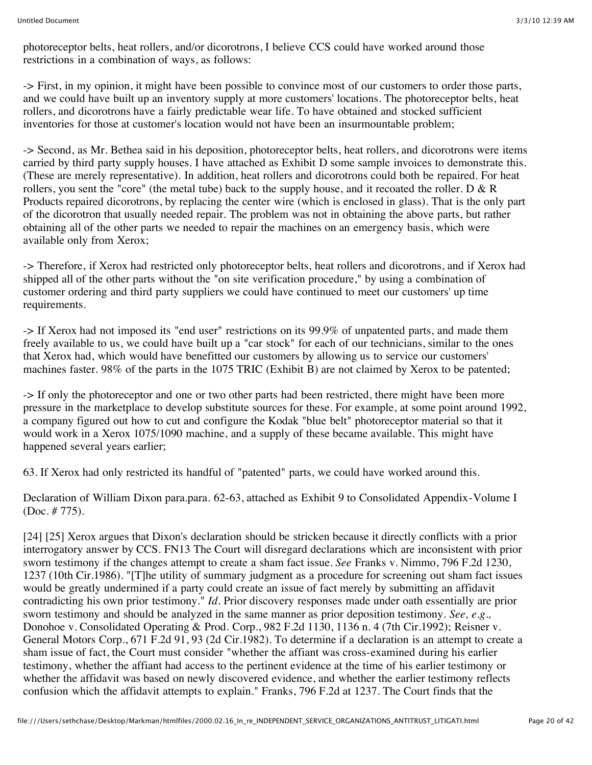photoreceptor belts, heat rollers, and/or dicorotrons, I believe CCS could have worked around those restrictions in a combination of ways, as follows:

-> First, in my opinion, it might have been possible to convince most of our customers to order those parts, and we could have built up an inventory supply at more customers' locations. The photoreceptor belts, heat rollers, and dicorotrons have a fairly predictable wear life. To have obtained and stocked sufficient inventories for those at customer's location would not have been an insurmountable problem;

-> Second, as Mr. Bethea said in his deposition, photoreceptor belts, heat rollers, and dicorotrons were items carried by third party supply houses. I have attached as Exhibit D some sample invoices to demonstrate this. (These are merely representative). In addition, heat rollers and dicorotrons could both be repaired. For heat rollers, you sent the "core" (the metal tube) back to the supply house, and it recoated the roller. D & R Products repaired dicorotrons, by replacing the center wire (which is enclosed in glass). That is the only part of the dicorotron that usually needed repair. The problem was not in obtaining the above parts, but rather obtaining all of the other parts we needed to repair the machines on an emergency basis, which were available only from Xerox;

-> Therefore, if Xerox had restricted only photoreceptor belts, heat rollers and dicorotrons, and if Xerox had shipped all of the other parts without the "on site verification procedure," by using a combination of customer ordering and third party suppliers we could have continued to meet our customers' up time requirements.

-> If Xerox had not imposed its "end user" restrictions on its 99.9% of unpatented parts, and made them freely available to us, we could have built up a "car stock" for each of our technicians, similar to the ones that Xerox had, which would have benefitted our customers by allowing us to service our customers' machines faster. 98% of the parts in the 1075 TRIC (Exhibit B) are not claimed by Xerox to be patented;

-> If only the photoreceptor and one or two other parts had been restricted, there might have been more pressure in the marketplace to develop substitute sources for these. For example, at some point around 1992, a company figured out how to cut and configure the Kodak "blue belt" photoreceptor material so that it would work in a Xerox 1075/1090 machine, and a supply of these became available. This might have happened several years earlier;

63. If Xerox had only restricted its handful of "patented" parts, we could have worked around this.

Declaration of William Dixon para.para. 62-63, attached as Exhibit 9 to Consolidated Appendix-Volume I (Doc. # 775).

[24] [25] Xerox argues that Dixon's declaration should be stricken because it directly conflicts with a prior interrogatory answer by CCS. FN13 The Court will disregard declarations which are inconsistent with prior sworn testimony if the changes attempt to create a sham fact issue. *See* Franks v. Nimmo, 796 F.2d 1230, 1237 (10th Cir.1986). "[T]he utility of summary judgment as a procedure for screening out sham fact issues would be greatly undermined if a party could create an issue of fact merely by submitting an affidavit contradicting his own prior testimony." *Id*. Prior discovery responses made under oath essentially are prior sworn testimony and should be analyzed in the same manner as prior deposition testimony. *See, e.g.,* Donohoe v. Consolidated Operating & Prod. Corp., 982 F.2d 1130, 1136 n. 4 (7th Cir.1992); Reisner v. General Motors Corp., 671 F.2d 91, 93 (2d Cir.1982). To determine if a declaration is an attempt to create a sham issue of fact, the Court must consider "whether the affiant was cross-examined during his earlier testimony, whether the affiant had access to the pertinent evidence at the time of his earlier testimony or whether the affidavit was based on newly discovered evidence, and whether the earlier testimony reflects confusion which the affidavit attempts to explain." Franks, 796 F.2d at 1237. The Court finds that the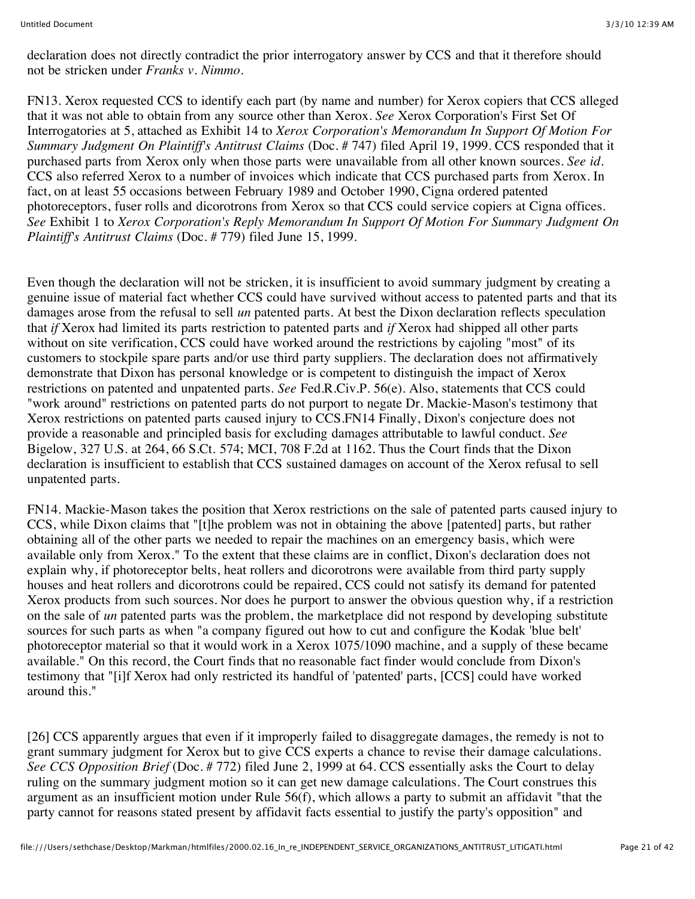declaration does not directly contradict the prior interrogatory answer by CCS and that it therefore should not be stricken under *Franks v. Nimmo*.

FN13. Xerox requested CCS to identify each part (by name and number) for Xerox copiers that CCS alleged that it was not able to obtain from any source other than Xerox. *See* Xerox Corporation's First Set Of Interrogatories at 5, attached as Exhibit 14 to *Xerox Corporation's Memorandum In Support Of Motion For Summary Judgment On Plaintiff's Antitrust Claims* (Doc. # 747) filed April 19, 1999. CCS responded that it purchased parts from Xerox only when those parts were unavailable from all other known sources. *See id.* CCS also referred Xerox to a number of invoices which indicate that CCS purchased parts from Xerox. In fact, on at least 55 occasions between February 1989 and October 1990, Cigna ordered patented photoreceptors, fuser rolls and dicorotrons from Xerox so that CCS could service copiers at Cigna offices. *See* Exhibit 1 to *Xerox Corporation's Reply Memorandum In Support Of Motion For Summary Judgment On Plaintiff's Antitrust Claims* (Doc. # 779) filed June 15, 1999.

Even though the declaration will not be stricken, it is insufficient to avoid summary judgment by creating a genuine issue of material fact whether CCS could have survived without access to patented parts and that its damages arose from the refusal to sell *un* patented parts. At best the Dixon declaration reflects speculation that *if* Xerox had limited its parts restriction to patented parts and *if* Xerox had shipped all other parts without on site verification, CCS could have worked around the restrictions by cajoling "most" of its customers to stockpile spare parts and/or use third party suppliers. The declaration does not affirmatively demonstrate that Dixon has personal knowledge or is competent to distinguish the impact of Xerox restrictions on patented and unpatented parts. *See* Fed.R.Civ.P. 56(e). Also, statements that CCS could "work around" restrictions on patented parts do not purport to negate Dr. Mackie-Mason's testimony that Xerox restrictions on patented parts caused injury to CCS.FN14 Finally, Dixon's conjecture does not provide a reasonable and principled basis for excluding damages attributable to lawful conduct. *See* Bigelow, 327 U.S. at 264, 66 S.Ct. 574; MCI, 708 F.2d at 1162. Thus the Court finds that the Dixon declaration is insufficient to establish that CCS sustained damages on account of the Xerox refusal to sell unpatented parts.

FN14. Mackie-Mason takes the position that Xerox restrictions on the sale of patented parts caused injury to CCS, while Dixon claims that "[t]he problem was not in obtaining the above [patented] parts, but rather obtaining all of the other parts we needed to repair the machines on an emergency basis, which were available only from Xerox." To the extent that these claims are in conflict, Dixon's declaration does not explain why, if photoreceptor belts, heat rollers and dicorotrons were available from third party supply houses and heat rollers and dicorotrons could be repaired, CCS could not satisfy its demand for patented Xerox products from such sources. Nor does he purport to answer the obvious question why, if a restriction on the sale of *un* patented parts was the problem, the marketplace did not respond by developing substitute sources for such parts as when "a company figured out how to cut and configure the Kodak 'blue belt' photoreceptor material so that it would work in a Xerox 1075/1090 machine, and a supply of these became available." On this record, the Court finds that no reasonable fact finder would conclude from Dixon's testimony that "[i]f Xerox had only restricted its handful of 'patented' parts, [CCS] could have worked around this."

[26] CCS apparently argues that even if it improperly failed to disaggregate damages, the remedy is not to grant summary judgment for Xerox but to give CCS experts a chance to revise their damage calculations. *See CCS Opposition Brief* (Doc. # 772) filed June 2, 1999 at 64. CCS essentially asks the Court to delay ruling on the summary judgment motion so it can get new damage calculations. The Court construes this argument as an insufficient motion under Rule 56(f), which allows a party to submit an affidavit "that the party cannot for reasons stated present by affidavit facts essential to justify the party's opposition" and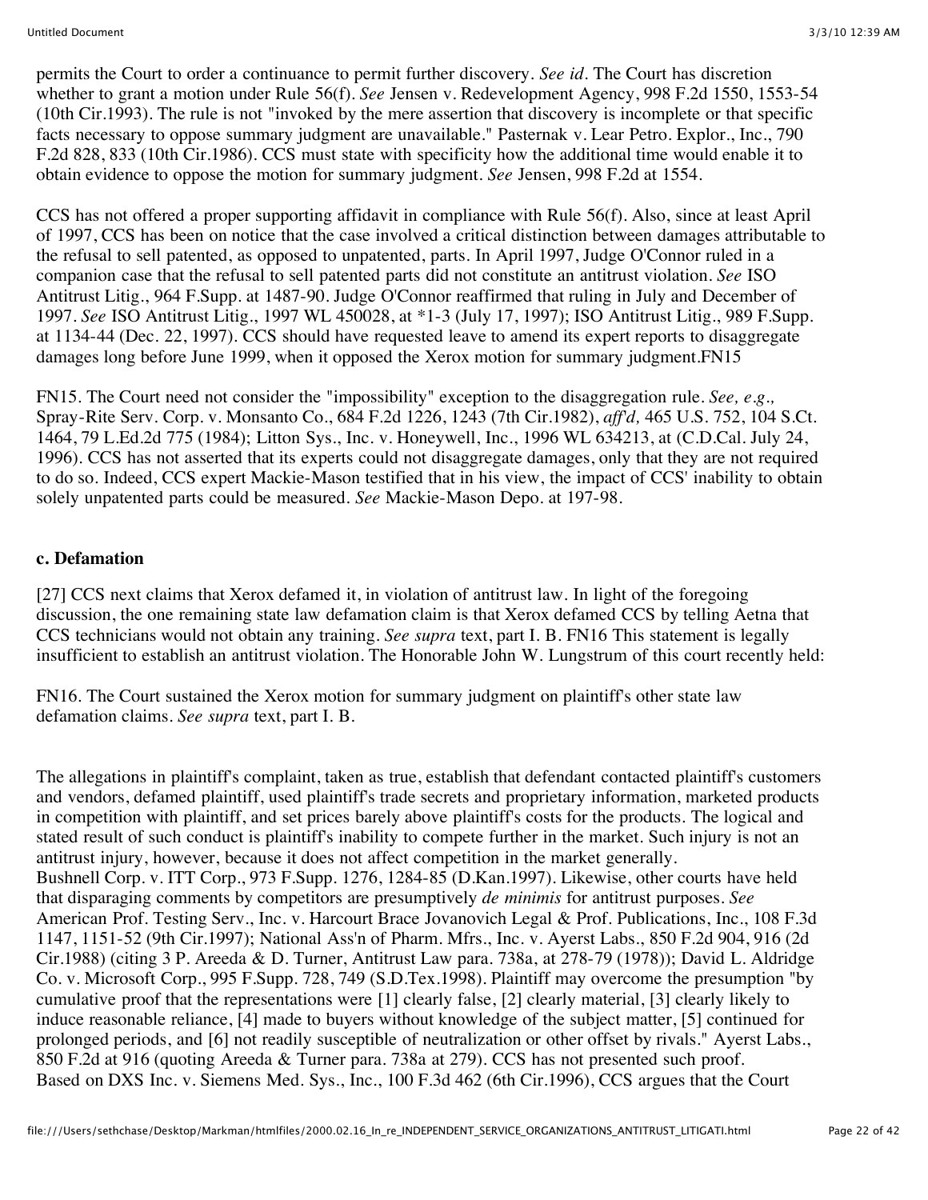permits the Court to order a continuance to permit further discovery. *See id.* The Court has discretion whether to grant a motion under Rule 56(f). *See* Jensen v. Redevelopment Agency, 998 F.2d 1550, 1553-54 (10th Cir.1993). The rule is not "invoked by the mere assertion that discovery is incomplete or that specific facts necessary to oppose summary judgment are unavailable." Pasternak v. Lear Petro. Explor., Inc., 790 F.2d 828, 833 (10th Cir.1986). CCS must state with specificity how the additional time would enable it to obtain evidence to oppose the motion for summary judgment. *See* Jensen, 998 F.2d at 1554.

CCS has not offered a proper supporting affidavit in compliance with Rule 56(f). Also, since at least April of 1997, CCS has been on notice that the case involved a critical distinction between damages attributable to the refusal to sell patented, as opposed to unpatented, parts. In April 1997, Judge O'Connor ruled in a companion case that the refusal to sell patented parts did not constitute an antitrust violation. *See* ISO Antitrust Litig., 964 F.Supp. at 1487-90. Judge O'Connor reaffirmed that ruling in July and December of 1997. *See* ISO Antitrust Litig., 1997 WL 450028, at *1-3 (July 17, 1997); ISO Antitrust Litig., 989 F.Supp. at 1134-44 (Dec. 22, 1997). CCS should have requested leave to amend its expert reports to disaggregate damages long before June 1999, when it opposed the Xerox motion for summary judgment.FN15

FN15. The Court need not consider the "impossibility" exception to the disaggregation rule. *See, e.g.,* Spray-Rite Serv. Corp. v. Monsanto Co., 684 F.2d 1226, 1243 (7th Cir.1982), *aff'd,* 465 U.S. 752, 104 S.Ct. 1464, 79 L.Ed.2d 775 (1984); Litton Sys., Inc. v. Honeywell, Inc., 1996 WL 634213, at (C.D.Cal. July 24, 1996). CCS has not asserted that its experts could not disaggregate damages, only that they are not required to do so. Indeed, CCS expert Mackie-Mason testified that in his view, the impact of CCS' inability to obtain solely unpatented parts could be measured. *See* Mackie-Mason Depo. at 197-98.

**c. Defamation**

[27] CCS next claims that Xerox defamed it, in violation of antitrust law. In light of the foregoing discussion, the one remaining state law defamation claim is that Xerox defamed CCS by telling Aetna that CCS technicians would not obtain any training. *See supra* text, part I. B. FN16 This statement is legally insufficient to establish an antitrust violation. The Honorable John W. Lungstrum of this court recently held:

FN16. The Court sustained the Xerox motion for summary judgment on plaintiff's other state law defamation claims. *See supra* text, part I. B.

The allegations in plaintiff's complaint, taken as true, establish that defendant contacted plaintiff's customers and vendors, defamed plaintiff, used plaintiff's trade secrets and proprietary information, marketed products in competition with plaintiff, and set prices barely above plaintiff's costs for the products. The logical and stated result of such conduct is plaintiff's inability to compete further in the market. Such injury is not an antitrust injury, however, because it does not affect competition in the market generally.

Bushnell Corp. v. ITT Corp., 973 F.Supp. 1276, 1284-85 (D.Kan.1997). Likewise, other courts have held that disparaging comments by competitors are presumptively *de minimis* for antitrust purposes. *See* American Prof. Testing Serv., Inc. v. Harcourt Brace Jovanovich Legal & Prof. Publications, Inc., 108 F.3d 1147, 1151-52 (9th Cir.1997); National Ass'n of Pharm. Mfrs., Inc. v. Ayerst Labs., 850 F.2d 904, 916 (2d Cir.1988) (citing 3 P. Areeda & D. Turner, Antitrust Law para. 738a, at 278-79 (1978)); David L. Aldridge Co. v. Microsoft Corp., 995 F.Supp. 728, 749 (S.D.Tex.1998). Plaintiff may overcome the presumption "by cumulative proof that the representations were [1] clearly false, [2] clearly material, [3] clearly likely to induce reasonable reliance, [4] made to buyers without knowledge of the subject matter, [5] continued for prolonged periods, and [6] not readily susceptible of neutralization or other offset by rivals." Ayerst Labs., 850 F.2d at 916 (quoting Areeda & Turner para. 738a at 279). CCS has not presented such proof.

Based on DXS Inc. v. Siemens Med. Sys., Inc., 100 F.3d 462 (6th Cir.1996), CCS argues that the Court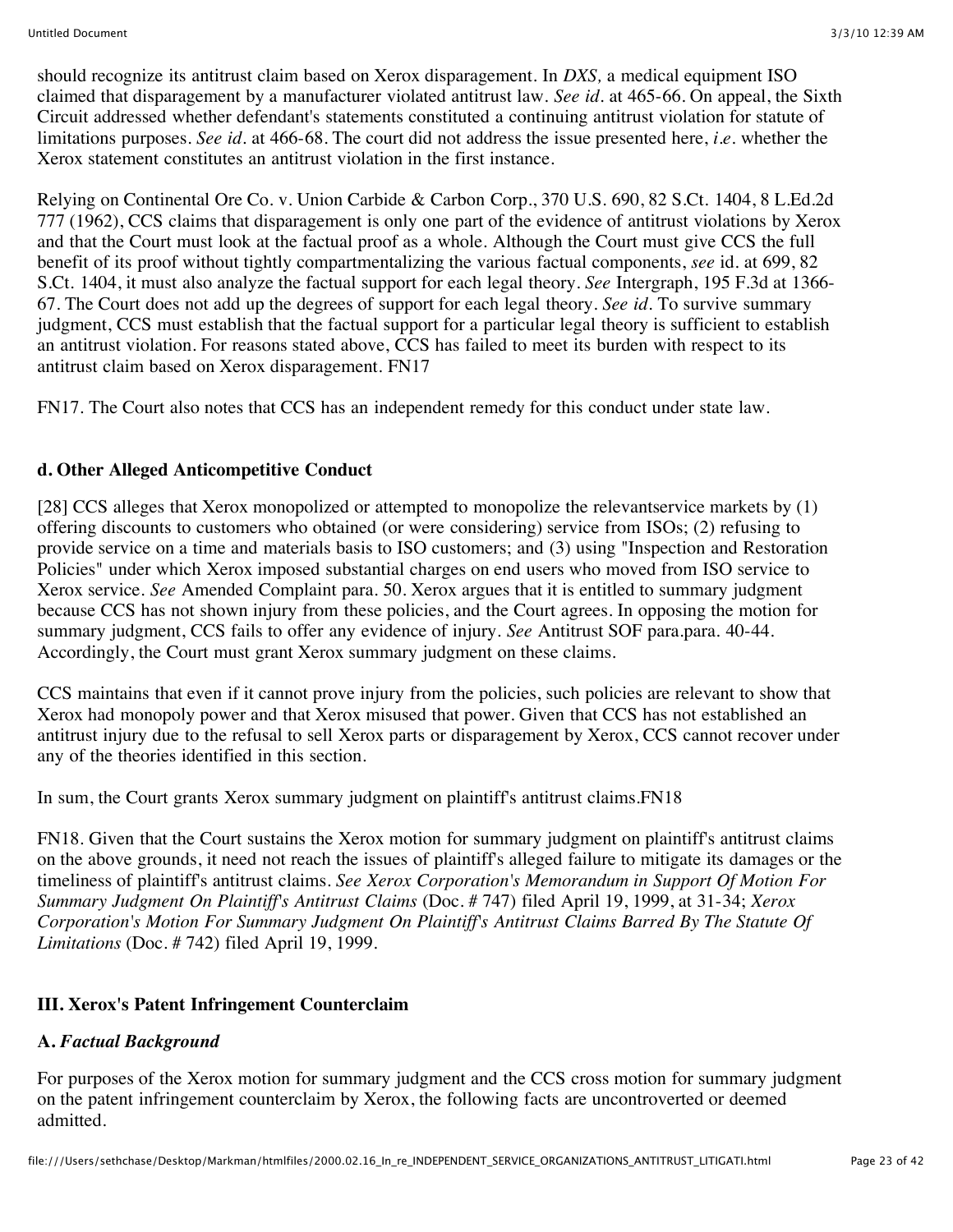should recognize its antitrust claim based on Xerox disparagement. In *DXS,* a medical equipment ISO claimed that disparagement by a manufacturer violated antitrust law. *See id.* at 465-66. On appeal, the Sixth Circuit addressed whether defendant's statements constituted a continuing antitrust violation for statute of limitations purposes. *See id.* at 466-68. The court did not address the issue presented here, *i.e.* whether the Xerox statement constitutes an antitrust violation in the first instance.

Relying on Continental Ore Co. v. Union Carbide & Carbon Corp., 370 U.S. 690, 82 S.Ct. 1404, 8 L.Ed.2d 777 (1962), CCS claims that disparagement is only one part of the evidence of antitrust violations by Xerox and that the Court must look at the factual proof as a whole. Although the Court must give CCS the full benefit of its proof without tightly compartmentalizing the various factual components, *see* id. at 699, 82 S.Ct. 1404, it must also analyze the factual support for each legal theory. *See* Intergraph, 195 F.3d at 1366-67. The Court does not add up the degrees of support for each legal theory. *See id.* To survive summary judgment, CCS must establish that the factual support for a particular legal theory is sufficient to establish an antitrust violation. For reasons stated above, CCS has failed to meet its burden with respect to its antitrust claim based on Xerox disparagement. FN17

FN17. The Court also notes that CCS has an independent remedy for this conduct under state law.

#### d. Other Alleged Anticompetitive Conduct

[28] CCS alleges that Xerox monopolized or attempted to monopolize the relevantservice markets by (1) offering discounts to customers who obtained (or were considering) service from ISOs; (2) refusing to provide service on a time and materials basis to ISO customers; and (3) using "Inspection and Restoration Policies" under which Xerox imposed substantial charges on end users who moved from ISO service to Xerox service. *See* Amended Complaint para. 50. Xerox argues that it is entitled to summary judgment because CCS has not shown injury from these policies, and the Court agrees. In opposing the motion for summary judgment, CCS fails to offer any evidence of injury. *See* Antitrust SOF para.para. 40-44. Accordingly, the Court must grant Xerox summary judgment on these claims.

CCS maintains that even if it cannot prove injury from the policies, such policies are relevant to show that Xerox had monopoly power and that Xerox misused that power. Given that CCS has not established an antitrust injury due to the refusal to sell Xerox parts or disparagement by Xerox, CCS cannot recover under any of the theories identified in this section.

In sum, the Court grants Xerox summary judgment on plaintiff's antitrust claims.FN18

FN18. Given that the Court sustains the Xerox motion for summary judgment on plaintiff's antitrust claims on the above grounds, it need not reach the issues of plaintiff's alleged failure to mitigate its damages or the timeliness of plaintiff's antitrust claims. *See Xerox Corporation's Memorandum in Support Of Motion For Summary Judgment On Plaintiff's Antitrust Claims* (Doc. # 747) filed April 19, 1999, at 31-34; *Xerox Corporation's Motion For Summary Judgment On Plaintiff's Antitrust Claims Barred By The Statute Of Limitations* (Doc. # 742) filed April 19, 1999.

### III. Xerox's Patent Infringement Counterclaim

#### A. *Factual Background*

For purposes of the Xerox motion for summary judgment and the CCS cross motion for summary judgment on the patent infringement counterclaim by Xerox, the following facts are uncontroverted or deemed admitted.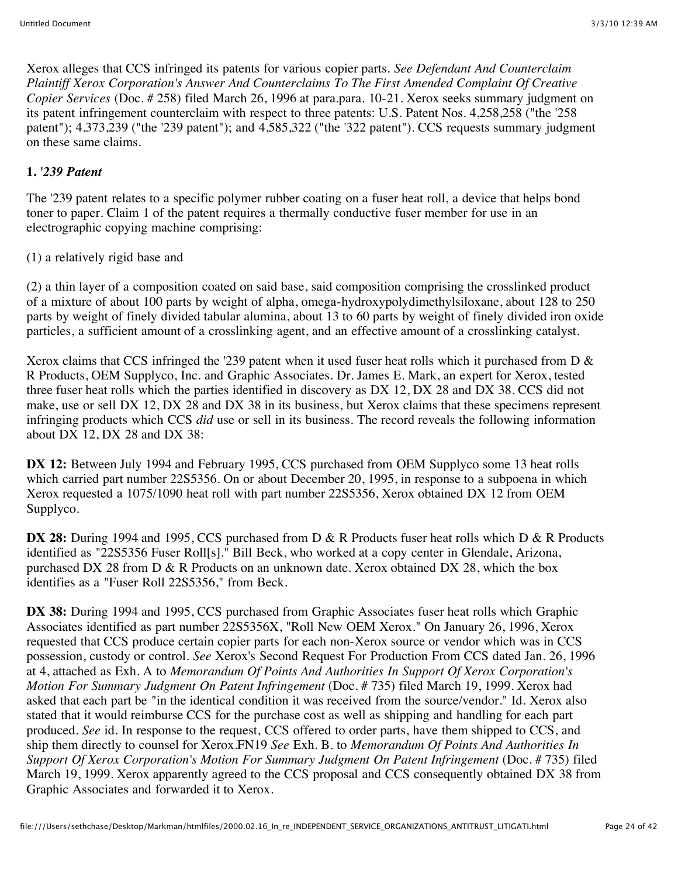Xerox alleges that CCS infringed its patents for various copier parts. *See Defendant And Counterclaim Plaintiff Xerox Corporation's Answer And Counterclaims To The First Amended Complaint Of Creative Copier Services* (Doc. # 258) filed March 26, 1996 at para.para. 10-21. Xerox seeks summary judgment on its patent infringement counterclaim with respect to three patents: U.S. Patent Nos. 4,258,258 ("the '258 patent"); 4,373,239 ("the '239 patent"); and 4,585,322 ("the '322 patent"). CCS requests summary judgment on these same claims.

**1.** ***'239 Patent***

The '239 patent relates to a specific polymer rubber coating on a fuser heat roll, a device that helps bond toner to paper. Claim 1 of the patent requires a thermally conductive fuser member for use in an electrographic copying machine comprising:

(1) a relatively rigid base and

(2) a thin layer of a composition coated on said base, said composition comprising the crosslinked product of a mixture of about 100 parts by weight of alpha, omega-hydroxypolydimethylsiloxane, about 128 to 250 parts by weight of finely divided tabular alumina, about 13 to 60 parts by weight of finely divided iron oxide particles, a sufficient amount of a crosslinking agent, and an effective amount of a crosslinking catalyst.

Xerox claims that CCS infringed the '239 patent when it used fuser heat rolls which it purchased from D & R Products, OEM Supplyco, Inc. and Graphic Associates. Dr. James E. Mark, an expert for Xerox, tested three fuser heat rolls which the parties identified in discovery as DX 12, DX 28 and DX 38. CCS did not make, use or sell DX 12, DX 28 and DX 38 in its business, but Xerox claims that these specimens represent infringing products which CCS *did* use or sell in its business. The record reveals the following information about DX 12, DX 28 and DX 38:

**DX 12:** Between July 1994 and February 1995, CCS purchased from OEM Supplyco some 13 heat rolls which carried part number 22S5356. On or about December 20, 1995, in response to a subpoena in which Xerox requested a 1075/1090 heat roll with part number 22S5356, Xerox obtained DX 12 from OEM Supplyco.

**DX 28:** During 1994 and 1995, CCS purchased from D & R Products fuser heat rolls which D & R Products identified as "22S5356 Fuser Roll[s]." Bill Beck, who worked at a copy center in Glendale, Arizona, purchased DX 28 from D & R Products on an unknown date. Xerox obtained DX 28, which the box identifies as a "Fuser Roll 22S5356," from Beck.

**DX 38:** During 1994 and 1995, CCS purchased from Graphic Associates fuser heat rolls which Graphic Associates identified as part number 22S5356X, "Roll New OEM Xerox." On January 26, 1996, Xerox requested that CCS produce certain copier parts for each non-Xerox source or vendor which was in CCS possession, custody or control. *See* Xerox's Second Request For Production From CCS dated Jan. 26, 1996 at 4, attached as Exh. A to *Memorandum Of Points And Authorities In Support Of Xerox Corporation's Motion For Summary Judgment On Patent Infringement* (Doc. # 735) filed March 19, 1999. Xerox had asked that each part be "in the identical condition it was received from the source/vendor." Id. Xerox also stated that it would reimburse CCS for the purchase cost as well as shipping and handling for each part produced. *See* id. In response to the request, CCS offered to order parts, have them shipped to CCS, and ship them directly to counsel for Xerox.FN19 *See* Exh. B. to *Memorandum Of Points And Authorities In Support Of Xerox Corporation's Motion For Summary Judgment On Patent Infringement* (Doc. # 735) filed March 19, 1999. Xerox apparently agreed to the CCS proposal and CCS consequently obtained DX 38 from Graphic Associates and forwarded it to Xerox.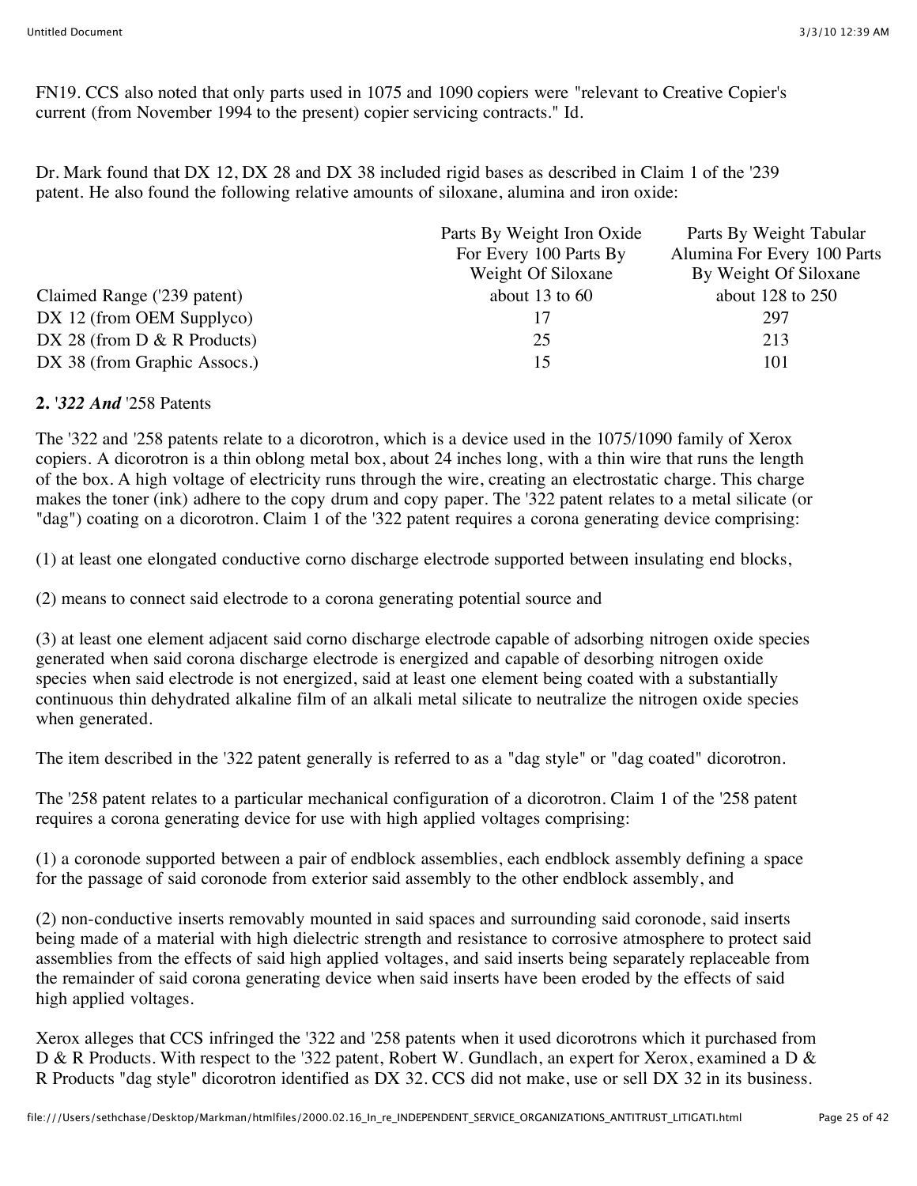FN19. CCS also noted that only parts used in 1075 and 1090 copiers were "relevant to Creative Copier's current (from November 1994 to the present) copier servicing contracts." Id.

Dr. Mark found that DX 12, DX 28 and DX 38 included rigid bases as described in Claim 1 of the '239 patent. He also found the following relative amounts of siloxane, alumina and iron oxide:

| | Parts By Weight Iron Oxide For Every 100 Parts By Weight Of Siloxane | Parts By Weight Tabular Alumina For Every 100 Parts By Weight Of Siloxane |
|---|---|---|
| Claimed Range ('239 patent) | about 13 to 60 | about 128 to 250 |
| DX 12 (from OEM Supplyco) | 17 | 297 |
| DX 28 (from D & R Products) | 25 | 213 |
| DX 38 (from Graphic Assocs.) | 15 | 101 |

**2.** *'322 And* '258 Patents

The '322 and '258 patents relate to a dicorotron, which is a device used in the 1075/1090 family of Xerox copiers. A dicorotron is a thin oblong metal box, about 24 inches long, with a thin wire that runs the length of the box. A high voltage of electricity runs through the wire, creating an electrostatic charge. This charge makes the toner (ink) adhere to the copy drum and copy paper. The '322 patent relates to a metal silicate (or "dag") coating on a dicorotron. Claim 1 of the '322 patent requires a corona generating device comprising:

(1) at least one elongated conductive corno discharge electrode supported between insulating end blocks,

(2) means to connect said electrode to a corona generating potential source and

(3) at least one element adjacent said corno discharge electrode capable of adsorbing nitrogen oxide species generated when said corona discharge electrode is energized and capable of desorbing nitrogen oxide species when said electrode is not energized, said at least one element being coated with a substantially continuous thin dehydrated alkaline film of an alkali metal silicate to neutralize the nitrogen oxide species when generated.

The item described in the '322 patent generally is referred to as a "dag style" or "dag coated" dicorotron.

The '258 patent relates to a particular mechanical configuration of a dicorotron. Claim 1 of the '258 patent requires a corona generating device for use with high applied voltages comprising:

(1) a coronode supported between a pair of endblock assemblies, each endblock assembly defining a space for the passage of said coronode from exterior said assembly to the other endblock assembly, and

(2) non-conductive inserts removably mounted in said spaces and surrounding said coronode, said inserts being made of a material with high dielectric strength and resistance to corrosive atmosphere to protect said assemblies from the effects of said high applied voltages, and said inserts being separately replaceable from the remainder of said corona generating device when said inserts have been eroded by the effects of said high applied voltages.

Xerox alleges that CCS infringed the '322 and '258 patents when it used dicorotrons which it purchased from D & R Products. With respect to the '322 patent, Robert W. Gundlach, an expert for Xerox, examined a D & R Products "dag style" dicorotron identified as DX 32. CCS did not make, use or sell DX 32 in its business.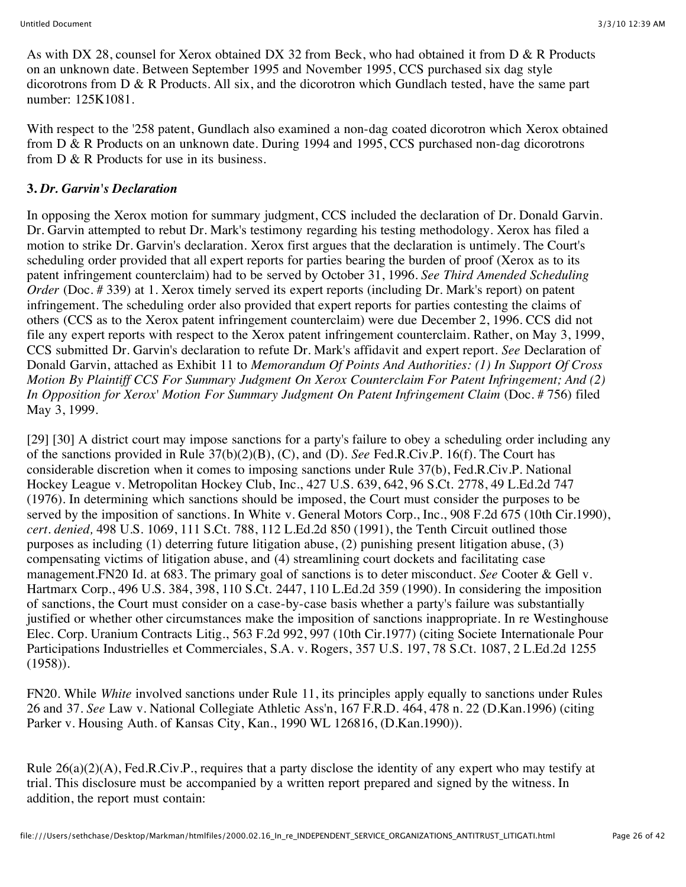As with DX 28, counsel for Xerox obtained DX 32 from Beck, who had obtained it from D & R Products on an unknown date. Between September 1995 and November 1995, CCS purchased six dag style dicorotrons from D & R Products. All six, and the dicorotron which Gundlach tested, have the same part number: 125K1081.

With respect to the '258 patent, Gundlach also examined a non-dag coated dicorotron which Xerox obtained from D & R Products on an unknown date. During 1994 and 1995, CCS purchased non-dag dicorotrons from D & R Products for use in its business.

### 3. *Dr. Garvin's Declaration*

In opposing the Xerox motion for summary judgment, CCS included the declaration of Dr. Donald Garvin. Dr. Garvin attempted to rebut Dr. Mark's testimony regarding his testing methodology. Xerox has filed a motion to strike Dr. Garvin's declaration. Xerox first argues that the declaration is untimely. The Court's scheduling order provided that all expert reports for parties bearing the burden of proof (Xerox as to its patent infringement counterclaim) had to be served by October 31, 1996. *See Third Amended Scheduling Order* (Doc. # 339) at 1. Xerox timely served its expert reports (including Dr. Mark's report) on patent infringement. The scheduling order also provided that expert reports for parties contesting the claims of others (CCS as to the Xerox patent infringement counterclaim) were due December 2, 1996. CCS did not file any expert reports with respect to the Xerox patent infringement counterclaim. Rather, on May 3, 1999, CCS submitted Dr. Garvin's declaration to refute Dr. Mark's affidavit and expert report. *See* Declaration of Donald Garvin, attached as Exhibit 11 to *Memorandum Of Points And Authorities: (1) In Support Of Cross Motion By Plaintiff CCS For Summary Judgment On Xerox Counterclaim For Patent Infringement; And (2) In Opposition for Xerox' Motion For Summary Judgment On Patent Infringement Claim* (Doc. # 756) filed May 3, 1999.

[29] [30] A district court may impose sanctions for a party's failure to obey a scheduling order including any of the sanctions provided in Rule 37(b)(2)(B), (C), and (D). *See* Fed.R.Civ.P. 16(f). The Court has considerable discretion when it comes to imposing sanctions under Rule 37(b), Fed.R.Civ.P. National Hockey League v. Metropolitan Hockey Club, Inc., 427 U.S. 639, 642, 96 S.Ct. 2778, 49 L.Ed.2d 747 (1976). In determining which sanctions should be imposed, the Court must consider the purposes to be served by the imposition of sanctions. In White v. General Motors Corp., Inc., 908 F.2d 675 (10th Cir.1990), *cert. denied,* 498 U.S. 1069, 111 S.Ct. 788, 112 L.Ed.2d 850 (1991), the Tenth Circuit outlined those purposes as including (1) deterring future litigation abuse, (2) punishing present litigation abuse, (3) compensating victims of litigation abuse, and (4) streamlining court dockets and facilitating case management.FN20 Id. at 683. The primary goal of sanctions is to deter misconduct. *See* Cooter & Gell v. Hartmarx Corp., 496 U.S. 384, 398, 110 S.Ct. 2447, 110 L.Ed.2d 359 (1990). In considering the imposition of sanctions, the Court must consider on a case-by-case basis whether a party's failure was substantially justified or whether other circumstances make the imposition of sanctions inappropriate. In re Westinghouse Elec. Corp. Uranium Contracts Litig., 563 F.2d 992, 997 (10th Cir.1977) (citing Societe Internationale Pour Participations Industrielles et Commerciales, S.A. v. Rogers, 357 U.S. 197, 78 S.Ct. 1087, 2 L.Ed.2d 1255 (1958)).

FN20. While *White* involved sanctions under Rule 11, its principles apply equally to sanctions under Rules 26 and 37. *See* Law v. National Collegiate Athletic Ass'n, 167 F.R.D. 464, 478 n. 22 (D.Kan.1996) (citing Parker v. Housing Auth. of Kansas City, Kan., 1990 WL 126816, (D.Kan.1990)).

Rule 26(a)(2)(A), Fed.R.Civ.P., requires that a party disclose the identity of any expert who may testify at trial. This disclosure must be accompanied by a written report prepared and signed by the witness. In addition, the report must contain: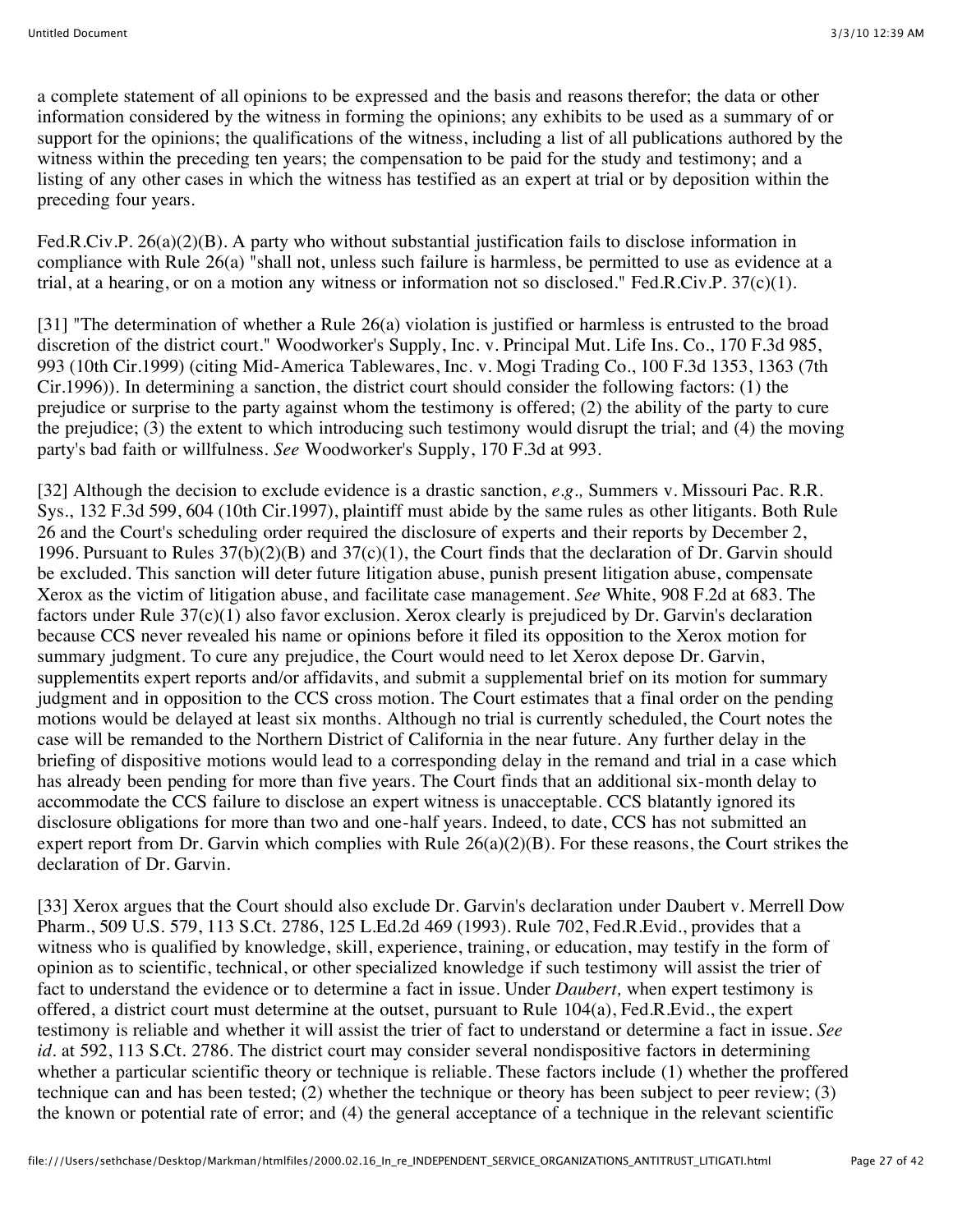a complete statement of all opinions to be expressed and the basis and reasons therefor; the data or other information considered by the witness in forming the opinions; any exhibits to be used as a summary of or support for the opinions; the qualifications of the witness, including a list of all publications authored by the witness within the preceding ten years; the compensation to be paid for the study and testimony; and a listing of any other cases in which the witness has testified as an expert at trial or by deposition within the preceding four years.

Fed.R.Civ.P. 26(a)(2)(B). A party who without substantial justification fails to disclose information in compliance with Rule 26(a) "shall not, unless such failure is harmless, be permitted to use as evidence at a trial, at a hearing, or on a motion any witness or information not so disclosed." Fed.R.Civ.P. 37(c)(1).

[31] "The determination of whether a Rule 26(a) violation is justified or harmless is entrusted to the broad discretion of the district court." Woodworker's Supply, Inc. v. Principal Mut. Life Ins. Co., 170 F.3d 985, 993 (10th Cir.1999) (citing Mid-America Tablewares, Inc. v. Mogi Trading Co., 100 F.3d 1353, 1363 (7th Cir.1996)). In determining a sanction, the district court should consider the following factors: (1) the prejudice or surprise to the party against whom the testimony is offered; (2) the ability of the party to cure the prejudice; (3) the extent to which introducing such testimony would disrupt the trial; and (4) the moving party's bad faith or willfulness. *See* Woodworker's Supply, 170 F.3d at 993.

[32] Although the decision to exclude evidence is a drastic sanction, *e.g.,* Summers v. Missouri Pac. R.R. Sys., 132 F.3d 599, 604 (10th Cir.1997), plaintiff must abide by the same rules as other litigants. Both Rule 26 and the Court's scheduling order required the disclosure of experts and their reports by December 2, 1996. Pursuant to Rules 37(b)(2)(B) and 37(c)(1), the Court finds that the declaration of Dr. Garvin should be excluded. This sanction will deter future litigation abuse, punish present litigation abuse, compensate Xerox as the victim of litigation abuse, and facilitate case management. *See* White, 908 F.2d at 683. The factors under Rule 37(c)(1) also favor exclusion. Xerox clearly is prejudiced by Dr. Garvin's declaration because CCS never revealed his name or opinions before it filed its opposition to the Xerox motion for summary judgment. To cure any prejudice, the Court would need to let Xerox depose Dr. Garvin, supplementits expert reports and/or affidavits, and submit a supplemental brief on its motion for summary judgment and in opposition to the CCS cross motion. The Court estimates that a final order on the pending motions would be delayed at least six months. Although no trial is currently scheduled, the Court notes the case will be remanded to the Northern District of California in the near future. Any further delay in the briefing of dispositive motions would lead to a corresponding delay in the remand and trial in a case which has already been pending for more than five years. The Court finds that an additional six-month delay to accommodate the CCS failure to disclose an expert witness is unacceptable. CCS blatantly ignored its disclosure obligations for more than two and one-half years. Indeed, to date, CCS has not submitted an expert report from Dr. Garvin which complies with Rule 26(a)(2)(B). For these reasons, the Court strikes the declaration of Dr. Garvin.

[33] Xerox argues that the Court should also exclude Dr. Garvin's declaration under Daubert v. Merrell Dow Pharm., 509 U.S. 579, 113 S.Ct. 2786, 125 L.Ed.2d 469 (1993). Rule 702, Fed.R.Evid., provides that a witness who is qualified by knowledge, skill, experience, training, or education, may testify in the form of opinion as to scientific, technical, or other specialized knowledge if such testimony will assist the trier of fact to understand the evidence or to determine a fact in issue. Under *Daubert,* when expert testimony is offered, a district court must determine at the outset, pursuant to Rule 104(a), Fed.R.Evid., the expert testimony is reliable and whether it will assist the trier of fact to understand or determine a fact in issue. *See id.* at 592, 113 S.Ct. 2786. The district court may consider several nondispositive factors in determining whether a particular scientific theory or technique is reliable. These factors include (1) whether the proffered technique can and has been tested; (2) whether the technique or theory has been subject to peer review; (3) the known or potential rate of error; and (4) the general acceptance of a technique in the relevant scientific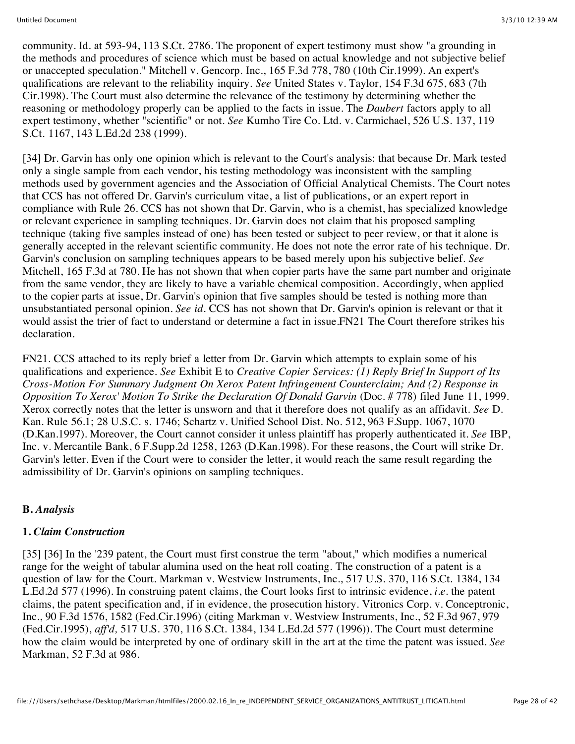community. Id. at 593-94, 113 S.Ct. 2786. The proponent of expert testimony must show "a grounding in the methods and procedures of science which must be based on actual knowledge and not subjective belief or unaccepted speculation." Mitchell v. Gencorp. Inc., 165 F.3d 778, 780 (10th Cir.1999). An expert's qualifications are relevant to the reliability inquiry. *See* United States v. Taylor, 154 F.3d 675, 683 (7th Cir.1998). The Court must also determine the relevance of the testimony by determining whether the reasoning or methodology properly can be applied to the facts in issue. The *Daubert* factors apply to all expert testimony, whether "scientific" or not. *See* Kumho Tire Co. Ltd. v. Carmichael, 526 U.S. 137, 119 S.Ct. 1167, 143 L.Ed.2d 238 (1999).

[34] Dr. Garvin has only one opinion which is relevant to the Court's analysis: that because Dr. Mark tested only a single sample from each vendor, his testing methodology was inconsistent with the sampling methods used by government agencies and the Association of Official Analytical Chemists. The Court notes that CCS has not offered Dr. Garvin's curriculum vitae, a list of publications, or an expert report in compliance with Rule 26. CCS has not shown that Dr. Garvin, who is a chemist, has specialized knowledge or relevant experience in sampling techniques. Dr. Garvin does not claim that his proposed sampling technique (taking five samples instead of one) has been tested or subject to peer review, or that it alone is generally accepted in the relevant scientific community. He does not note the error rate of his technique. Dr. Garvin's conclusion on sampling techniques appears to be based merely upon his subjective belief. *See* Mitchell, 165 F.3d at 780. He has not shown that when copier parts have the same part number and originate from the same vendor, they are likely to have a variable chemical composition. Accordingly, when applied to the copier parts at issue, Dr. Garvin's opinion that five samples should be tested is nothing more than unsubstantiated personal opinion. *See id.* CCS has not shown that Dr. Garvin's opinion is relevant or that it would assist the trier of fact to understand or determine a fact in issue.FN21 The Court therefore strikes his declaration.

FN21. CCS attached to its reply brief a letter from Dr. Garvin which attempts to explain some of his qualifications and experience. *See* Exhibit E to *Creative Copier Services: (1) Reply Brief In Support of Its Cross-Motion For Summary Judgment On Xerox Patent Infringement Counterclaim; And (2) Response in Opposition To Xerox' Motion To Strike the Declaration Of Donald Garvin* (Doc. # 778) filed June 11, 1999. Xerox correctly notes that the letter is unsworn and that it therefore does not qualify as an affidavit. *See* D. Kan. Rule 56.1; 28 U.S.C.Ò s. 1746; Schartz v. Unified School Dist. No. 512, 963 F.Supp. 1067, 1070 (D.Kan.1997). Moreover, the Court cannot consider it unless plaintiff has properly authenticated it. *See* IBP, Inc. v. Mercantile Bank, 6 F.Supp.2d 1258, 1263 (D.Kan.1998). For these reasons, the Court will strike Dr. Garvin's letter. Even if the Court were to consider the letter, it would reach the same result regarding the admissibility of Dr. Garvin's opinions on sampling techniques.

**B.** ***Analysis***

**1.** ***Claim Construction***

[35] [36] In the '239 patent, the Court must first construe the term "about," which modifies a numerical range for the weight of tabular alumina used on the heat roll coating. The construction of a patent is a question of law for the Court. Markman v. Westview Instruments, Inc., 517 U.S. 370, 116 S.Ct. 1384, 134 L.Ed.2d 577 (1996). In construing patent claims, the Court looks first to intrinsic evidence, *i.e.* the patent claims, the patent specification and, if in evidence, the prosecution history. Vitronics Corp. v. Conceptronic, Inc., 90 F.3d 1576, 1582 (Fed.Cir.1996) (citing Markman v. Westview Instruments, Inc., 52 F.3d 967, 979 (Fed.Cir.1995), *aff'd,* 517 U.S. 370, 116 S.Ct. 1384, 134 L.Ed.2d 577 (1996)). The Court must determine how the claim would be interpreted by one of ordinary skill in the art at the time the patent was issued. *See* Markman, 52 F.3d at 986.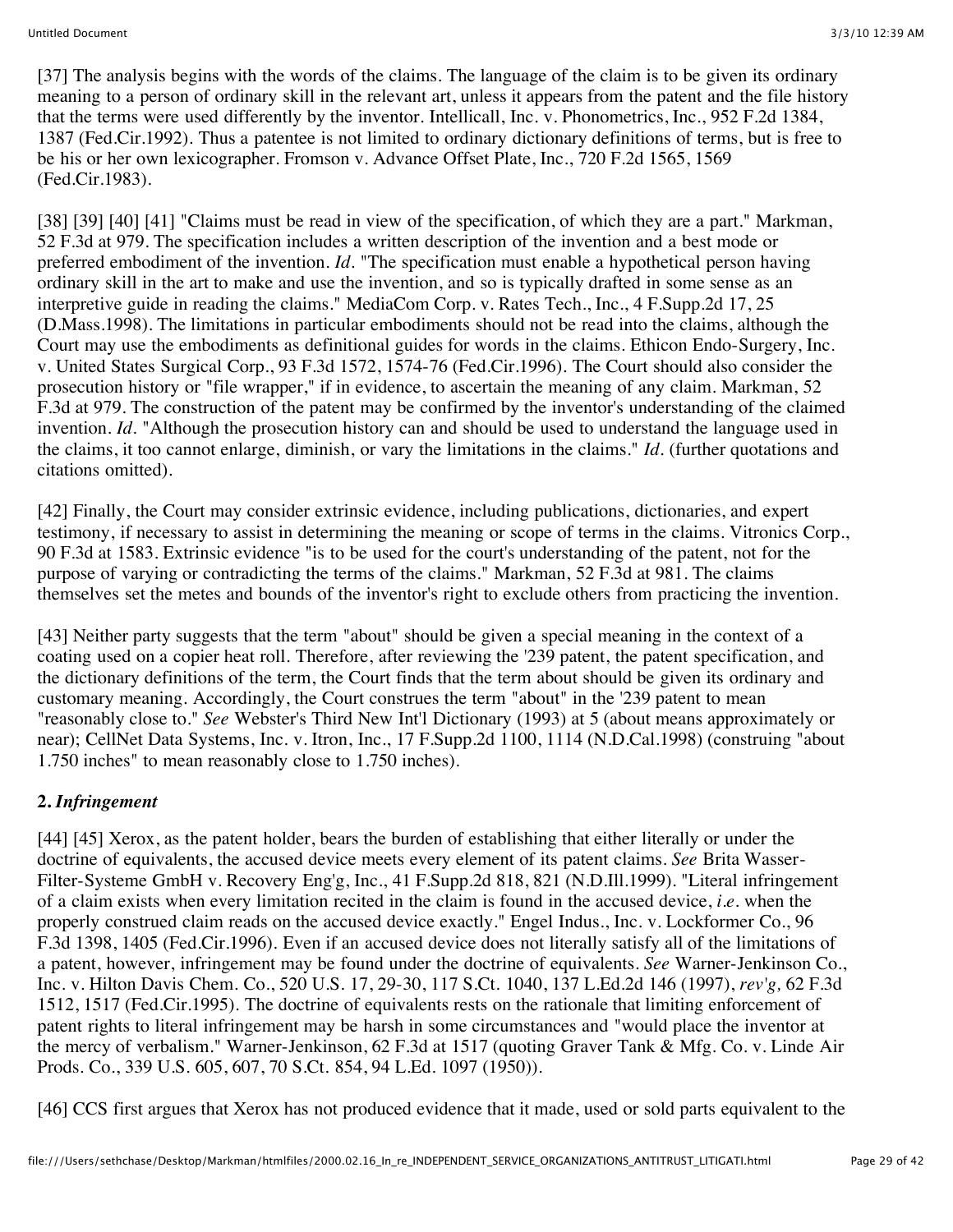[37] The analysis begins with the words of the claims. The language of the claim is to be given its ordinary meaning to a person of ordinary skill in the relevant art, unless it appears from the patent and the file history that the terms were used differently by the inventor. Intellicall, Inc. v. Phonometrics, Inc., 952 F.2d 1384, 1387 (Fed.Cir.1992). Thus a patentee is not limited to ordinary dictionary definitions of terms, but is free to be his or her own lexicographer. Fromson v. Advance Offset Plate, Inc., 720 F.2d 1565, 1569 (Fed.Cir.1983).

[38] [39] [40] [41] "Claims must be read in view of the specification, of which they are a part." Markman, 52 F.3d at 979. The specification includes a written description of the invention and a best mode or preferred embodiment of the invention. *Id.* "The specification must enable a hypothetical person having ordinary skill in the art to make and use the invention, and so is typically drafted in some sense as an interpretive guide in reading the claims." MediaCom Corp. v. Rates Tech., Inc., 4 F.Supp.2d 17, 25 (D.Mass.1998). The limitations in particular embodiments should not be read into the claims, although the Court may use the embodiments as definitional guides for words in the claims. Ethicon Endo-Surgery, Inc. v. United States Surgical Corp., 93 F.3d 1572, 1574-76 (Fed.Cir.1996). The Court should also consider the prosecution history or "file wrapper," if in evidence, to ascertain the meaning of any claim. Markman, 52 F.3d at 979. The construction of the patent may be confirmed by the inventor's understanding of the claimed invention. *Id.* "Although the prosecution history can and should be used to understand the language used in the claims, it too cannot enlarge, diminish, or vary the limitations in the claims." *Id.* (further quotations and citations omitted).

[42] Finally, the Court may consider extrinsic evidence, including publications, dictionaries, and expert testimony, if necessary to assist in determining the meaning or scope of terms in the claims. Vitronics Corp., 90 F.3d at 1583. Extrinsic evidence "is to be used for the court's understanding of the patent, not for the purpose of varying or contradicting the terms of the claims." Markman, 52 F.3d at 981. The claims themselves set the metes and bounds of the inventor's right to exclude others from practicing the invention.

[43] Neither party suggests that the term "about" should be given a special meaning in the context of a coating used on a copier heat roll. Therefore, after reviewing the '239 patent, the patent specification, and the dictionary definitions of the term, the Court finds that the term about should be given its ordinary and customary meaning. Accordingly, the Court construes the term "about" in the '239 patent to mean "reasonably close to." *See* Webster's Third New Int'l Dictionary (1993) at 5 (about means approximately or near); CellNet Data Systems, Inc. v. Itron, Inc., 17 F.Supp.2d 1100, 1114 (N.D.Cal.1998) (construing "about 1.750 inches" to mean reasonably close to 1.750 inches).

### 2. *Infringement*

[44] [45] Xerox, as the patent holder, bears the burden of establishing that either literally or under the doctrine of equivalents, the accused device meets every element of its patent claims. *See* Brita Wasser-Filter-Systeme GmbH v. Recovery Eng'g, Inc., 41 F.Supp.2d 818, 821 (N.D.Ill.1999). "Literal infringement of a claim exists when every limitation recited in the claim is found in the accused device, *i.e.* when the properly construed claim reads on the accused device exactly." Engel Indus., Inc. v. Lockformer Co., 96 F.3d 1398, 1405 (Fed.Cir.1996). Even if an accused device does not literally satisfy all of the limitations of a patent, however, infringement may be found under the doctrine of equivalents. *See* Warner-Jenkinson Co., Inc. v. Hilton Davis Chem. Co., 520 U.S. 17, 29-30, 117 S.Ct. 1040, 137 L.Ed.2d 146 (1997), *rev'g,* 62 F.3d 1512, 1517 (Fed.Cir.1995). The doctrine of equivalents rests on the rationale that limiting enforcement of patent rights to literal infringement may be harsh in some circumstances and "would place the inventor at the mercy of verbalism." Warner-Jenkinson, 62 F.3d at 1517 (quoting Graver Tank & Mfg. Co. v. Linde Air Prods. Co., 339 U.S. 605, 607, 70 S.Ct. 854, 94 L.Ed. 1097 (1950)).

[46] CCS first argues that Xerox has not produced evidence that it made, used or sold parts equivalent to the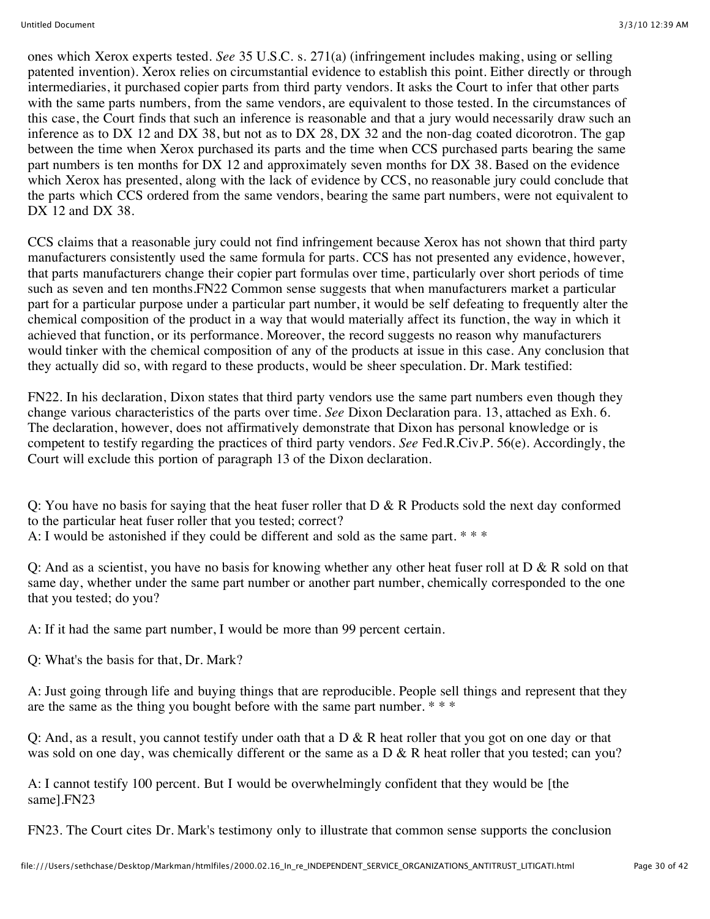ones which Xerox experts tested. *See* 35 U.S.C. s. 271(a) (infringement includes making, using or selling patented invention). Xerox relies on circumstantial evidence to establish this point. Either directly or through intermediaries, it purchased copier parts from third party vendors. It asks the Court to infer that other parts with the same parts numbers, from the same vendors, are equivalent to those tested. In the circumstances of this case, the Court finds that such an inference is reasonable and that a jury would necessarily draw such an inference as to DX 12 and DX 38, but not as to DX 28, DX 32 and the non-dag coated dicorotron. The gap between the time when Xerox purchased its parts and the time when CCS purchased parts bearing the same part numbers is ten months for DX 12 and approximately seven months for DX 38. Based on the evidence which Xerox has presented, along with the lack of evidence by CCS, no reasonable jury could conclude that the parts which CCS ordered from the same vendors, bearing the same part numbers, were not equivalent to DX 12 and DX 38.

CCS claims that a reasonable jury could not find infringement because Xerox has not shown that third party manufacturers consistently used the same formula for parts. CCS has not presented any evidence, however, that parts manufacturers change their copier part formulas over time, particularly over short periods of time such as seven and ten months.FN22 Common sense suggests that when manufacturers market a particular part for a particular purpose under a particular part number, it would be self defeating to frequently alter the chemical composition of the product in a way that would materially affect its function, the way in which it achieved that function, or its performance. Moreover, the record suggests no reason why manufacturers would tinker with the chemical composition of any of the products at issue in this case. Any conclusion that they actually did so, with regard to these products, would be sheer speculation. Dr. Mark testified:

FN22. In his declaration, Dixon states that third party vendors use the same part numbers even though they change various characteristics of the parts over time. *See* Dixon Declaration para. 13, attached as Exh. 6. The declaration, however, does not affirmatively demonstrate that Dixon has personal knowledge or is competent to testify regarding the practices of third party vendors. *See* Fed.R.Civ.P. 56(e). Accordingly, the Court will exclude this portion of paragraph 13 of the Dixon declaration.

Q: You have no basis for saying that the heat fuser roller that D & R Products sold the next day conformed to the particular heat fuser roller that you tested; correct?
A: I would be astonished if they could be different and sold as the same part. * * *

Q: And as a scientist, you have no basis for knowing whether any other heat fuser roll at D & R sold on that same day, whether under the same part number or another part number, chemically corresponded to the one that you tested; do you?

A: If it had the same part number, I would be more than 99 percent certain.

Q: What's the basis for that, Dr. Mark?

A: Just going through life and buying things that are reproducible. People sell things and represent that they are the same as the thing you bought before with the same part number. * * *

Q: And, as a result, you cannot testify under oath that a D & R heat roller that you got on one day or that was sold on one day, was chemically different or the same as a D & R heat roller that you tested; can you?

A: I cannot testify 100 percent. But I would be overwhelmingly confident that they would be [the same].FN23

FN23. The Court cites Dr. Mark's testimony only to illustrate that common sense supports the conclusion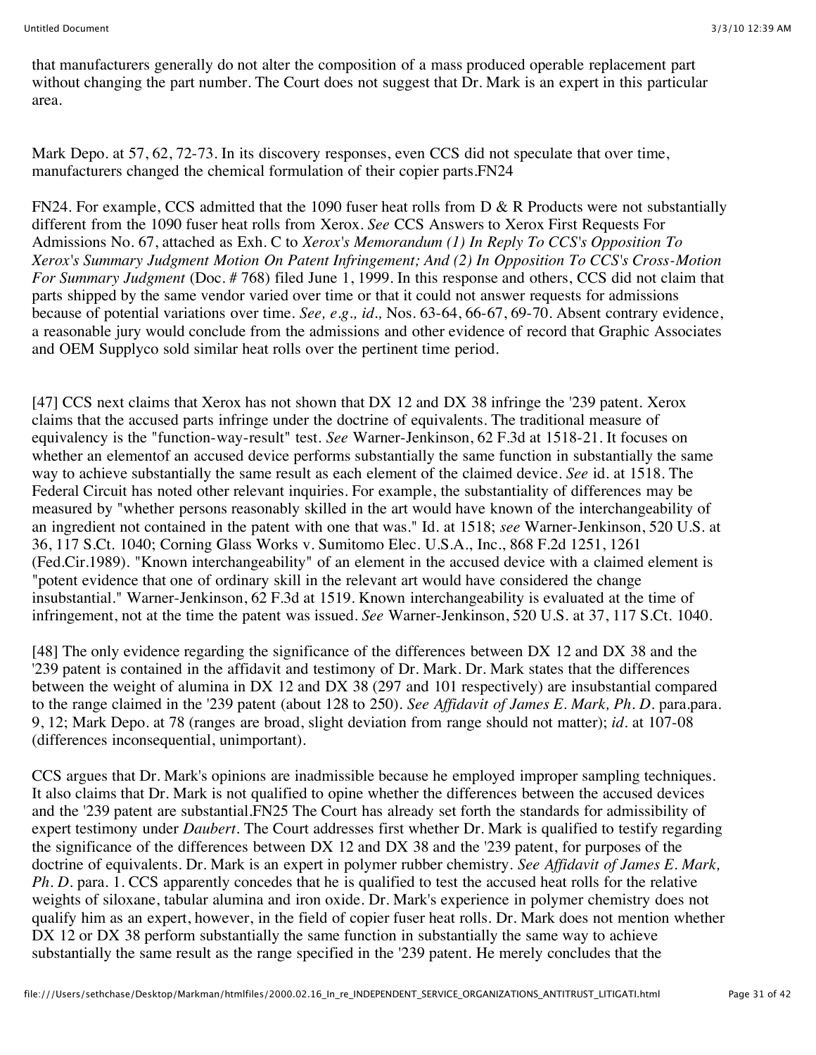that manufacturers generally do not alter the composition of a mass produced operable replacement part without changing the part number. The Court does not suggest that Dr. Mark is an expert in this particular area.

Mark Depo. at 57, 62, 72-73. In its discovery responses, even CCS did not speculate that over time, manufacturers changed the chemical formulation of their copier parts.FN24

FN24. For example, CCS admitted that the 1090 fuser heat rolls from D & R Products were not substantially different from the 1090 fuser heat rolls from Xerox. *See* CCS Answers to Xerox First Requests For Admissions No. 67, attached as Exh. C to *Xerox's Memorandum (1) In Reply To CCS's Opposition To Xerox's Summary Judgment Motion On Patent Infringement; And (2) In Opposition To CCS's Cross-Motion For Summary Judgment* (Doc. # 768) filed June 1, 1999. In this response and others, CCS did not claim that parts shipped by the same vendor varied over time or that it could not answer requests for admissions because of potential variations over time. *See, e.g., id.,* Nos. 63-64, 66-67, 69-70. Absent contrary evidence, a reasonable jury would conclude from the admissions and other evidence of record that Graphic Associates and OEM Supplyco sold similar heat rolls over the pertinent time period.

[47] CCS next claims that Xerox has not shown that DX 12 and DX 38 infringe the '239 patent. Xerox claims that the accused parts infringe under the doctrine of equivalents. The traditional measure of equivalency is the "function-way-result" test. *See* Warner-Jenkinson, 62 F.3d at 1518-21. It focuses on whether an elementof an accused device performs substantially the same function in substantially the same way to achieve substantially the same result as each element of the claimed device. *See* id. at 1518. The Federal Circuit has noted other relevant inquiries. For example, the substantiality of differences may be measured by "whether persons reasonably skilled in the art would have known of the interchangeability of an ingredient not contained in the patent with one that was." Id. at 1518; *see* Warner-Jenkinson, 520 U.S. at 36, 117 S.Ct. 1040; Corning Glass Works v. Sumitomo Elec. U.S.A., Inc., 868 F.2d 1251, 1261 (Fed.Cir.1989). "Known interchangeability" of an element in the accused device with a claimed element is "potent evidence that one of ordinary skill in the relevant art would have considered the change insubstantial." Warner-Jenkinson, 62 F.3d at 1519. Known interchangeability is evaluated at the time of infringement, not at the time the patent was issued. *See* Warner-Jenkinson, 520 U.S. at 37, 117 S.Ct. 1040.

[48] The only evidence regarding the significance of the differences between DX 12 and DX 38 and the '239 patent is contained in the affidavit and testimony of Dr. Mark. Dr. Mark states that the differences between the weight of alumina in DX 12 and DX 38 (297 and 101 respectively) are insubstantial compared to the range claimed in the '239 patent (about 128 to 250). *See Affidavit of James E. Mark, Ph. D.* para.para. 9, 12; Mark Depo. at 78 (ranges are broad, slight deviation from range should not matter); *id.* at 107-08 (differences inconsequential, unimportant).

CCS argues that Dr. Mark's opinions are inadmissible because he employed improper sampling techniques. It also claims that Dr. Mark is not qualified to opine whether the differences between the accused devices and the '239 patent are substantial.FN25 The Court has already set forth the standards for admissibility of expert testimony under *Daubert*. The Court addresses first whether Dr. Mark is qualified to testify regarding the significance of the differences between DX 12 and DX 38 and the '239 patent, for purposes of the doctrine of equivalents. Dr. Mark is an expert in polymer rubber chemistry. *See Affidavit of James E. Mark, Ph. D.* para. 1. CCS apparently concedes that he is qualified to test the accused heat rolls for the relative weights of siloxane, tabular alumina and iron oxide. Dr. Mark's experience in polymer chemistry does not qualify him as an expert, however, in the field of copier fuser heat rolls. Dr. Mark does not mention whether DX 12 or DX 38 perform substantially the same function in substantially the same way to achieve substantially the same result as the range specified in the '239 patent. He merely concludes that the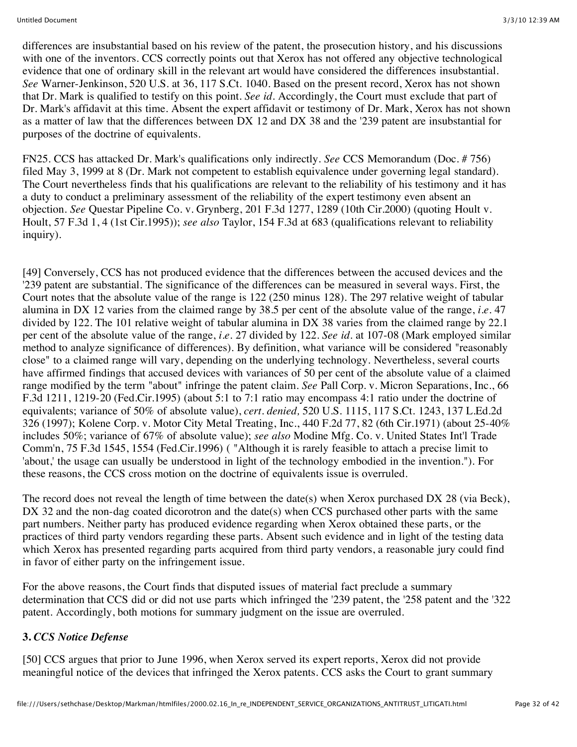differences are insubstantial based on his review of the patent, the prosecution history, and his discussions with one of the inventors. CCS correctly points out that Xerox has not offered any objective technological evidence that one of ordinary skill in the relevant art would have considered the differences insubstantial. *See* Warner-Jenkinson, 520 U.S. at 36, 117 S.Ct. 1040. Based on the present record, Xerox has not shown that Dr. Mark is qualified to testify on this point. *See id.* Accordingly, the Court must exclude that part of Dr. Mark's affidavit at this time. Absent the expert affidavit or testimony of Dr. Mark, Xerox has not shown as a matter of law that the differences between DX 12 and DX 38 and the '239 patent are insubstantial for purposes of the doctrine of equivalents.

FN25. CCS has attacked Dr. Mark's qualifications only indirectly. *See* CCS Memorandum (Doc. # 756) filed May 3, 1999 at 8 (Dr. Mark not competent to establish equivalence under governing legal standard). The Court nevertheless finds that his qualifications are relevant to the reliability of his testimony and it has a duty to conduct a preliminary assessment of the reliability of the expert testimony even absent an objection. *See* Questar Pipeline Co. v. Grynberg, 201 F.3d 1277, 1289 (10th Cir.2000) (quoting Hoult v. Hoult, 57 F.3d 1, 4 (1st Cir.1995)); *see also* Taylor, 154 F.3d at 683 (qualifications relevant to reliability inquiry).

[49] Conversely, CCS has not produced evidence that the differences between the accused devices and the '239 patent are substantial. The significance of the differences can be measured in several ways. First, the Court notes that the absolute value of the range is 122 (250 minus 128). The 297 relative weight of tabular alumina in DX 12 varies from the claimed range by 38.5 per cent of the absolute value of the range, *i.e.* 47 divided by 122. The 101 relative weight of tabular alumina in DX 38 varies from the claimed range by 22.1 per cent of the absolute value of the range, *i.e.* 27 divided by 122. *See id.* at 107-08 (Mark employed similar method to analyze significance of differences). By definition, what variance will be considered "reasonably close" to a claimed range will vary, depending on the underlying technology. Nevertheless, several courts have affirmed findings that accused devices with variances of 50 per cent of the absolute value of a claimed range modified by the term "about" infringe the patent claim. *See* Pall Corp. v. Micron Separations, Inc., 66 F.3d 1211, 1219-20 (Fed.Cir.1995) (about 5:1 to 7:1 ratio may encompass 4:1 ratio under the doctrine of equivalents; variance of 50% of absolute value), *cert. denied,* 520 U.S. 1115, 117 S.Ct. 1243, 137 L.Ed.2d 326 (1997); Kolene Corp. v. Motor City Metal Treating, Inc., 440 F.2d 77, 82 (6th Cir.1971) (about 25-40% includes 50%; variance of 67% of absolute value); *see also* Modine Mfg. Co. v. United States Int'l Trade Comm'n, 75 F.3d 1545, 1554 (Fed.Cir.1996) ( "Although it is rarely feasible to attach a precise limit to 'about,' the usage can usually be understood in light of the technology embodied in the invention."). For these reasons, the CCS cross motion on the doctrine of equivalents issue is overruled.

The record does not reveal the length of time between the date(s) when Xerox purchased DX 28 (via Beck), DX 32 and the non-dag coated dicorotron and the date(s) when CCS purchased other parts with the same part numbers. Neither party has produced evidence regarding when Xerox obtained these parts, or the practices of third party vendors regarding these parts. Absent such evidence and in light of the testing data which Xerox has presented regarding parts acquired from third party vendors, a reasonable jury could find in favor of either party on the infringement issue.

For the above reasons, the Court finds that disputed issues of material fact preclude a summary determination that CCS did or did not use parts which infringed the '239 patent, the '258 patent and the '322 patent. Accordingly, both motions for summary judgment on the issue are overruled.

### 3. *CCS Notice Defense*

[50] CCS argues that prior to June 1996, when Xerox served its expert reports, Xerox did not provide meaningful notice of the devices that infringed the Xerox patents. CCS asks the Court to grant summary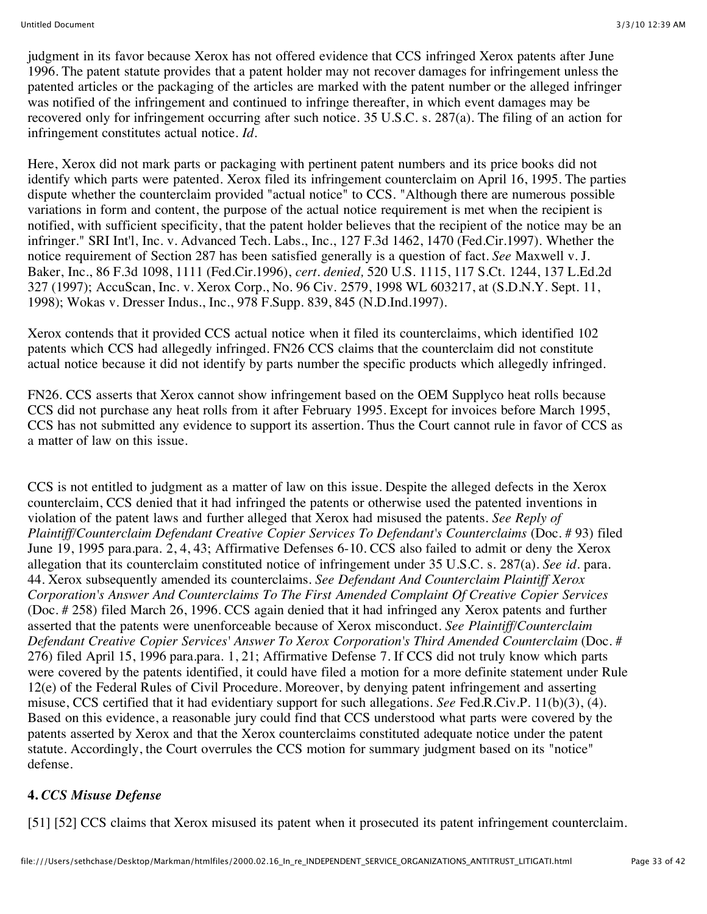judgment in its favor because Xerox has not offered evidence that CCS infringed Xerox patents after June 1996. The patent statute provides that a patent holder may not recover damages for infringement unless the patented articles or the packaging of the articles are marked with the patent number or the alleged infringer was notified of the infringement and continued to infringe thereafter, in which event damages may be recovered only for infringement occurring after such notice. 35 U.S.C. s. 287(a). The filing of an action for infringement constitutes actual notice. *Id.*

Here, Xerox did not mark parts or packaging with pertinent patent numbers and its price books did not identify which parts were patented. Xerox filed its infringement counterclaim on April 16, 1995. The parties dispute whether the counterclaim provided "actual notice" to CCS. "Although there are numerous possible variations in form and content, the purpose of the actual notice requirement is met when the recipient is notified, with sufficient specificity, that the patent holder believes that the recipient of the notice may be an infringer." SRI Int'l, Inc. v. Advanced Tech. Labs., Inc., 127 F.3d 1462, 1470 (Fed.Cir.1997). Whether the notice requirement of Section 287 has been satisfied generally is a question of fact. *See* Maxwell v. J. Baker, Inc., 86 F.3d 1098, 1111 (Fed.Cir.1996), *cert. denied,* 520 U.S. 1115, 117 S.Ct. 1244, 137 L.Ed.2d 327 (1997); AccuScan, Inc. v. Xerox Corp., No. 96 Civ. 2579, 1998 WL 603217, at (S.D.N.Y. Sept. 11, 1998); Wokas v. Dresser Indus., Inc., 978 F.Supp. 839, 845 (N.D.Ind.1997).

Xerox contends that it provided CCS actual notice when it filed its counterclaims, which identified 102 patents which CCS had allegedly infringed. FN26 CCS claims that the counterclaim did not constitute actual notice because it did not identify by parts number the specific products which allegedly infringed.

FN26. CCS asserts that Xerox cannot show infringement based on the OEM Supplyco heat rolls because CCS did not purchase any heat rolls from it after February 1995. Except for invoices before March 1995, CCS has not submitted any evidence to support its assertion. Thus the Court cannot rule in favor of CCS as a matter of law on this issue.

CCS is not entitled to judgment as a matter of law on this issue. Despite the alleged defects in the Xerox counterclaim, CCS denied that it had infringed the patents or otherwise used the patented inventions in violation of the patent laws and further alleged that Xerox had misused the patents. *See Reply of Plaintiff/Counterclaim Defendant Creative Copier Services To Defendant's Counterclaims* (Doc. # 93) filed June 19, 1995 para.para. 2, 4, 43; Affirmative Defenses 6-10. CCS also failed to admit or deny the Xerox allegation that its counterclaim constituted notice of infringement under 35 U.S.C. s. 287(a). *See id.* para. 44. Xerox subsequently amended its counterclaims. *See Defendant And Counterclaim Plaintiff Xerox Corporation's Answer And Counterclaims To The First Amended Complaint Of Creative Copier Services* (Doc. # 258) filed March 26, 1996. CCS again denied that it had infringed any Xerox patents and further asserted that the patents were unenforceable because of Xerox misconduct. *See Plaintiff/Counterclaim Defendant Creative Copier Services' Answer To Xerox Corporation's Third Amended Counterclaim* (Doc. # 276) filed April 15, 1996 para.para. 1, 21; Affirmative Defense 7. If CCS did not truly know which parts were covered by the patents identified, it could have filed a motion for a more definite statement under Rule 12(e) of the Federal Rules of Civil Procedure. Moreover, by denying patent infringement and asserting misuse, CCS certified that it had evidentiary support for such allegations. *See* Fed.R.Civ.P. 11(b)(3), (4). Based on this evidence, a reasonable jury could find that CCS understood what parts were covered by the patents asserted by Xerox and that the Xerox counterclaims constituted adequate notice under the patent statute. Accordingly, the Court overrules the CCS motion for summary judgment based on its "notice" defense.

#### 4. *CCS Misuse Defense*

[51] [52] CCS claims that Xerox misused its patent when it prosecuted its patent infringement counterclaim.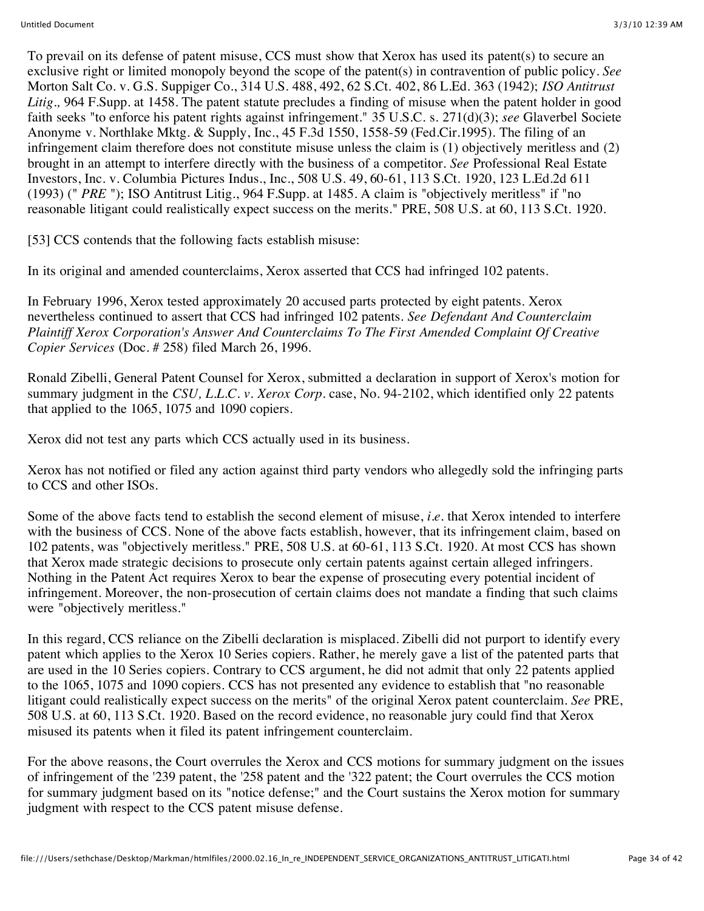To prevail on its defense of patent misuse, CCS must show that Xerox has used its patent(s) to secure an exclusive right or limited monopoly beyond the scope of the patent(s) in contravention of public policy. *See* Morton Salt Co. v. G.S. Suppiger Co., 314 U.S. 488, 492, 62 S.Ct. 402, 86 L.Ed. 363 (1942); *ISO Antitrust Litig.,* 964 F.Supp. at 1458. The patent statute precludes a finding of misuse when the patent holder in good faith seeks "to enforce his patent rights against infringement." 35 U.S.C. s. 271(d)(3); *see* Glaverbel Societe Anonyme v. Northlake Mktg. & Supply, Inc., 45 F.3d 1550, 1558-59 (Fed.Cir.1995). The filing of an infringement claim therefore does not constitute misuse unless the claim is (1) objectively meritless and (2) brought in an attempt to interfere directly with the business of a competitor. *See* Professional Real Estate Investors, Inc. v. Columbia Pictures Indus., Inc., 508 U.S. 49, 60-61, 113 S.Ct. 1920, 123 L.Ed.2d 611 (1993) (" *PRE* "); ISO Antitrust Litig., 964 F.Supp. at 1485. A claim is "objectively meritless" if "no reasonable litigant could realistically expect success on the merits." PRE, 508 U.S. at 60, 113 S.Ct. 1920.

[53] CCS contends that the following facts establish misuse:

In its original and amended counterclaims, Xerox asserted that CCS had infringed 102 patents.

In February 1996, Xerox tested approximately 20 accused parts protected by eight patents. Xerox nevertheless continued to assert that CCS had infringed 102 patents. *See Defendant And Counterclaim Plaintiff Xerox Corporation's Answer And Counterclaims To The First Amended Complaint Of Creative Copier Services* (Doc. # 258) filed March 26, 1996.

Ronald Zibelli, General Patent Counsel for Xerox, submitted a declaration in support of Xerox's motion for summary judgment in the *CSU, L.L.C. v. Xerox Corp.* case, No. 94-2102, which identified only 22 patents that applied to the 1065, 1075 and 1090 copiers.

Xerox did not test any parts which CCS actually used in its business.

Xerox has not notified or filed any action against third party vendors who allegedly sold the infringing parts to CCS and other ISOs.

Some of the above facts tend to establish the second element of misuse, *i.e.* that Xerox intended to interfere with the business of CCS. None of the above facts establish, however, that its infringement claim, based on 102 patents, was "objectively meritless." PRE, 508 U.S. at 60-61, 113 S.Ct. 1920. At most CCS has shown that Xerox made strategic decisions to prosecute only certain patents against certain alleged infringers. Nothing in the Patent Act requires Xerox to bear the expense of prosecuting every potential incident of infringement. Moreover, the non-prosecution of certain claims does not mandate a finding that such claims were "objectively meritless."

In this regard, CCS reliance on the Zibelli declaration is misplaced. Zibelli did not purport to identify every patent which applies to the Xerox 10 Series copiers. Rather, he merely gave a list of the patented parts that are used in the 10 Series copiers. Contrary to CCS argument, he did not admit that only 22 patents applied to the 1065, 1075 and 1090 copiers. CCS has not presented any evidence to establish that "no reasonable litigant could realistically expect success on the merits" of the original Xerox patent counterclaim. *See* PRE, 508 U.S. at 60, 113 S.Ct. 1920. Based on the record evidence, no reasonable jury could find that Xerox misused its patents when it filed its patent infringement counterclaim.

For the above reasons, the Court overrules the Xerox and CCS motions for summary judgment on the issues of infringement of the '239 patent, the '258 patent and the '322 patent; the Court overrules the CCS motion for summary judgment based on its "notice defense;" and the Court sustains the Xerox motion for summary judgment with respect to the CCS patent misuse defense.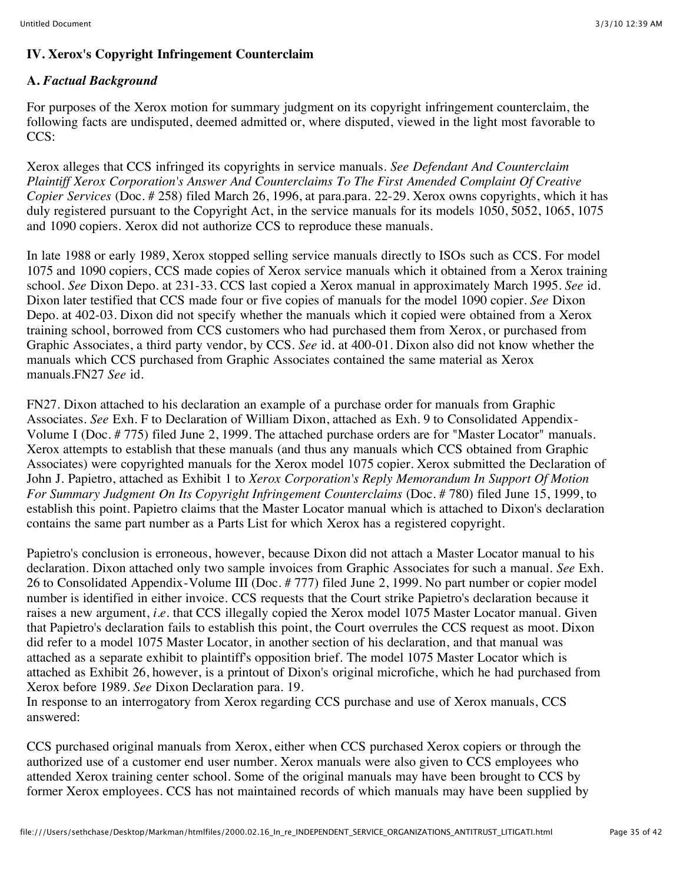## IV. Xerox's Copyright Infringement Counterclaim

### A. *Factual Background*

For purposes of the Xerox motion for summary judgment on its copyright infringement counterclaim, the following facts are undisputed, deemed admitted or, where disputed, viewed in the light most favorable to CCS:

Xerox alleges that CCS infringed its copyrights in service manuals. *See Defendant And Counterclaim Plaintiff Xerox Corporation's Answer And Counterclaims To The First Amended Complaint Of Creative Copier Services* (Doc. # 258) filed March 26, 1996, at para.para. 22-29. Xerox owns copyrights, which it has duly registered pursuant to the Copyright Act, in the service manuals for its models 1050, 5052, 1065, 1075 and 1090 copiers. Xerox did not authorize CCS to reproduce these manuals.

In late 1988 or early 1989, Xerox stopped selling service manuals directly to ISOs such as CCS. For model 1075 and 1090 copiers, CCS made copies of Xerox service manuals which it obtained from a Xerox training school. *See* Dixon Depo. at 231-33. CCS last copied a Xerox manual in approximately March 1995. *See* id. Dixon later testified that CCS made four or five copies of manuals for the model 1090 copier. *See* Dixon Depo. at 402-03. Dixon did not specify whether the manuals which it copied were obtained from a Xerox training school, borrowed from CCS customers who had purchased them from Xerox, or purchased from Graphic Associates, a third party vendor, by CCS. *See* id. at 400-01. Dixon also did not know whether the manuals which CCS purchased from Graphic Associates contained the same material as Xerox manuals.FN27 *See* id.

FN27. Dixon attached to his declaration an example of a purchase order for manuals from Graphic Associates. *See* Exh. F to Declaration of William Dixon, attached as Exh. 9 to Consolidated Appendix-Volume I (Doc. # 775) filed June 2, 1999. The attached purchase orders are for "Master Locator" manuals. Xerox attempts to establish that these manuals (and thus any manuals which CCS obtained from Graphic Associates) were copyrighted manuals for the Xerox model 1075 copier. Xerox submitted the Declaration of John J. Papietro, attached as Exhibit 1 to *Xerox Corporation's Reply Memorandum In Support Of Motion For Summary Judgment On Its Copyright Infringement Counterclaims* (Doc. # 780) filed June 15, 1999, to establish this point. Papietro claims that the Master Locator manual which is attached to Dixon's declaration contains the same part number as a Parts List for which Xerox has a registered copyright.

Papietro's conclusion is erroneous, however, because Dixon did not attach a Master Locator manual to his declaration. Dixon attached only two sample invoices from Graphic Associates for such a manual. *See* Exh. 26 to Consolidated Appendix-Volume III (Doc. # 777) filed June 2, 1999. No part number or copier model number is identified in either invoice. CCS requests that the Court strike Papietro's declaration because it raises a new argument, *i.e.* that CCS illegally copied the Xerox model 1075 Master Locator manual. Given that Papietro's declaration fails to establish this point, the Court overrules the CCS request as moot. Dixon did refer to a model 1075 Master Locator, in another section of his declaration, and that manual was attached as a separate exhibit to plaintiff's opposition brief. The model 1075 Master Locator which is attached as Exhibit 26, however, is a printout of Dixon's original microfiche, which he had purchased from Xerox before 1989. *See* Dixon Declaration para. 19.

In response to an interrogatory from Xerox regarding CCS purchase and use of Xerox manuals, CCS answered:

CCS purchased original manuals from Xerox, either when CCS purchased Xerox copiers or through the authorized use of a customer end user number. Xerox manuals were also given to CCS employees who attended Xerox training center school. Some of the original manuals may have been brought to CCS by former Xerox employees. CCS has not maintained records of which manuals may have been supplied by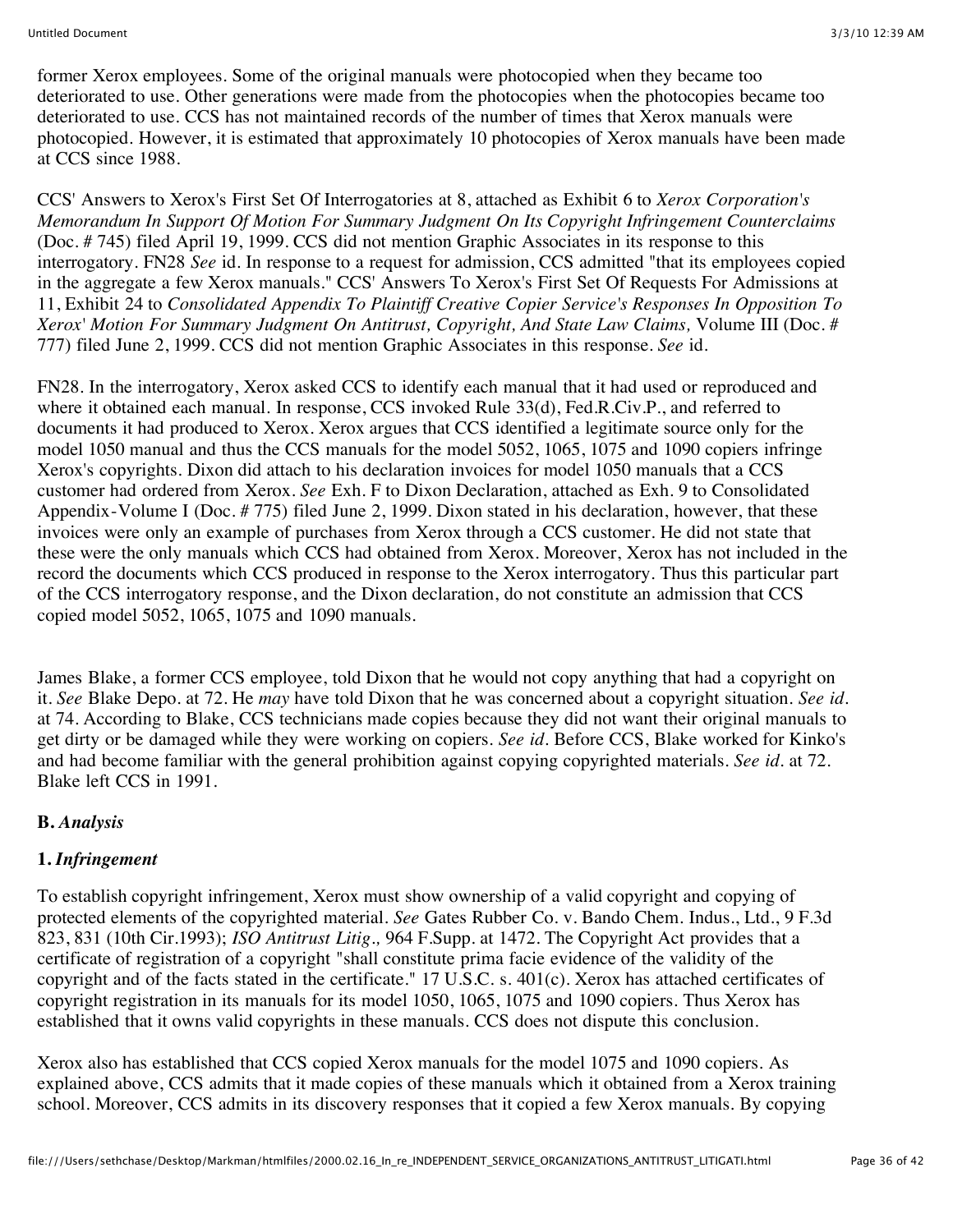former Xerox employees. Some of the original manuals were photocopied when they became too deteriorated to use. Other generations were made from the photocopies when the photocopies became too deteriorated to use. CCS has not maintained records of the number of times that Xerox manuals were photocopied. However, it is estimated that approximately 10 photocopies of Xerox manuals have been made at CCS since 1988.

CCS' Answers to Xerox's First Set Of Interrogatories at 8, attached as Exhibit 6 to *Xerox Corporation's Memorandum In Support Of Motion For Summary Judgment On Its Copyright Infringement Counterclaims* (Doc. # 745) filed April 19, 1999. CCS did not mention Graphic Associates in its response to this interrogatory. FN28 *See* id. In response to a request for admission, CCS admitted "that its employees copied in the aggregate a few Xerox manuals." CCS' Answers To Xerox's First Set Of Requests For Admissions at 11, Exhibit 24 to *Consolidated Appendix To Plaintiff Creative Copier Service's Responses In Opposition To Xerox' Motion For Summary Judgment On Antitrust, Copyright, And State Law Claims,* Volume III (Doc. # 777) filed June 2, 1999. CCS did not mention Graphic Associates in this response. *See* id.

FN28. In the interrogatory, Xerox asked CCS to identify each manual that it had used or reproduced and where it obtained each manual. In response, CCS invoked Rule 33(d), Fed.R.Civ.P., and referred to documents it had produced to Xerox. Xerox argues that CCS identified a legitimate source only for the model 1050 manual and thus the CCS manuals for the model 5052, 1065, 1075 and 1090 copiers infringe Xerox's copyrights. Dixon did attach to his declaration invoices for model 1050 manuals that a CCS customer had ordered from Xerox. *See* Exh. F to Dixon Declaration, attached as Exh. 9 to Consolidated Appendix-Volume I (Doc. # 775) filed June 2, 1999. Dixon stated in his declaration, however, that these invoices were only an example of purchases from Xerox through a CCS customer. He did not state that these were the only manuals which CCS had obtained from Xerox. Moreover, Xerox has not included in the record the documents which CCS produced in response to the Xerox interrogatory. Thus this particular part of the CCS interrogatory response, and the Dixon declaration, do not constitute an admission that CCS copied model 5052, 1065, 1075 and 1090 manuals.

James Blake, a former CCS employee, told Dixon that he would not copy anything that had a copyright on it. *See* Blake Depo. at 72. He *may* have told Dixon that he was concerned about a copyright situation. *See id.* at 74. According to Blake, CCS technicians made copies because they did not want their original manuals to get dirty or be damaged while they were working on copiers. *See id.* Before CCS, Blake worked for Kinko's and had become familiar with the general prohibition against copying copyrighted materials. *See id.* at 72. Blake left CCS in 1991.

### B. *Analysis*

#### 1. *Infringement*

To establish copyright infringement, Xerox must show ownership of a valid copyright and copying of protected elements of the copyrighted material. *See* Gates Rubber Co. v. Bando Chem. Indus., Ltd., 9 F.3d 823, 831 (10th Cir.1993); *ISO Antitrust Litig.,* 964 F.Supp. at 1472. The Copyright Act provides that a certificate of registration of a copyright "shall constitute prima facie evidence of the validity of the copyright and of the facts stated in the certificate." 17 U.S.C. s. 401(c). Xerox has attached certificates of copyright registration in its manuals for its model 1050, 1065, 1075 and 1090 copiers. Thus Xerox has established that it owns valid copyrights in these manuals. CCS does not dispute this conclusion.

Xerox also has established that CCS copied Xerox manuals for the model 1075 and 1090 copiers. As explained above, CCS admits that it made copies of these manuals which it obtained from a Xerox training school. Moreover, CCS admits in its discovery responses that it copied a few Xerox manuals. By copying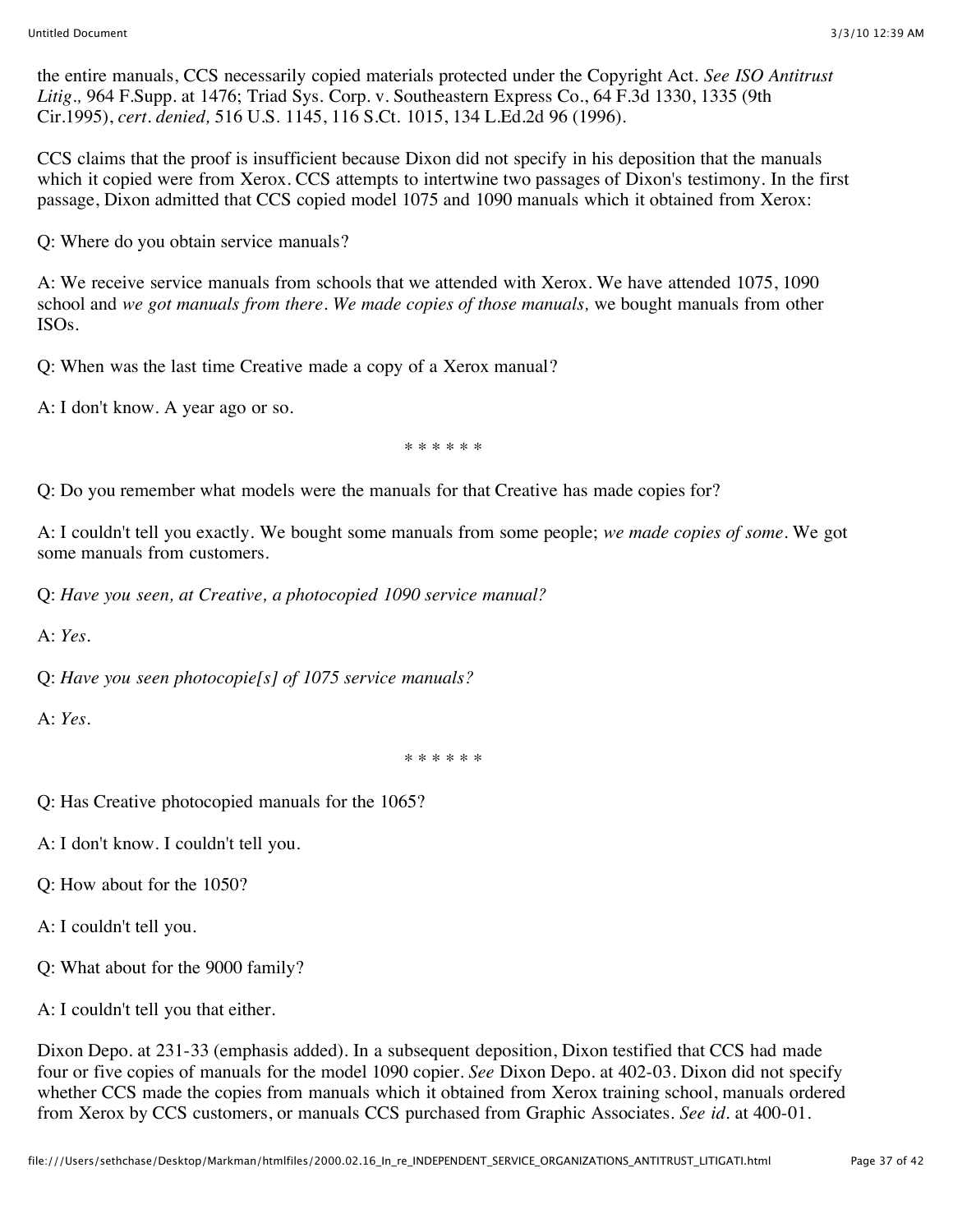the entire manuals, CCS necessarily copied materials protected under the Copyright Act. *See ISO Antitrust Litig.,* 964 F.Supp. at 1476; Triad Sys. Corp. v. Southeastern Express Co., 64 F.3d 1330, 1335 (9th Cir.1995), *cert. denied,* 516 U.S. 1145, 116 S.Ct. 1015, 134 L.Ed.2d 96 (1996).

CCS claims that the proof is insufficient because Dixon did not specify in his deposition that the manuals which it copied were from Xerox. CCS attempts to intertwine two passages of Dixon's testimony. In the first passage, Dixon admitted that CCS copied model 1075 and 1090 manuals which it obtained from Xerox:

Q: Where do you obtain service manuals?

A: We receive service manuals from schools that we attended with Xerox. We have attended 1075, 1090 school and *we got manuals from there. We made copies of those manuals,* we bought manuals from other ISOs.

Q: When was the last time Creative made a copy of a Xerox manual?

A: I don't know. A year ago or so.

\* \* \* \* \* \*

Q: Do you remember what models were the manuals for that Creative has made copies for?

A: I couldn't tell you exactly. We bought some manuals from some people; *we made copies of some.* We got some manuals from customers.

Q: *Have you seen, at Creative, a photocopied 1090 service manual?*

A: *Yes.*

Q: *Have you seen photocopie[s] of 1075 service manuals?*

A: *Yes.*

\* \* \* \* \* \*

Q: Has Creative photocopied manuals for the 1065?

A: I don't know. I couldn't tell you.

Q: How about for the 1050?

A: I couldn't tell you.

Q: What about for the 9000 family?

A: I couldn't tell you that either.

Dixon Depo. at 231-33 (emphasis added). In a subsequent deposition, Dixon testified that CCS had made four or five copies of manuals for the model 1090 copier. *See* Dixon Depo. at 402-03. Dixon did not specify whether CCS made the copies from manuals which it obtained from Xerox training school, manuals ordered from Xerox by CCS customers, or manuals CCS purchased from Graphic Associates. *See id.* at 400-01.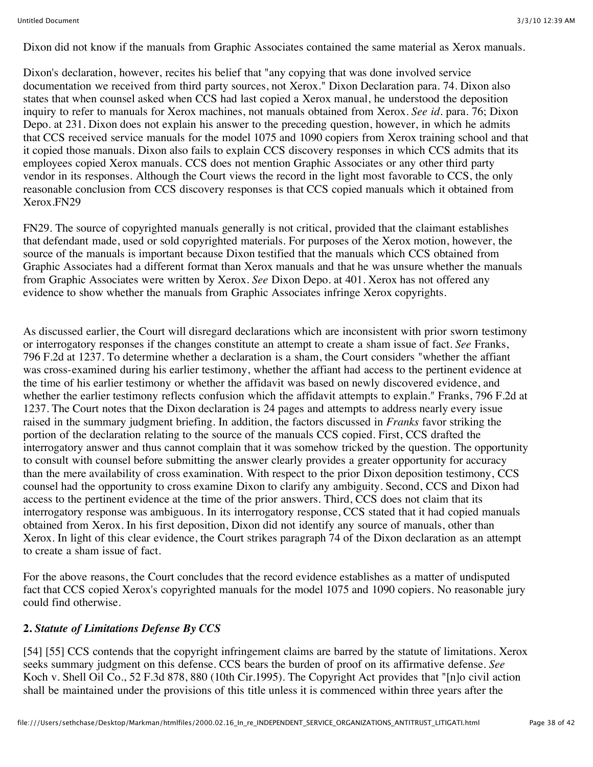Dixon did not know if the manuals from Graphic Associates contained the same material as Xerox manuals.

Dixon's declaration, however, recites his belief that "any copying that was done involved service documentation we received from third party sources, not Xerox." Dixon Declaration para. 74. Dixon also states that when counsel asked when CCS had last copied a Xerox manual, he understood the deposition inquiry to refer to manuals for Xerox machines, not manuals obtained from Xerox. *See id.* para. 76; Dixon Depo. at 231. Dixon does not explain his answer to the preceding question, however, in which he admits that CCS received service manuals for the model 1075 and 1090 copiers from Xerox training school and that it copied those manuals. Dixon also fails to explain CCS discovery responses in which CCS admits that its employees copied Xerox manuals. CCS does not mention Graphic Associates or any other third party vendor in its responses. Although the Court views the record in the light most favorable to CCS, the only reasonable conclusion from CCS discovery responses is that CCS copied manuals which it obtained from Xerox.FN29

FN29. The source of copyrighted manuals generally is not critical, provided that the claimant establishes that defendant made, used or sold copyrighted materials. For purposes of the Xerox motion, however, the source of the manuals is important because Dixon testified that the manuals which CCS obtained from Graphic Associates had a different format than Xerox manuals and that he was unsure whether the manuals from Graphic Associates were written by Xerox. *See* Dixon Depo. at 401. Xerox has not offered any evidence to show whether the manuals from Graphic Associates infringe Xerox copyrights.

As discussed earlier, the Court will disregard declarations which are inconsistent with prior sworn testimony or interrogatory responses if the changes constitute an attempt to create a sham issue of fact. *See* Franks, 796 F.2d at 1237. To determine whether a declaration is a sham, the Court considers "whether the affiant was cross-examined during his earlier testimony, whether the affiant had access to the pertinent evidence at the time of his earlier testimony or whether the affidavit was based on newly discovered evidence, and whether the earlier testimony reflects confusion which the affidavit attempts to explain." Franks, 796 F.2d at 1237. The Court notes that the Dixon declaration is 24 pages and attempts to address nearly every issue raised in the summary judgment briefing. In addition, the factors discussed in *Franks* favor striking the portion of the declaration relating to the source of the manuals CCS copied. First, CCS drafted the interrogatory answer and thus cannot complain that it was somehow tricked by the question. The opportunity to consult with counsel before submitting the answer clearly provides a greater opportunity for accuracy than the mere availability of cross examination. With respect to the prior Dixon deposition testimony, CCS counsel had the opportunity to cross examine Dixon to clarify any ambiguity. Second, CCS and Dixon had access to the pertinent evidence at the time of the prior answers. Third, CCS does not claim that its interrogatory response was ambiguous. In its interrogatory response, CCS stated that it had copied manuals obtained from Xerox. In his first deposition, Dixon did not identify any source of manuals, other than Xerox. In light of this clear evidence, the Court strikes paragraph 74 of the Dixon declaration as an attempt to create a sham issue of fact.

For the above reasons, the Court concludes that the record evidence establishes as a matter of undisputed fact that CCS copied Xerox's copyrighted manuals for the model 1075 and 1090 copiers. No reasonable jury could find otherwise.

**2.** ***Statute of Limitations Defense By CCS***

[54] [55] CCS contends that the copyright infringement claims are barred by the statute of limitations. Xerox seeks summary judgment on this defense. CCS bears the burden of proof on its affirmative defense. *See* Koch v. Shell Oil Co., 52 F.3d 878, 880 (10th Cir.1995). The Copyright Act provides that "[n]o civil action shall be maintained under the provisions of this title unless it is commenced within three years after the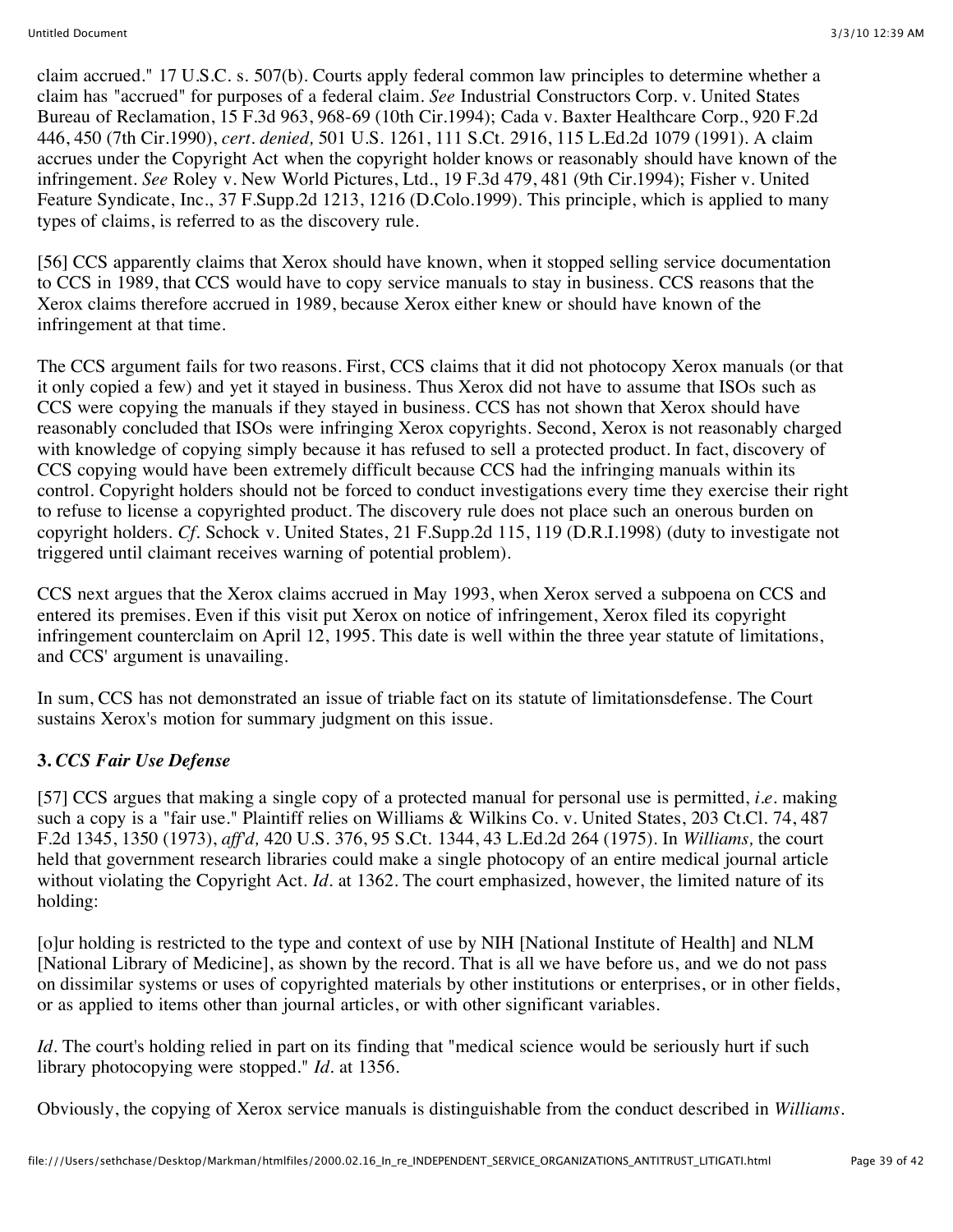claim accrued." 17 U.S.C. s. 507(b). Courts apply federal common law principles to determine whether a claim has "accrued" for purposes of a federal claim. *See* Industrial Constructors Corp. v. United States Bureau of Reclamation, 15 F.3d 963, 968-69 (10th Cir.1994); Cada v. Baxter Healthcare Corp., 920 F.2d 446, 450 (7th Cir.1990), *cert. denied,* 501 U.S. 1261, 111 S.Ct. 2916, 115 L.Ed.2d 1079 (1991). A claim accrues under the Copyright Act when the copyright holder knows or reasonably should have known of the infringement. *See* Roley v. New World Pictures, Ltd., 19 F.3d 479, 481 (9th Cir.1994); Fisher v. United Feature Syndicate, Inc., 37 F.Supp.2d 1213, 1216 (D.Colo.1999). This principle, which is applied to many types of claims, is referred to as the discovery rule.

[56] CCS apparently claims that Xerox should have known, when it stopped selling service documentation to CCS in 1989, that CCS would have to copy service manuals to stay in business. CCS reasons that the Xerox claims therefore accrued in 1989, because Xerox either knew or should have known of the infringement at that time.

The CCS argument fails for two reasons. First, CCS claims that it did not photocopy Xerox manuals (or that it only copied a few) and yet it stayed in business. Thus Xerox did not have to assume that ISOs such as CCS were copying the manuals if they stayed in business. CCS has not shown that Xerox should have reasonably concluded that ISOs were infringing Xerox copyrights. Second, Xerox is not reasonably charged with knowledge of copying simply because it has refused to sell a protected product. In fact, discovery of CCS copying would have been extremely difficult because CCS had the infringing manuals within its control. Copyright holders should not be forced to conduct investigations every time they exercise their right to refuse to license a copyrighted product. The discovery rule does not place such an onerous burden on copyright holders. *Cf.* Schock v. United States, 21 F.Supp.2d 115, 119 (D.R.I.1998) (duty to investigate not triggered until claimant receives warning of potential problem).

CCS next argues that the Xerox claims accrued in May 1993, when Xerox served a subpoena on CCS and entered its premises. Even if this visit put Xerox on notice of infringement, Xerox filed its copyright infringement counterclaim on April 12, 1995. This date is well within the three year statute of limitations, and CCS' argument is unavailing.

In sum, CCS has not demonstrated an issue of triable fact on its statute of limitationsdefense. The Court sustains Xerox's motion for summary judgment on this issue.

### 3. *CCS Fair Use Defense*

[57] CCS argues that making a single copy of a protected manual for personal use is permitted, *i.e.* making such a copy is a "fair use." Plaintiff relies on Williams & Wilkins Co. v. United States, 203 Ct.Cl. 74, 487 F.2d 1345, 1350 (1973), *aff'd,* 420 U.S. 376, 95 S.Ct. 1344, 43 L.Ed.2d 264 (1975). In *Williams,* the court held that government research libraries could make a single photocopy of an entire medical journal article without violating the Copyright Act. *Id.* at 1362. The court emphasized, however, the limited nature of its holding:

[o]ur holding is restricted to the type and context of use by NIH [National Institute of Health] and NLM [National Library of Medicine], as shown by the record. That is all we have before us, and we do not pass on dissimilar systems or uses of copyrighted materials by other institutions or enterprises, or in other fields, or as applied to items other than journal articles, or with other significant variables.

*Id.* The court's holding relied in part on its finding that "medical science would be seriously hurt if such library photocopying were stopped." *Id.* at 1356.

Obviously, the copying of Xerox service manuals is distinguishable from the conduct described in *Williams.*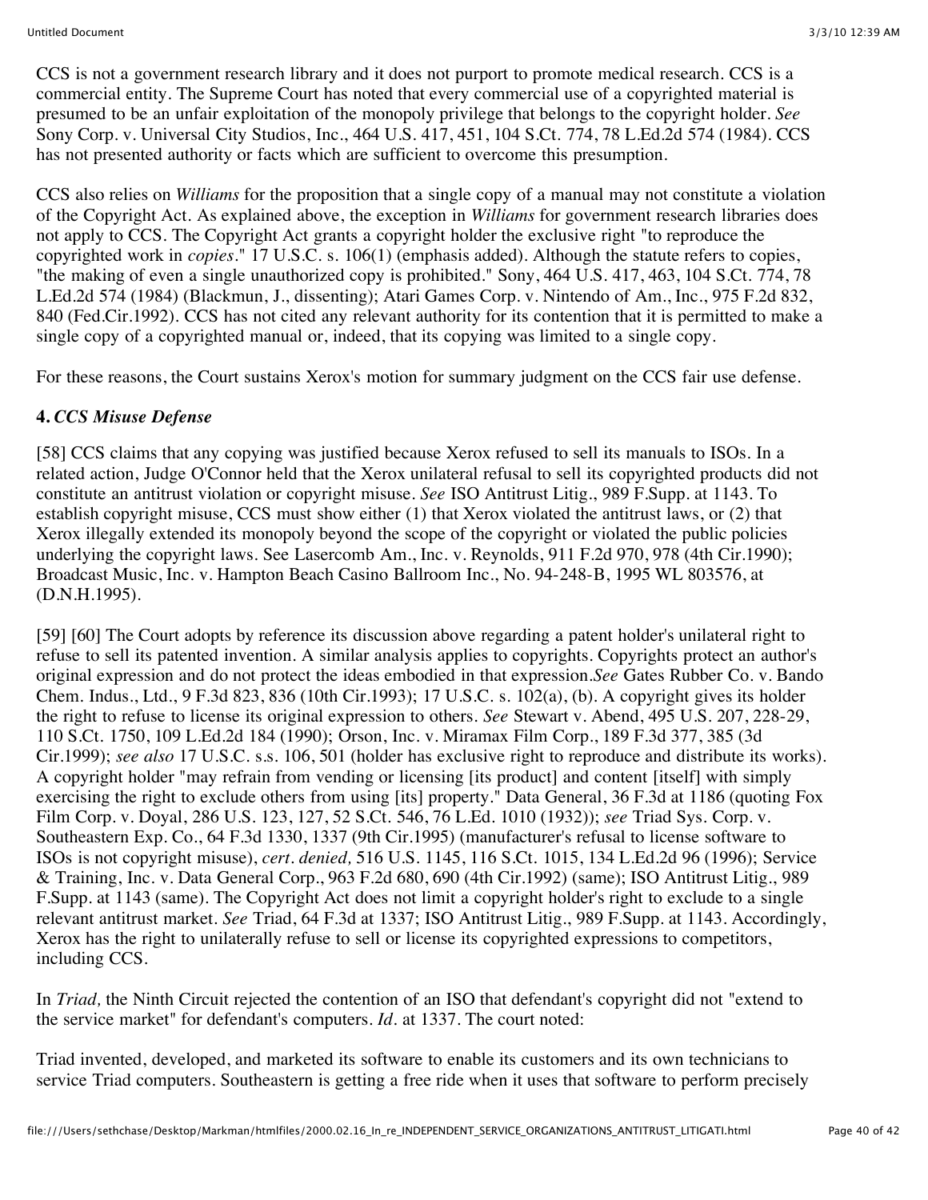CCS is not a government research library and it does not purport to promote medical research. CCS is a commercial entity. The Supreme Court has noted that every commercial use of a copyrighted material is presumed to be an unfair exploitation of the monopoly privilege that belongs to the copyright holder. *See* Sony Corp. v. Universal City Studios, Inc., 464 U.S. 417, 451, 104 S.Ct. 774, 78 L.Ed.2d 574 (1984). CCS has not presented authority or facts which are sufficient to overcome this presumption.

CCS also relies on *Williams* for the proposition that a single copy of a manual may not constitute a violation of the Copyright Act. As explained above, the exception in *Williams* for government research libraries does not apply to CCS. The Copyright Act grants a copyright holder the exclusive right "to reproduce the copyrighted work in *copies*." 17 U.S.C. s. 106(1) (emphasis added). Although the statute refers to copies, "the making of even a single unauthorized copy is prohibited." Sony, 464 U.S. 417, 463, 104 S.Ct. 774, 78 L.Ed.2d 574 (1984) (Blackmun, J., dissenting); Atari Games Corp. v. Nintendo of Am., Inc., 975 F.2d 832, 840 (Fed.Cir.1992). CCS has not cited any relevant authority for its contention that it is permitted to make a single copy of a copyrighted manual or, indeed, that its copying was limited to a single copy.

For these reasons, the Court sustains Xerox's motion for summary judgment on the CCS fair use defense.

**4.** ***CCS Misuse Defense***

[58] CCS claims that any copying was justified because Xerox refused to sell its manuals to ISOs. In a related action, Judge O'Connor held that the Xerox unilateral refusal to sell its copyrighted products did not constitute an antitrust violation or copyright misuse. *See* ISO Antitrust Litig., 989 F.Supp. at 1143. To establish copyright misuse, CCS must show either (1) that Xerox violated the antitrust laws, or (2) that Xerox illegally extended its monopoly beyond the scope of the copyright or violated the public policies underlying the copyright laws. See Lasercomb Am., Inc. v. Reynolds, 911 F.2d 970, 978 (4th Cir.1990); Broadcast Music, Inc. v. Hampton Beach Casino Ballroom Inc., No. 94-248-B, 1995 WL 803576, at (D.N.H.1995).

[59] [60] The Court adopts by reference its discussion above regarding a patent holder's unilateral right to refuse to sell its patented invention. A similar analysis applies to copyrights. Copyrights protect an author's original expression and do not protect the ideas embodied in that expression.*See* Gates Rubber Co. v. Bando Chem. Indus., Ltd., 9 F.3d 823, 836 (10th Cir.1993); 17 U.S.C. s. 102(a), (b). A copyright gives its holder the right to refuse to license its original expression to others. *See* Stewart v. Abend, 495 U.S. 207, 228-29, 110 S.Ct. 1750, 109 L.Ed.2d 184 (1990); Orson, Inc. v. Miramax Film Corp., 189 F.3d 377, 385 (3d Cir.1999); *see also* 17 U.S.C. s.s. 106, 501 (holder has exclusive right to reproduce and distribute its works). A copyright holder "may refrain from vending or licensing [its product] and content [itself] with simply exercising the right to exclude others from using [its] property." Data General, 36 F.3d at 1186 (quoting Fox Film Corp. v. Doyal, 286 U.S. 123, 127, 52 S.Ct. 546, 76 L.Ed. 1010 (1932)); *see* Triad Sys. Corp. v. Southeastern Exp. Co., 64 F.3d 1330, 1337 (9th Cir.1995) (manufacturer's refusal to license software to ISOs is not copyright misuse), *cert. denied,* 516 U.S. 1145, 116 S.Ct. 1015, 134 L.Ed.2d 96 (1996); Service & Training, Inc. v. Data General Corp., 963 F.2d 680, 690 (4th Cir.1992) (same); ISO Antitrust Litig., 989 F.Supp. at 1143 (same). The Copyright Act does not limit a copyright holder's right to exclude to a single relevant antitrust market. *See* Triad, 64 F.3d at 1337; ISO Antitrust Litig., 989 F.Supp. at 1143. Accordingly, Xerox has the right to unilaterally refuse to sell or license its copyrighted expressions to competitors, including CCS.

In *Triad,* the Ninth Circuit rejected the contention of an ISO that defendant's copyright did not "extend to the service market" for defendant's computers. *Id.* at 1337. The court noted:

Triad invented, developed, and marketed its software to enable its customers and its own technicians to service Triad computers. Southeastern is getting a free ride when it uses that software to perform precisely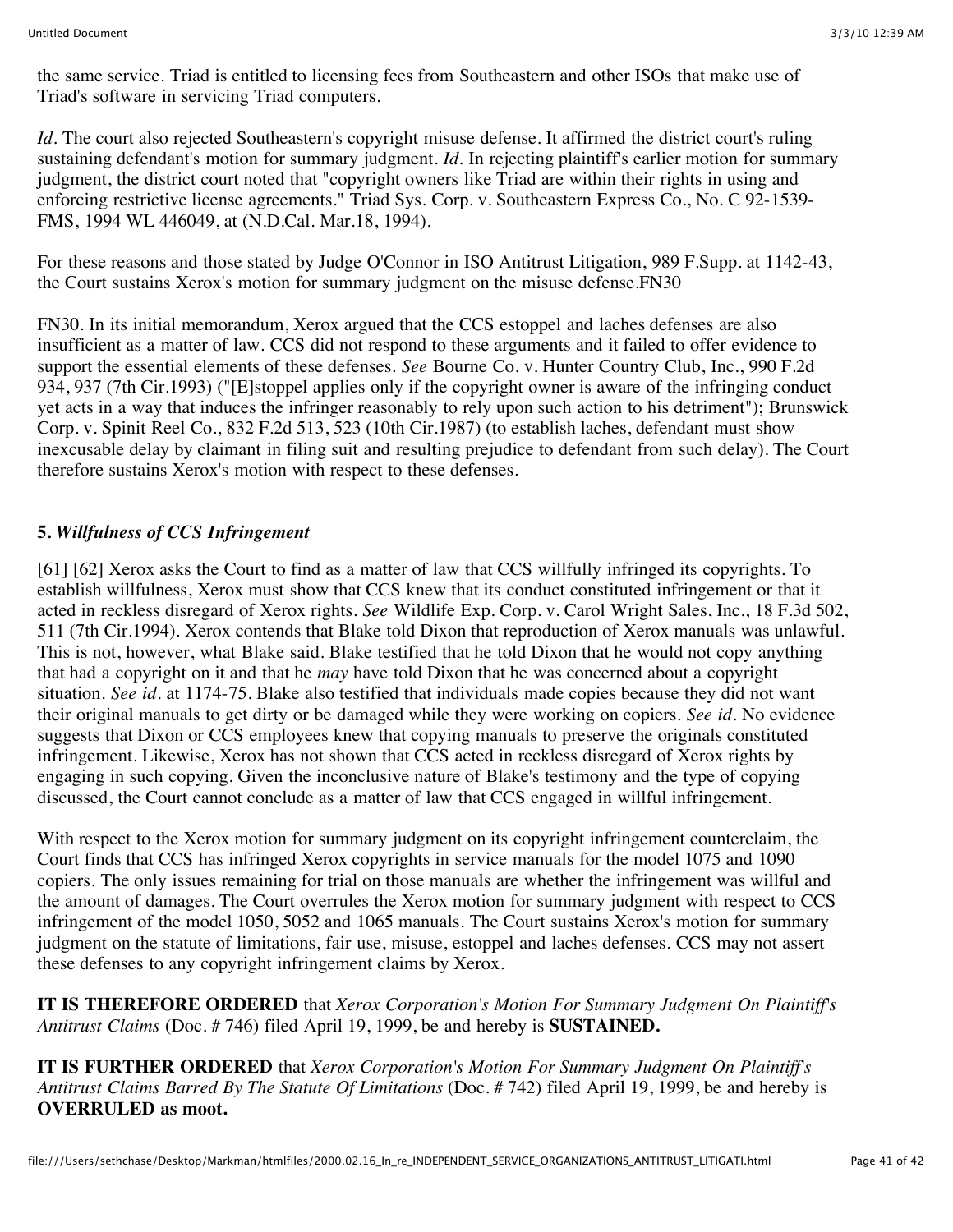the same service. Triad is entitled to licensing fees from Southeastern and other ISOs that make use of Triad's software in servicing Triad computers.

*Id.* The court also rejected Southeastern's copyright misuse defense. It affirmed the district court's ruling sustaining defendant's motion for summary judgment. *Id.* In rejecting plaintiff's earlier motion for summary judgment, the district court noted that "copyright owners like Triad are within their rights in using and enforcing restrictive license agreements." Triad Sys. Corp. v. Southeastern Express Co., No. C 92-1539-FMS, 1994 WL 446049, at (N.D.Cal. Mar.18, 1994).

For these reasons and those stated by Judge O'Connor in ISO Antitrust Litigation, 989 F.Supp. at 1142-43, the Court sustains Xerox's motion for summary judgment on the misuse defense.FN30

FN30. In its initial memorandum, Xerox argued that the CCS estoppel and laches defenses are also insufficient as a matter of law. CCS did not respond to these arguments and it failed to offer evidence to support the essential elements of these defenses. *See* Bourne Co. v. Hunter Country Club, Inc., 990 F.2d 934, 937 (7th Cir.1993) ("[E]stoppel applies only if the copyright owner is aware of the infringing conduct yet acts in a way that induces the infringer reasonably to rely upon such action to his detriment"); Brunswick Corp. v. Spinit Reel Co., 832 F.2d 513, 523 (10th Cir.1987) (to establish laches, defendant must show inexcusable delay by claimant in filing suit and resulting prejudice to defendant from such delay). The Court therefore sustains Xerox's motion with respect to these defenses.

### 5. *Willfulness of CCS Infringement*

[61] [62] Xerox asks the Court to find as a matter of law that CCS willfully infringed its copyrights. To establish willfulness, Xerox must show that CCS knew that its conduct constituted infringement or that it acted in reckless disregard of Xerox rights. *See* Wildlife Exp. Corp. v. Carol Wright Sales, Inc., 18 F.3d 502, 511 (7th Cir.1994). Xerox contends that Blake told Dixon that reproduction of Xerox manuals was unlawful. This is not, however, what Blake said. Blake testified that he told Dixon that he would not copy anything that had a copyright on it and that he *may* have told Dixon that he was concerned about a copyright situation. *See id.* at 1174-75. Blake also testified that individuals made copies because they did not want their original manuals to get dirty or be damaged while they were working on copiers. *See id.* No evidence suggests that Dixon or CCS employees knew that copying manuals to preserve the originals constituted infringement. Likewise, Xerox has not shown that CCS acted in reckless disregard of Xerox rights by engaging in such copying. Given the inconclusive nature of Blake's testimony and the type of copying discussed, the Court cannot conclude as a matter of law that CCS engaged in willful infringement.

With respect to the Xerox motion for summary judgment on its copyright infringement counterclaim, the Court finds that CCS has infringed Xerox copyrights in service manuals for the model 1075 and 1090 copiers. The only issues remaining for trial on those manuals are whether the infringement was willful and the amount of damages. The Court overrules the Xerox motion for summary judgment with respect to CCS infringement of the model 1050, 5052 and 1065 manuals. The Court sustains Xerox's motion for summary judgment on the statute of limitations, fair use, misuse, estoppel and laches defenses. CCS may not assert these defenses to any copyright infringement claims by Xerox.

**IT IS THEREFORE ORDERED** that *Xerox Corporation's Motion For Summary Judgment On Plaintiff's Antitrust Claims* (Doc. # 746) filed April 19, 1999, be and hereby is **SUSTAINED.**

**IT IS FURTHER ORDERED** that *Xerox Corporation's Motion For Summary Judgment On Plaintiff's Antitrust Claims Barred By The Statute Of Limitations* (Doc. # 742) filed April 19, 1999, be and hereby is **OVERRULED as moot.**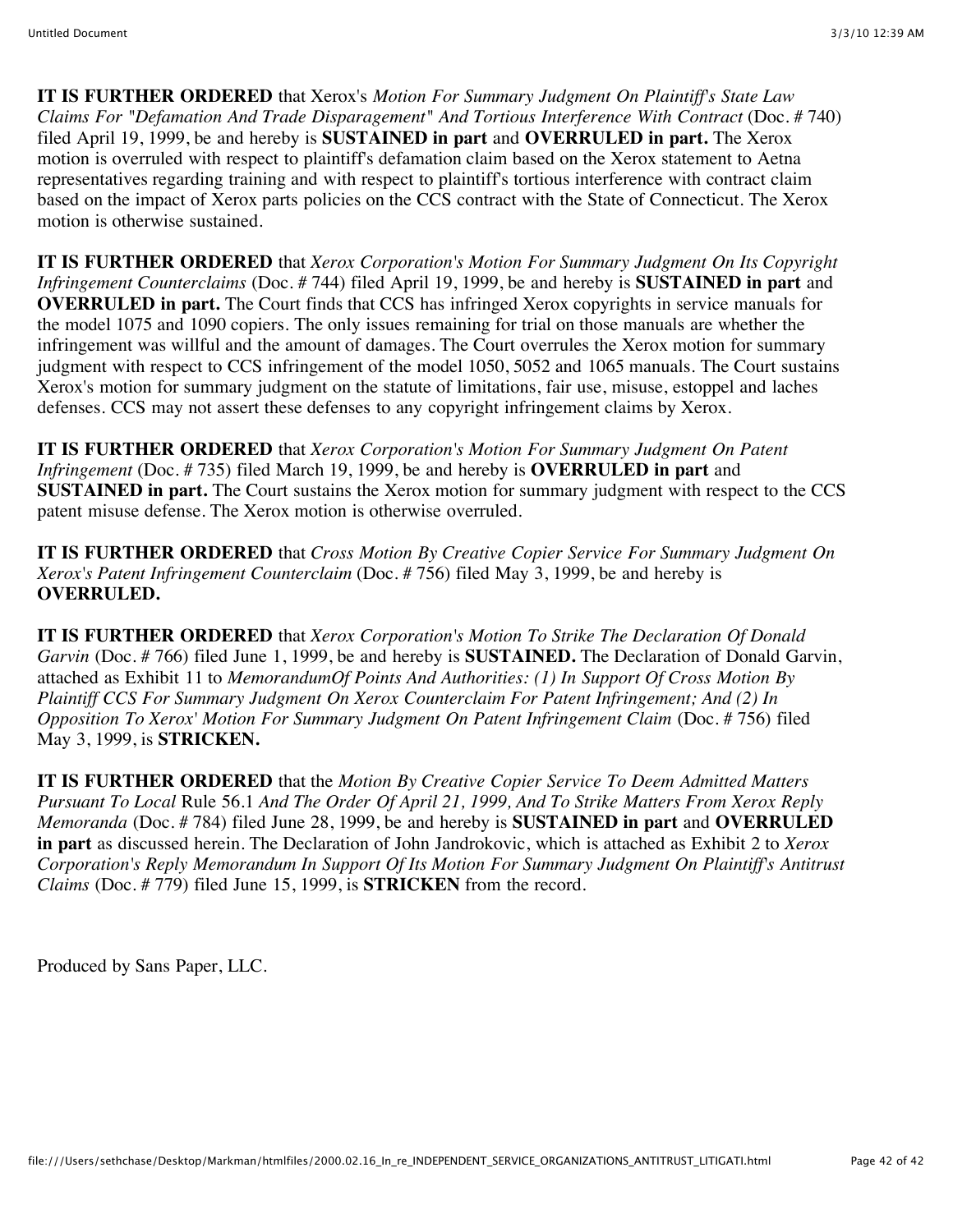**IT IS FURTHER ORDERED** that Xerox's *Motion For Summary Judgment On Plaintiff's State Law Claims For "Defamation And Trade Disparagement" And Tortious Interference With Contract* (Doc. # 740) filed April 19, 1999, be and hereby is **SUSTAINED in part** and **OVERRULED in part.** The Xerox motion is overruled with respect to plaintiff's defamation claim based on the Xerox statement to Aetna representatives regarding training and with respect to plaintiff's tortious interference with contract claim based on the impact of Xerox parts policies on the CCS contract with the State of Connecticut. The Xerox motion is otherwise sustained.

**IT IS FURTHER ORDERED** that *Xerox Corporation's Motion For Summary Judgment On Its Copyright Infringement Counterclaims* (Doc. # 744) filed April 19, 1999, be and hereby is **SUSTAINED in part** and **OVERRULED in part.** The Court finds that CCS has infringed Xerox copyrights in service manuals for the model 1075 and 1090 copiers. The only issues remaining for trial on those manuals are whether the infringement was willful and the amount of damages. The Court overrules the Xerox motion for summary judgment with respect to CCS infringement of the model 1050, 5052 and 1065 manuals. The Court sustains Xerox's motion for summary judgment on the statute of limitations, fair use, misuse, estoppel and laches defenses. CCS may not assert these defenses to any copyright infringement claims by Xerox.

**IT IS FURTHER ORDERED** that *Xerox Corporation's Motion For Summary Judgment On Patent Infringement* (Doc. # 735) filed March 19, 1999, be and hereby is **OVERRULED in part** and **SUSTAINED in part.** The Court sustains the Xerox motion for summary judgment with respect to the CCS patent misuse defense. The Xerox motion is otherwise overruled.

**IT IS FURTHER ORDERED** that *Cross Motion By Creative Copier Service For Summary Judgment On Xerox's Patent Infringement Counterclaim* (Doc. # 756) filed May 3, 1999, be and hereby is **OVERRULED.**

**IT IS FURTHER ORDERED** that *Xerox Corporation's Motion To Strike The Declaration Of Donald Garvin* (Doc. # 766) filed June 1, 1999, be and hereby is **SUSTAINED.** The Declaration of Donald Garvin, attached as Exhibit 11 to *MemorandumOf Points And Authorities: (1) In Support Of Cross Motion By Plaintiff CCS For Summary Judgment On Xerox Counterclaim For Patent Infringement; And (2) In Opposition To Xerox' Motion For Summary Judgment On Patent Infringement Claim* (Doc. # 756) filed May 3, 1999, is **STRICKEN.**

**IT IS FURTHER ORDERED** that the *Motion By Creative Copier Service To Deem Admitted Matters Pursuant To Local* Rule 56.1 *And The Order Of April 21, 1999, And To Strike Matters From Xerox Reply Memoranda* (Doc. # 784) filed June 28, 1999, be and hereby is **SUSTAINED in part** and **OVERRULED in part** as discussed herein. The Declaration of John Jandrokovic, which is attached as Exhibit 2 to *Xerox Corporation's Reply Memorandum In Support Of Its Motion For Summary Judgment On Plaintiff's Antitrust Claims* (Doc. # 779) filed June 15, 1999, is **STRICKEN** from the record.

Produced by Sans Paper, LLC.